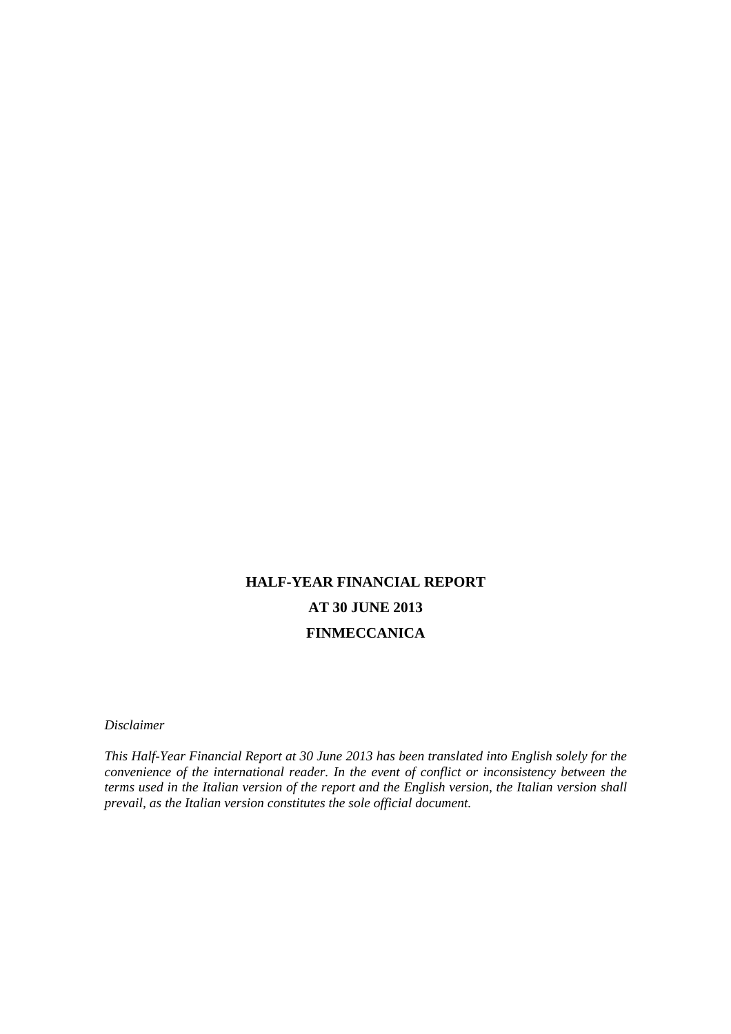# HALF-YEAR FINANCIAL REPORT

# AT 30 JUNE 2013

# FINMECCANICA

*Disclaimer*

*This Half-Year Financial Report at 30 June 2013 has been translated into English solely for the convenience of the international reader. In the event of conflict or inconsistency between the terms used in the Italian version of the report and the English version, the Italian version shall prevail, as the Italian version constitutes the sole official document.*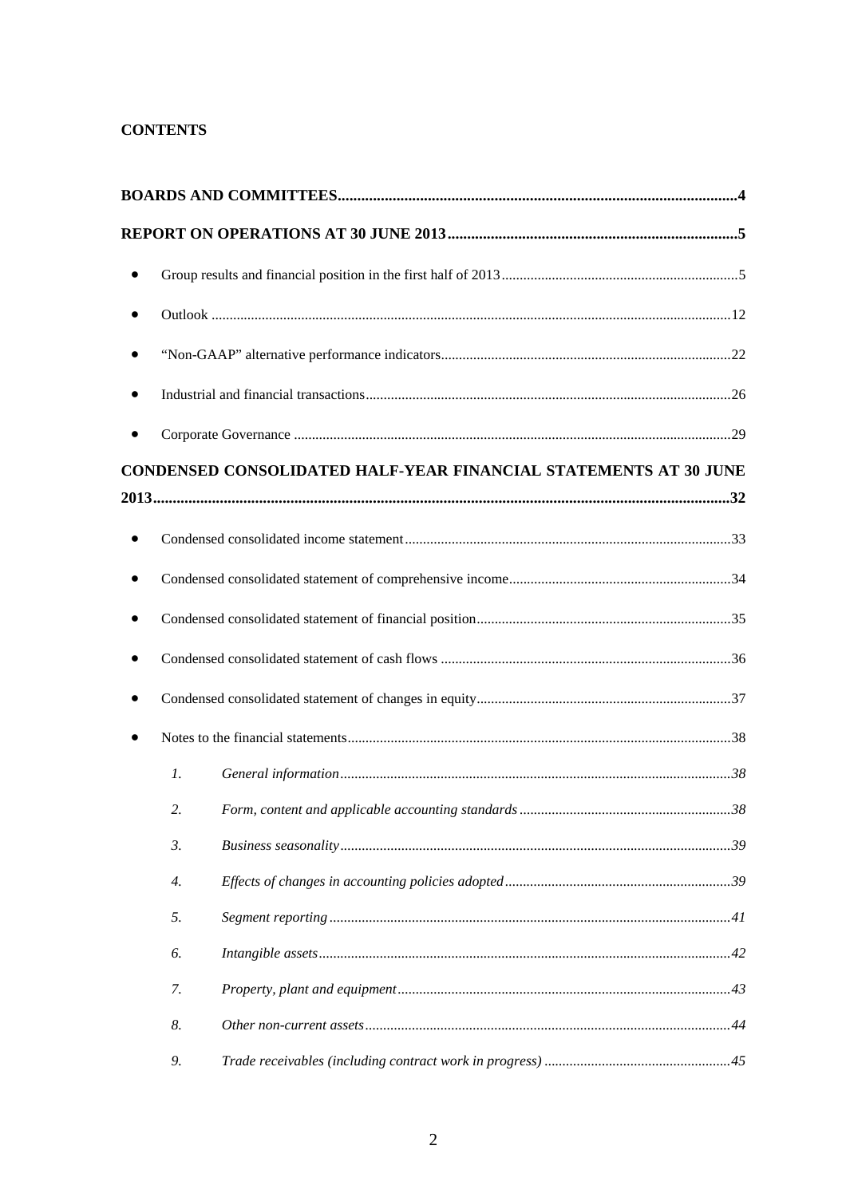**CONTENTS**

**BOARDS AND COMMITTEES......................................................................................................4**

**REPORT ON OPERATIONS AT 30 JUNE 2013..........................................................................5**

- Group results and financial position in the first half of 2013.................................................................5
- Outlook ..............................................................................................................................................12
- "Non-GAAP" alternative performance indicators................................................................................22
- Industrial and financial transactions.....................................................................................................26
- Corporate Governance ........................................................................................................................29

**CONDENSED CONSOLIDATED HALF-YEAR FINANCIAL STATEMENTS AT 30 JUNE 2013..................................................................................................................................................32**

- Condensed consolidated income statement..........................................................................................33
- Condensed consolidated statement of comprehensive income.............................................................34
- Condensed consolidated statement of financial position......................................................................35
- Condensed consolidated statement of cash flows ................................................................................36
- Condensed consolidated statement of changes in equity......................................................................37
- Notes to the financial statements..........................................................................................................38
    1. *General information............................................................................................................38*
    2. *Form, content and applicable accounting standards ...........................................................38*
    3. *Business seasonality............................................................................................................39*
    4. *Effects of changes in accounting policies adopted...............................................................39*
    5. *Segment reporting ...............................................................................................................41*
    6. *Intangible assets..................................................................................................................42*
    7. *Property, plant and equipment............................................................................................43*
    8. *Other non-current assets.....................................................................................................44*
    9. *Trade receivables (including contract work in progress) ...................................................45*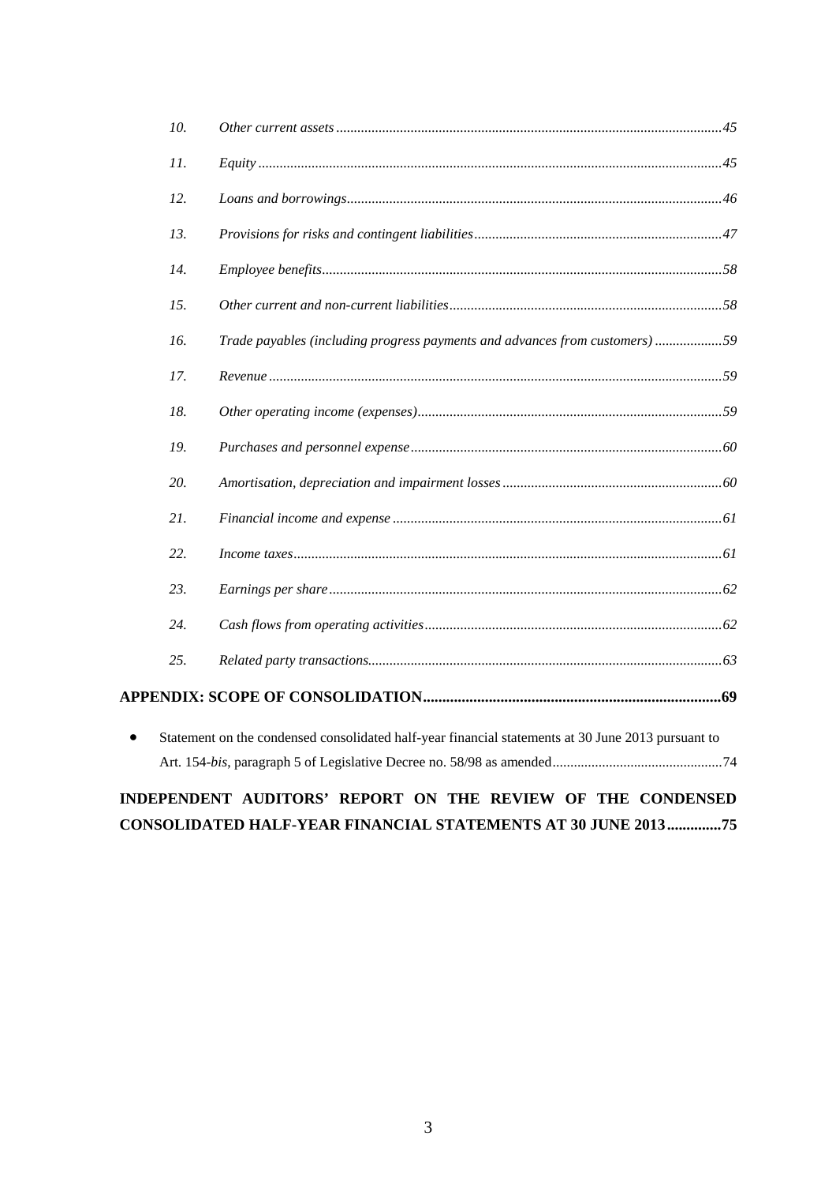*10.* *Other current assets* ........................................................................................................45

*11.* *Equity* ..............................................................................................................................45

*12.* *Loans and borrowings*......................................................................................................46

*13.* *Provisions for risks and contingent liabilities*..................................................................47

*14.* *Employee benefits*...........................................................................................................58

*15.* *Other current and non-current liabilities*........................................................................58

*16.* *Trade payables (including progress payments and advances from customers)* ..................59

*17.* *Revenue* ..........................................................................................................................59

*18.* *Other operating income (expenses)*..................................................................................59

*19.* *Purchases and personnel expense*....................................................................................60

*20.* *Amortisation, depreciation and impairment losses*..........................................................60

*21.* *Financial income and expense* ........................................................................................61

*22.* *Income taxes*...................................................................................................................61

*23.* *Earnings per share*..........................................................................................................62

*24.* *Cash flows from operating activities*...............................................................................62

*25.* *Related party transactions*...............................................................................................63

**APPENDIX: SCOPE OF CONSOLIDATION.............................................................................69**

- Statement on the condensed consolidated half-year financial statements at 30 June 2013 pursuant to Art. 154-*bis*, paragraph 5 of Legislative Decree no. 58/98 as amended...............................................74

**INDEPENDENT AUDITORS' REPORT ON THE REVIEW OF THE CONDENSED CONSOLIDATED HALF-YEAR FINANCIAL STATEMENTS AT 30 JUNE 2013.............75**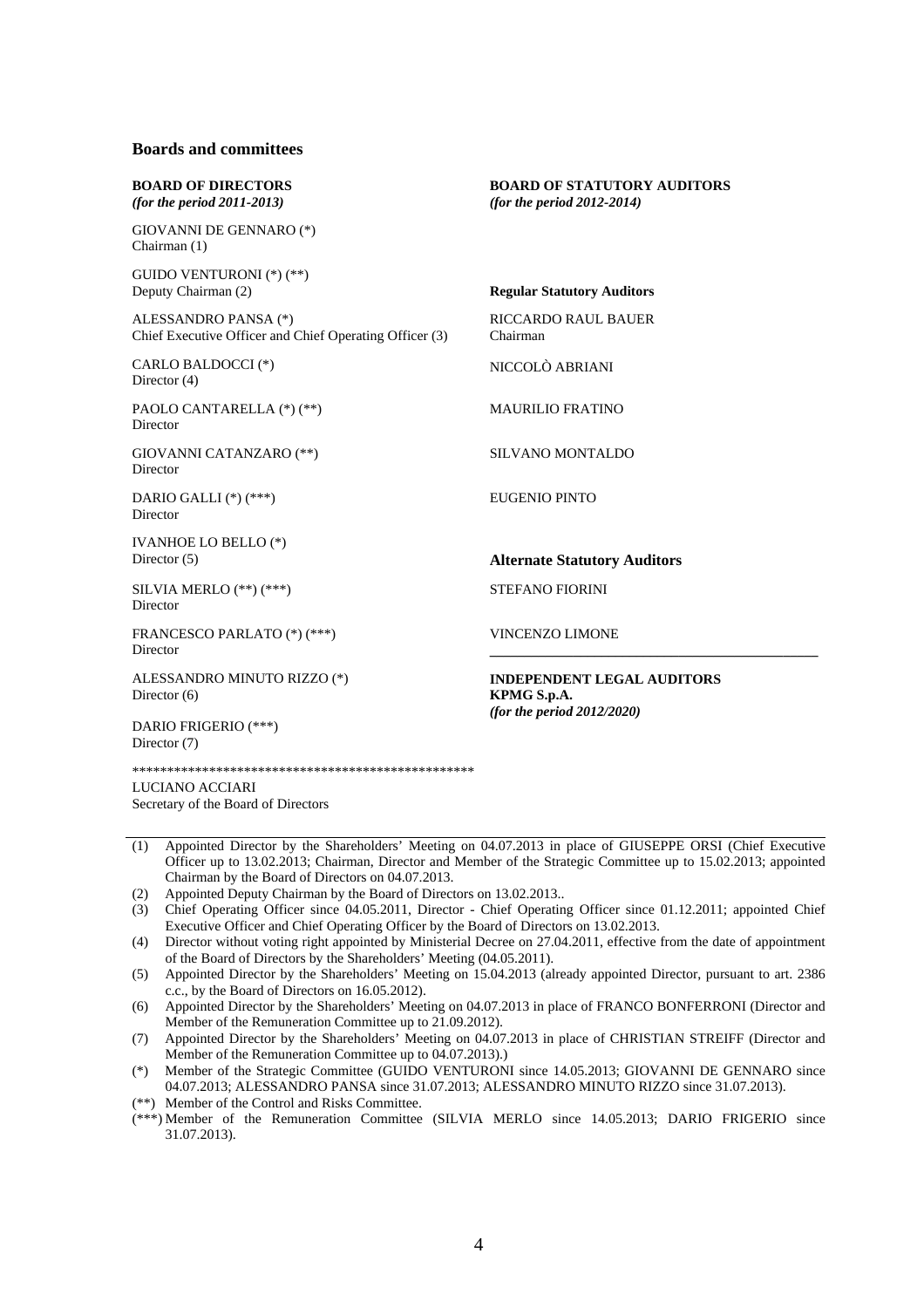## Boards and committees

**BOARD OF DIRECTORS**
***(for the period 2011-2013)***

GIOVANNI DE GENNARO (*)
Chairman (1)

GUIDO VENTURONI (*) (**)
Deputy Chairman (2)

ALESSANDRO PANSA (*)
Chief Executive Officer and Chief Operating Officer (3)

CARLO BALDOCCI (*)
Director (4)

PAOLO CANTARELLA (*) (**)
Director

GIOVANNI CATANZARO (**)
Director

DARIO GALLI (*) (***)
Director

IVANHOE LO BELLO (*)
Director (5)

SILVIA MERLO (**) (***)
Director

FRANCESCO PARLATO (*) (***)
Director

ALESSANDRO MINUTO RIZZO (*)
Director (6)

DARIO FRIGERIO (***)
Director (7)

\*\*\*\*\*\*\*\*\*\*\*\*\*\*\*\*\*\*\*\*\*\*\*\*\*\*\*\*\*\*\*\*\*\*\*\*\*\*\*\*\*\*\*\*\*\*\*\*\*\*\*\*

LUCIANO ACCIARI
Secretary of the Board of Directors

**BOARD OF STATUTORY AUDITORS**
***(for the period 2012-2014)***

**Regular Statutory Auditors**

RICCARDO RAUL BAUER
Chairman

NICCOLÒ ABRIANI

MAURILIO FRATINO

SILVANO MONTALDO

EUGENIO PINTO

**Alternate Statutory Auditors**

STEFANO FIORINI

VINCENZO LIMONE

---

**INDEPENDENT LEGAL AUDITORS**
**KPMG S.p.A.**
***(for the period 2012/2020)***

---

(1) Appointed Director by the Shareholders' Meeting on 04.07.2013 in place of GIUSEPPE ORSI (Chief Executive Officer up to 13.02.2013; Chairman, Director and Member of the Strategic Committee up to 15.02.2013; appointed Chairman by the Board of Directors on 04.07.2013.

(2) Appointed Deputy Chairman by the Board of Directors on 13.02.2013..

(3) Chief Operating Officer since 04.05.2011, Director - Chief Operating Officer since 01.12.2011; appointed Chief Executive Officer and Chief Operating Officer by the Board of Directors on 13.02.2013.

(4) Director without voting right appointed by Ministerial Decree on 27.04.2011, effective from the date of appointment of the Board of Directors by the Shareholders' Meeting (04.05.2011).

(5) Appointed Director by the Shareholders' Meeting on 15.04.2013 (already appointed Director, pursuant to art. 2386 c.c., by the Board of Directors on 16.05.2012).

(6) Appointed Director by the Shareholders' Meeting on 04.07.2013 in place of FRANCO BONFERRONI (Director and Member of the Remuneration Committee up to 21.09.2012).

(7) Appointed Director by the Shareholders' Meeting on 04.07.2013 in place of CHRISTIAN STREIFF (Director and Member of the Remuneration Committee up to 04.07.2013).)

(*) Member of the Strategic Committee (GUIDO VENTURONI since 14.05.2013; GIOVANNI DE GENNARO since 04.07.2013; ALESSANDRO PANSA since 31.07.2013; ALESSANDRO MINUTO RIZZO since 31.07.2013).

(**) Member of the Control and Risks Committee.

(***) Member of the Remuneration Committee (SILVIA MERLO since 14.05.2013; DARIO FRIGERIO since 31.07.2013).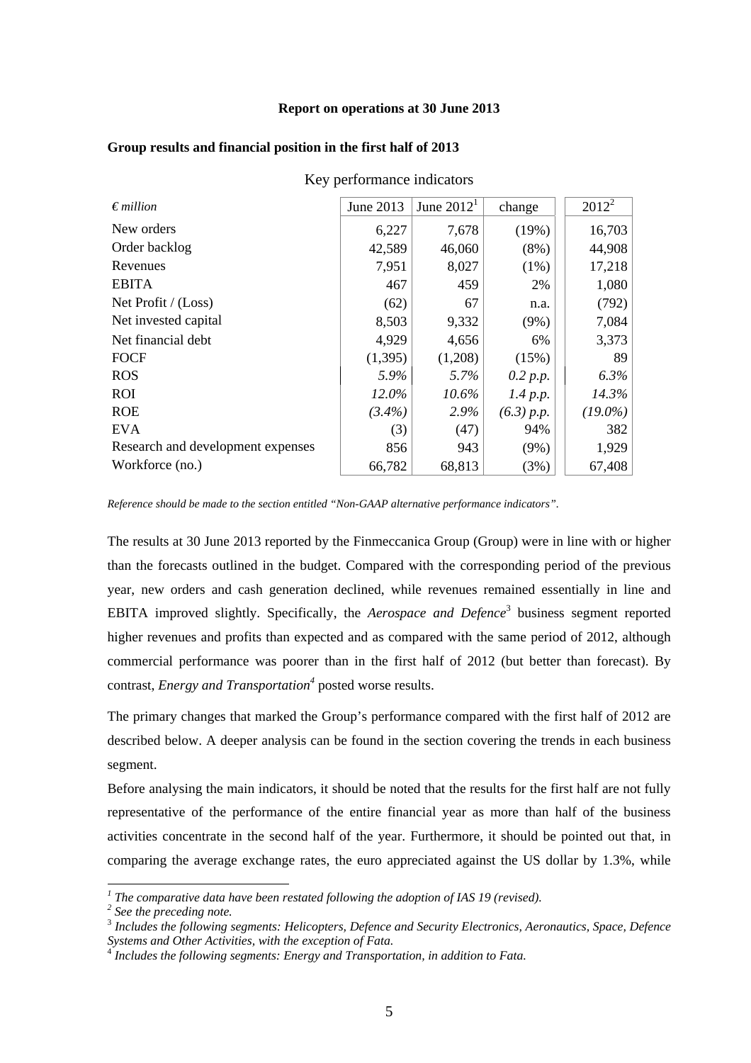**Report on operations at 30 June 2013**

**Group results and financial position in the first half of 2013**

Key performance indicators

| *€ million* | June 2013 | June 2012[1] | change | 2012[2] |
|---|---|---|---|---|
| New orders | 6,227 | 7,678 | (19%) | 16,703 |
| Order backlog | 42,589 | 46,060 | (8%) | 44,908 |
| Revenues | 7,951 | 8,027 | (1%) | 17,218 |
| EBITA | 467 | 459 | 2% | 1,080 |
| Net Profit / (Loss) | (62) | 67 | n.a. | (792) |
| Net invested capital | 8,503 | 9,332 | (9%) | 7,084 |
| Net financial debt | 4,929 | 4,656 | 6% | 3,373 |
| FOCF | (1,395) | (1,208) | (15%) | 89 |
| ROS | *5.9%* | *5.7%* | *0.2 p.p.* | *6.3%* |
| ROI | *12.0%* | *10.6%* | *1.4 p.p.* | *14.3%* |
| ROE | *(3.4%)* | *2.9%* | *(6.3) p.p.* | *(19.0%)* |
| EVA | (3) | (47) | 94% | 382 |
| Research and development expenses | 856 | 943 | (9%) | 1,929 |
| Workforce (no.) | 66,782 | 68,813 | (3%) | 67,408 |

*Reference should be made to the section entitled "Non-GAAP alternative performance indicators".*

The results at 30 June 2013 reported by the Finmeccanica Group (Group) were in line with or higher than the forecasts outlined in the budget. Compared with the corresponding period of the previous year, new orders and cash generation declined, while revenues remained essentially in line and EBITA improved slightly. Specifically, the *Aerospace and Defence*[3] business segment reported higher revenues and profits than expected and as compared with the same period of 2012, although commercial performance was poorer than in the first half of 2012 (but better than forecast). By contrast, *Energy and Transportation*[4] posted worse results.

The primary changes that marked the Group's performance compared with the first half of 2012 are described below. A deeper analysis can be found in the section covering the trends in each business segment.

Before analysing the main indicators, it should be noted that the results for the first half are not fully representative of the performance of the entire financial year as more than half of the business activities concentrate in the second half of the year. Furthermore, it should be pointed out that, in comparing the average exchange rates, the euro appreciated against the US dollar by 1.3%, while

---

[1] *The comparative data have been restated following the adoption of IAS 19 (revised).*

[2] *See the preceding note.*

[3] *Includes the following segments: Helicopters, Defence and Security Electronics, Aeronautics, Space, Defence Systems and Other Activities, with the exception of Fata.*

[4] *Includes the following segments: Energy and Transportation, in addition to Fata.*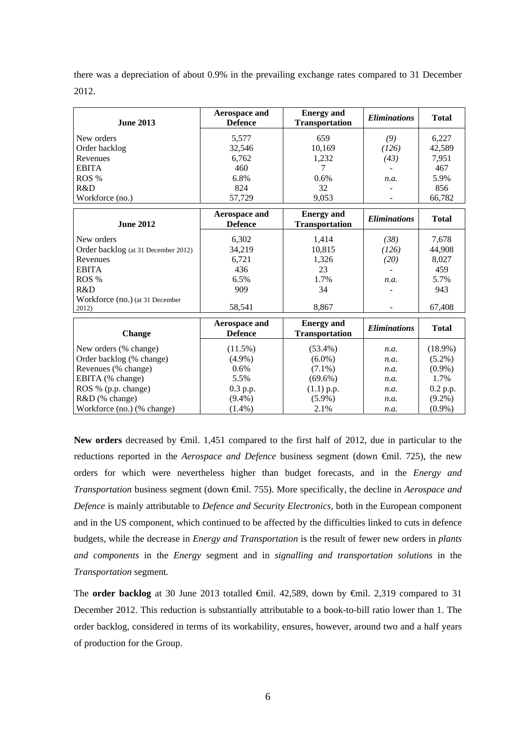there was a depreciation of about 0.9% in the prevailing exchange rates compared to 31 December 2012.

| June 2013 | Aerospace and Defence | Energy and Transportation | *Eliminations* | Total |
|---|---|---|---|---|
| New orders | 5,577 | 659 | *(9)* | 6,227 |
| Order backlog | 32,546 | 10,169 | *(126)* | 42,589 |
| Revenues | 6,762 | 1,232 | *(43)* | 7,951 |
| EBITA | 460 | 7 | - | 467 |
| ROS % | 6.8% | 0.6% | *n.a.* | 5.9% |
| R&D | 824 | 32 | - | 856 |
| Workforce (no.) | 57,729 | 9,053 | - | 66,782 |

| June 2012 | Aerospace and Defence | Energy and Transportation | *Eliminations* | Total |
|---|---|---|---|---|
| New orders | 6,302 | 1,414 | *(38)* | 7,678 |
| Order backlog (at 31 December 2012) | 34,219 | 10,815 | *(126)* | 44,908 |
| Revenues | 6,721 | 1,326 | *(20)* | 8,027 |
| EBITA | 436 | 23 | - | 459 |
| ROS % | 6.5% | 1.7% | *n.a.* | 5.7% |
| R&D | 909 | 34 | - | 943 |
| Workforce (no.) (at 31 December 2012) | 58,541 | 8,867 | - | 67,408 |

| Change | Aerospace and Defence | Energy and Transportation | *Eliminations* | Total |
|---|---|---|---|---|
| New orders (% change) | (11.5%) | (53.4%) | *n.a.* | (18.9%) |
| Order backlog (% change) | (4.9%) | (6.0%) | *n.a.* | (5.2%) |
| Revenues (% change) | 0.6% | (7.1%) | *n.a.* | (0.9%) |
| EBITA (% change) | 5.5% | (69.6%) | *n.a.* | 1.7% |
| ROS % (p.p. change) | 0.3 p.p. | (1.1) p.p. | *n.a.* | 0.2 p.p. |
| R&D (% change) | (9.4%) | (5.9%) | *n.a.* | (9.2%) |
| Workforce (no.) (% change) | (1.4%) | 2.1% | *n.a.* | (0.9%) |

**New orders** decreased by €mil. 1,451 compared to the first half of 2012, due in particular to the reductions reported in the *Aerospace and Defence* business segment (down €mil. 725), the new orders for which were nevertheless higher than budget forecasts, and in the *Energy and Transportation* business segment (down €mil. 755). More specifically, the decline in *Aerospace and Defence* is mainly attributable to *Defence and Security Electronics*, both in the European component and in the US component, which continued to be affected by the difficulties linked to cuts in defence budgets, while the decrease in *Energy and Transportation* is the result of fewer new orders in *plants and components* in the *Energy* segment and in *signalling and transportation solutions* in the *Transportation* segment.

The **order backlog** at 30 June 2013 totalled €mil. 42,589, down by €mil. 2,319 compared to 31 December 2012. This reduction is substantially attributable to a book-to-bill ratio lower than 1. The order backlog, considered in terms of its workability, ensures, however, around two and a half years of production for the Group.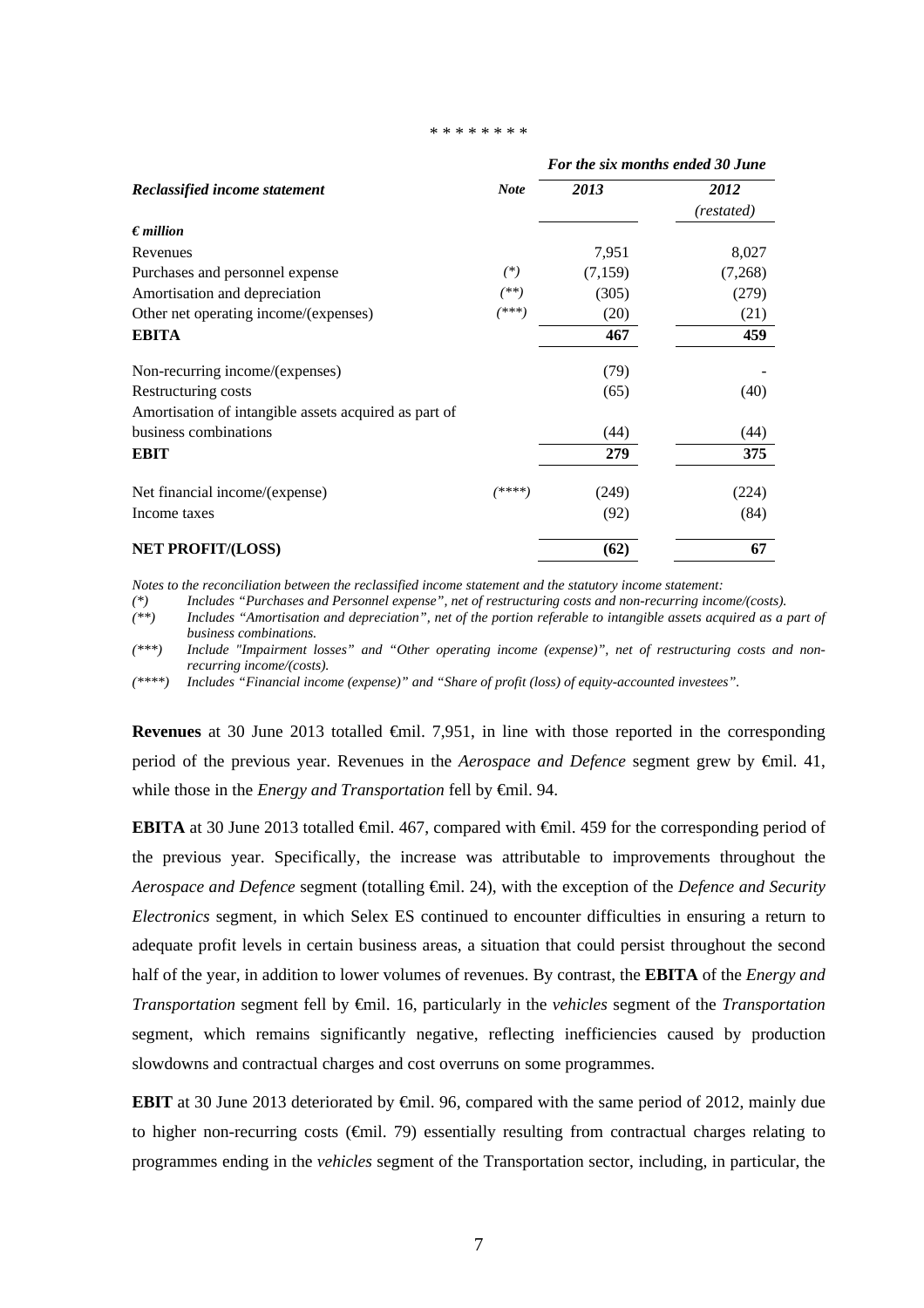\* \* \* \* \* \* \* \*

| *Reclassified income statement* | *Note* | *For the six months ended 30 June* | |
|---|---|---|---|
| | | ***2013*** | ***2012*** *(restated)* |
| ***€ million*** | | | |
| Revenues | | 7,951 | 8,027 |
| Purchases and personnel expense | *(\*)* | (7,159) | (7,268) |
| Amortisation and depreciation | *(\*\*)* | (305) | (279) |
| Other net operating income/(expenses) | *(\*\*\*)* | (20) | (21) |
| **EBITA** | | **467** | **459** |
| Non-recurring income/(expenses) | | (79) | - |
| Restructuring costs | | (65) | (40) |
| Amortisation of intangible assets acquired as part of business combinations | | (44) | (44) |
| **EBIT** | | **279** | **375** |
| Net financial income/(expense) | *(\*\*\*\*)* | (249) | (224) |
| Income taxes | | (92) | (84) |
| **NET PROFIT/(LOSS)** | | **(62)** | **67** |

*Notes to the reconciliation between the reclassified income statement and the statutory income statement:*

*(\*) Includes "Purchases and Personnel expense", net of restructuring costs and non-recurring income/(costs).*

*(\*\*) Includes "Amortisation and depreciation", net of the portion referable to intangible assets acquired as a part of business combinations.*

*(\*\*\*) Include "Impairment losses" and "Other operating income (expense)", net of restructuring costs and non-recurring income/(costs).*

*(\*\*\*\*) Includes "Financial income (expense)" and "Share of profit (loss) of equity-accounted investees".*

**Revenues** at 30 June 2013 totalled €mil. 7,951, in line with those reported in the corresponding period of the previous year. Revenues in the *Aerospace and Defence* segment grew by €mil. 41, while those in the *Energy and Transportation* fell by €mil. 94.

**EBITA** at 30 June 2013 totalled €mil. 467, compared with €mil. 459 for the corresponding period of the previous year. Specifically, the increase was attributable to improvements throughout the *Aerospace and Defence* segment (totalling €mil. 24), with the exception of the *Defence and Security Electronics* segment, in which Selex ES continued to encounter difficulties in ensuring a return to adequate profit levels in certain business areas, a situation that could persist throughout the second half of the year, in addition to lower volumes of revenues. By contrast, the **EBITA** of the *Energy and Transportation* segment fell by €mil. 16, particularly in the *vehicles* segment of the *Transportation* segment, which remains significantly negative, reflecting inefficiencies caused by production slowdowns and contractual charges and cost overruns on some programmes.

**EBIT** at 30 June 2013 deteriorated by €mil. 96, compared with the same period of 2012, mainly due to higher non-recurring costs (€mil. 79) essentially resulting from contractual charges relating to programmes ending in the *vehicles* segment of the Transportation sector, including, in particular, the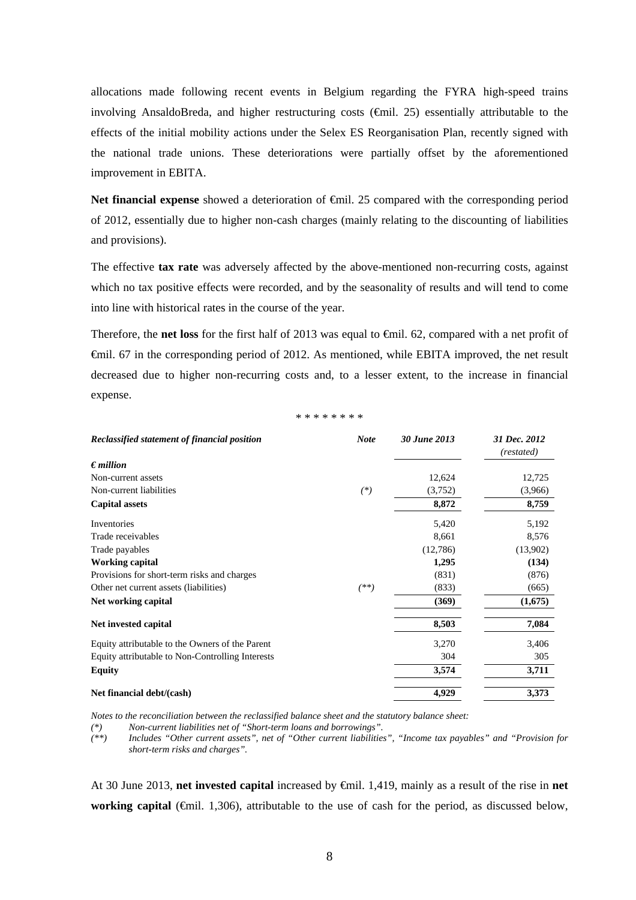allocations made following recent events in Belgium regarding the FYRA high-speed trains involving AnsaldoBreda, and higher restructuring costs (€mil. 25) essentially attributable to the effects of the initial mobility actions under the Selex ES Reorganisation Plan, recently signed with the national trade unions. These deteriorations were partially offset by the aforementioned improvement in EBITA.

**Net financial expense** showed a deterioration of €mil. 25 compared with the corresponding period of 2012, essentially due to higher non-cash charges (mainly relating to the discounting of liabilities and provisions).

The effective **tax rate** was adversely affected by the above-mentioned non-recurring costs, against which no tax positive effects were recorded, and by the seasonality of results and will tend to come into line with historical rates in the course of the year.

Therefore, the **net loss** for the first half of 2013 was equal to €mil. 62, compared with a net profit of €mil. 67 in the corresponding period of 2012. As mentioned, while EBITA improved, the net result decreased due to higher non-recurring costs and, to a lesser extent, to the increase in financial expense.

\* \* \* \* \* \* \* \*

| ***Reclassified statement of financial position*** | ***Note*** | ***30 June 2013*** | ***31 Dec. 2012 (restated)*** |
|---|---|---|---|
| ***€ million*** | | | |
| Non-current assets | | 12,624 | 12,725 |
| Non-current liabilities | *(\*)* | (3,752) | (3,966) |
| **Capital assets** | | **8,872** | **8,759** |
| Inventories | | 5,420 | 5,192 |
| Trade receivables | | 8,661 | 8,576 |
| Trade payables | | (12,786) | (13,902) |
| **Working capital** | | **1,295** | **(134)** |
| Provisions for short-term risks and charges | | (831) | (876) |
| Other net current assets (liabilities) | *(\*\*)* | (833) | (665) |
| **Net working capital** | | **(369)** | **(1,675)** |
| **Net invested capital** | | **8,503** | **7,084** |
| Equity attributable to the Owners of the Parent | | 3,270 | 3,406 |
| Equity attributable to Non-Controlling Interests | | 304 | 305 |
| **Equity** | | **3,574** | **3,711** |
| **Net financial debt/(cash)** | | **4,929** | **3,373** |

*Notes to the reconciliation between the reclassified balance sheet and the statutory balance sheet:*

*(\*) Non-current liabilities net of "Short-term loans and borrowings".*

*(\*\*) Includes "Other current assets", net of "Other current liabilities", "Income tax payables" and "Provision for short-term risks and charges".*

At 30 June 2013, **net invested capital** increased by €mil. 1,419, mainly as a result of the rise in **net working capital** (€mil. 1,306), attributable to the use of cash for the period, as discussed below,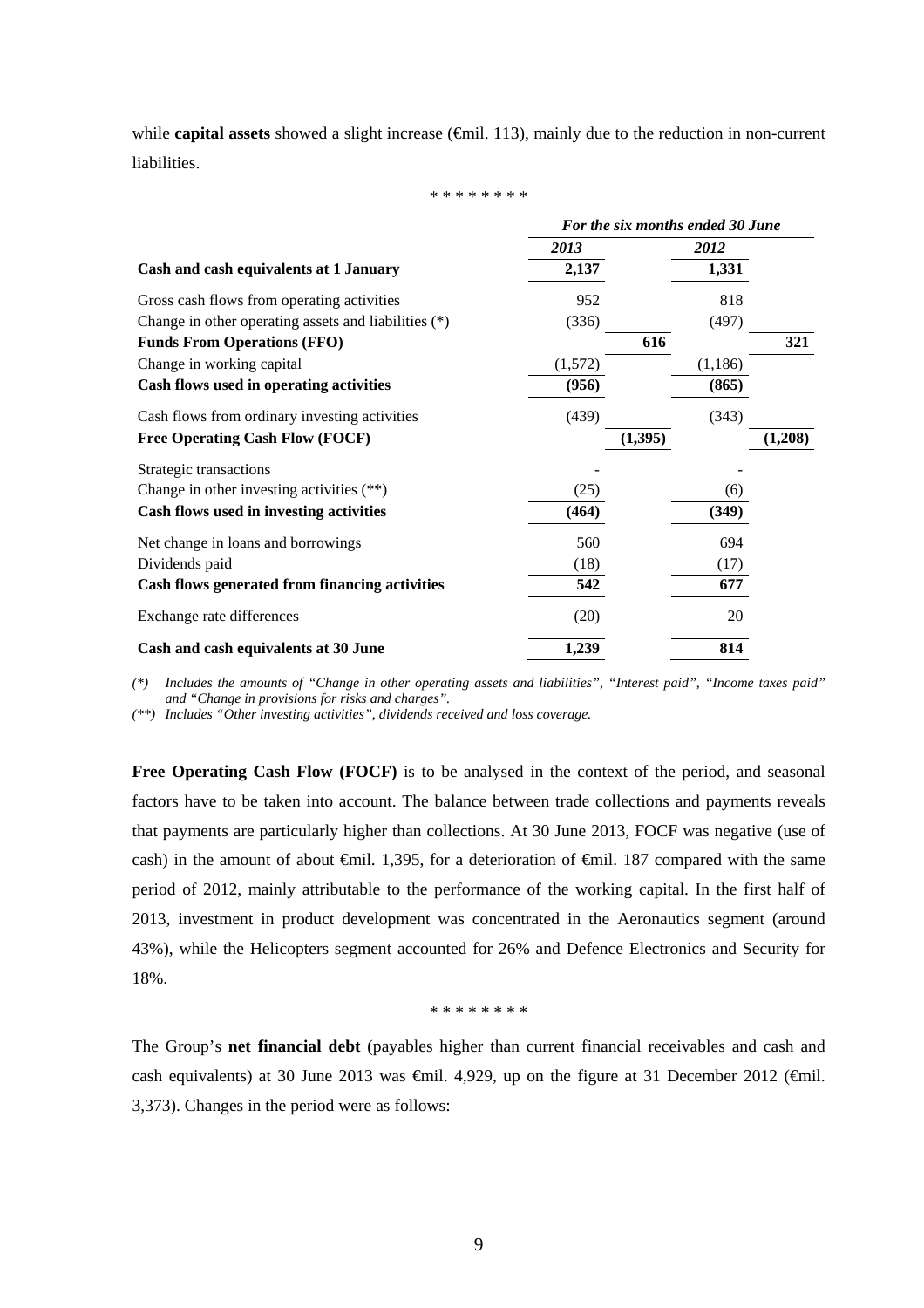while **capital assets** showed a slight increase (€mil. 113), mainly due to the reduction in non-current liabilities.

\* \* \* \* \* \* \* \*

| | *For the six months ended 30 June* | | | |
|---|---|---|---|---|
| | *2013* | | *2012* | |
| **Cash and cash equivalents at 1 January** | **2,137** | | **1,331** | |
| Gross cash flows from operating activities | 952 | | 818 | |
| Change in other operating assets and liabilities (*) | (336) | | (497) | |
| **Funds From Operations (FFO)** | | **616** | | **321** |
| Change in working capital | (1,572) | | (1,186) | |
| **Cash flows used in operating activities** | **(956)** | | **(865)** | |
| Cash flows from ordinary investing activities | (439) | | (343) | |
| **Free Operating Cash Flow (FOCF)** | | **(1,395)** | | **(1,208)** |
| Strategic transactions | - | | - | |
| Change in other investing activities (**) | (25) | | (6) | |
| **Cash flows used in investing activities** | **(464)** | | **(349)** | |
| Net change in loans and borrowings | 560 | | 694 | |
| Dividends paid | (18) | | (17) | |
| **Cash flows generated from financing activities** | **542** | | **677** | |
| Exchange rate differences | (20) | | 20 | |
| **Cash and cash equivalents at 30 June** | **1,239** | | **814** | |

*(\*) Includes the amounts of "Change in other operating assets and liabilities", "Interest paid", "Income taxes paid" and "Change in provisions for risks and charges".*

*(\*\*) Includes "Other investing activities", dividends received and loss coverage.*

**Free Operating Cash Flow (FOCF)** is to be analysed in the context of the period, and seasonal factors have to be taken into account. The balance between trade collections and payments reveals that payments are particularly higher than collections. At 30 June 2013, FOCF was negative (use of cash) in the amount of about €mil. 1,395, for a deterioration of €mil. 187 compared with the same period of 2012, mainly attributable to the performance of the working capital. In the first half of 2013, investment in product development was concentrated in the Aeronautics segment (around 43%), while the Helicopters segment accounted for 26% and Defence Electronics and Security for 18%.

\* \* \* \* \* \* \* \*

The Group's **net financial debt** (payables higher than current financial receivables and cash and cash equivalents) at 30 June 2013 was €mil. 4,929, up on the figure at 31 December 2012 (€mil. 3,373). Changes in the period were as follows: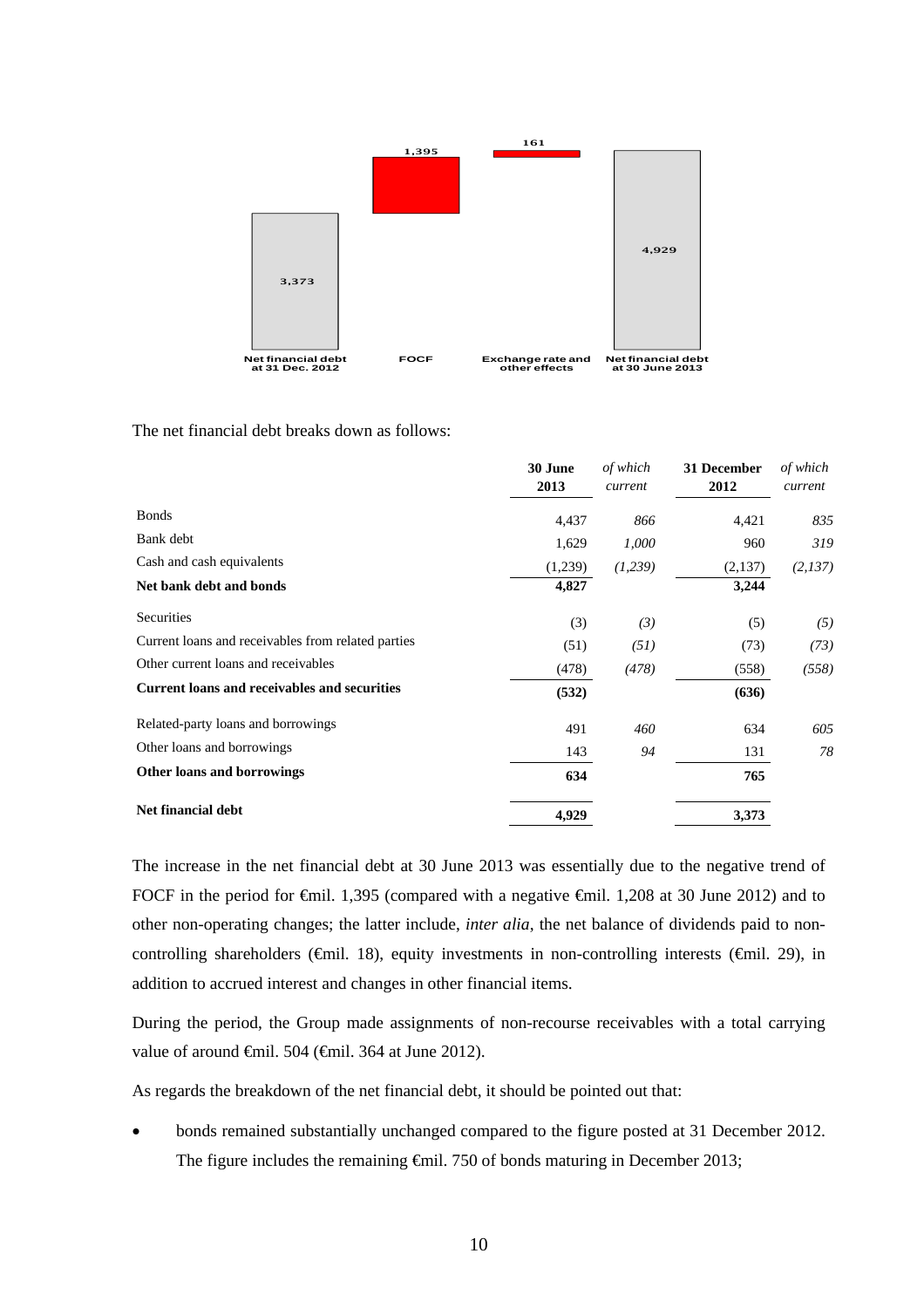| Net financial debt at 31 Dec. 2012 | FOCF | Exchange rate and other effects | Net financial debt at 30 June 2013 |
|---|---|---|---|
| 3,373 | 1,395 | 161 | 4,929 |

The net financial debt breaks down as follows:

| | 30 June 2013 | *of which current* | 31 December 2012 | *of which current* |
|---|---|---|---|---|
| Bonds | 4,437 | *866* | 4,421 | *835* |
| Bank debt | 1,629 | *1,000* | 960 | *319* |
| Cash and cash equivalents | (1,239) | *(1,239)* | (2,137) | *(2,137)* |
| **Net bank debt and bonds** | **4,827** | | **3,244** | |
| Securities | (3) | *(3)* | (5) | *(5)* |
| Current loans and receivables from related parties | (51) | *(51)* | (73) | *(73)* |
| Other current loans and receivables | (478) | *(478)* | (558) | *(558)* |
| **Current loans and receivables and securities** | **(532)** | | **(636)** | |
| Related-party loans and borrowings | 491 | *460* | 634 | *605* |
| Other loans and borrowings | 143 | *94* | 131 | *78* |
| **Other loans and borrowings** | **634** | | **765** | |
| **Net financial debt** | **4,929** | | **3,373** | |

The increase in the net financial debt at 30 June 2013 was essentially due to the negative trend of FOCF in the period for €mil. 1,395 (compared with a negative €mil. 1,208 at 30 June 2012) and to other non-operating changes; the latter include, *inter alia*, the net balance of dividends paid to non-controlling shareholders (€mil. 18), equity investments in non-controlling interests (€mil. 29), in addition to accrued interest and changes in other financial items.

During the period, the Group made assignments of non-recourse receivables with a total carrying value of around €mil. 504 (€mil. 364 at June 2012).

As regards the breakdown of the net financial debt, it should be pointed out that:

- bonds remained substantially unchanged compared to the figure posted at 31 December 2012. The figure includes the remaining €mil. 750 of bonds maturing in December 2013;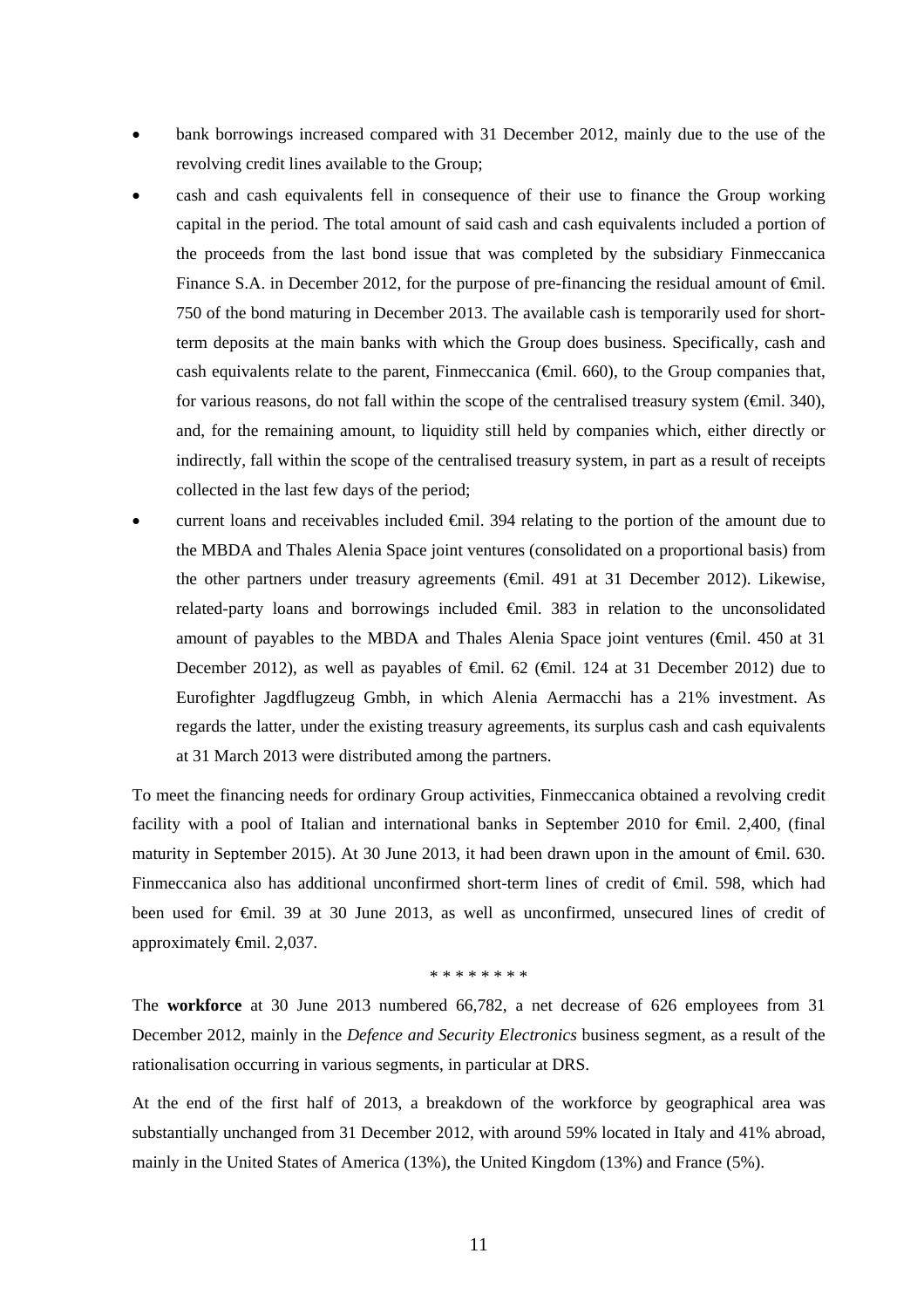- bank borrowings increased compared with 31 December 2012, mainly due to the use of the revolving credit lines available to the Group;
- cash and cash equivalents fell in consequence of their use to finance the Group working capital in the period. The total amount of said cash and cash equivalents included a portion of the proceeds from the last bond issue that was completed by the subsidiary Finmeccanica Finance S.A. in December 2012, for the purpose of pre-financing the residual amount of €mil. 750 of the bond maturing in December 2013. The available cash is temporarily used for short-term deposits at the main banks with which the Group does business. Specifically, cash and cash equivalents relate to the parent, Finmeccanica (€mil. 660), to the Group companies that, for various reasons, do not fall within the scope of the centralised treasury system (€mil. 340), and, for the remaining amount, to liquidity still held by companies which, either directly or indirectly, fall within the scope of the centralised treasury system, in part as a result of receipts collected in the last few days of the period;
- current loans and receivables included €mil. 394 relating to the portion of the amount due to the MBDA and Thales Alenia Space joint ventures (consolidated on a proportional basis) from the other partners under treasury agreements (€mil. 491 at 31 December 2012). Likewise, related-party loans and borrowings included €mil. 383 in relation to the unconsolidated amount of payables to the MBDA and Thales Alenia Space joint ventures (€mil. 450 at 31 December 2012), as well as payables of €mil. 62 (€mil. 124 at 31 December 2012) due to Eurofighter Jagdflugzeug Gmbh, in which Alenia Aermacchi has a 21% investment. As regards the latter, under the existing treasury agreements, its surplus cash and cash equivalents at 31 March 2013 were distributed among the partners.

To meet the financing needs for ordinary Group activities, Finmeccanica obtained a revolving credit facility with a pool of Italian and international banks in September 2010 for €mil. 2,400, (final maturity in September 2015). At 30 June 2013, it had been drawn upon in the amount of €mil. 630. Finmeccanica also has additional unconfirmed short-term lines of credit of €mil. 598, which had been used for €mil. 39 at 30 June 2013, as well as unconfirmed, unsecured lines of credit of approximately €mil. 2,037.

\* \* \* \* \* \* \* \*

The **workforce** at 30 June 2013 numbered 66,782, a net decrease of 626 employees from 31 December 2012, mainly in the *Defence and Security Electronics* business segment, as a result of the rationalisation occurring in various segments, in particular at DRS.

At the end of the first half of 2013, a breakdown of the workforce by geographical area was substantially unchanged from 31 December 2012, with around 59% located in Italy and 41% abroad, mainly in the United States of America (13%), the United Kingdom (13%) and France (5%).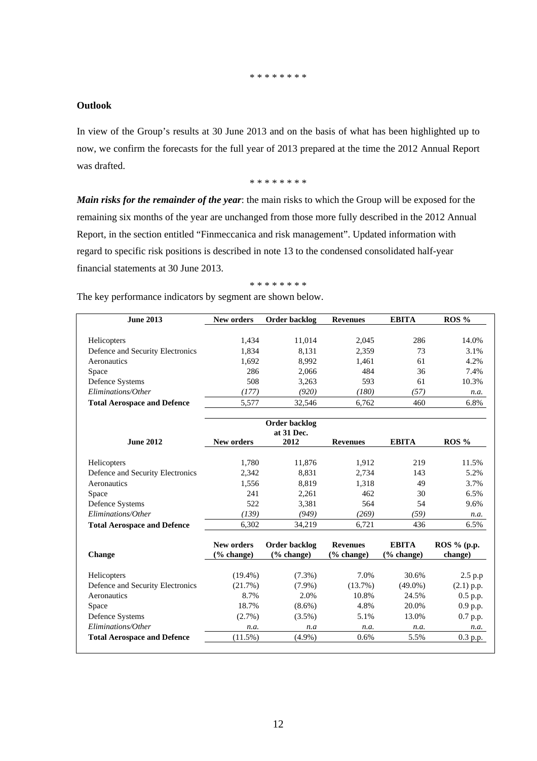\* \* \* \* \* \* \* \*

**Outlook**

In view of the Group's results at 30 June 2013 and on the basis of what has been highlighted up to now, we confirm the forecasts for the full year of 2013 prepared at the time the 2012 Annual Report was drafted.

\* \* \* \* \* \* \* \*

***Main risks for the remainder of the year***: the main risks to which the Group will be exposed for the remaining six months of the year are unchanged from those more fully described in the 2012 Annual Report, in the section entitled "Finmeccanica and risk management". Updated information with regard to specific risk positions is described in note 13 to the condensed consolidated half-year financial statements at 30 June 2013.

\* \* \* \* \* \* \* \*

The key performance indicators by segment are shown below.

| June 2013 | New orders | Order backlog | Revenues | EBITA | ROS % |
|---|---|---|---|---|---|
| Helicopters | 1,434 | 11,014 | 2,045 | 286 | 14.0% |
| Defence and Security Electronics | 1,834 | 8,131 | 2,359 | 73 | 3.1% |
| Aeronautics | 1,692 | 8,992 | 1,461 | 61 | 4.2% |
| Space | 286 | 2,066 | 484 | 36 | 7.4% |
| Defence Systems | 508 | 3,263 | 593 | 61 | 10.3% |
| *Eliminations/Other* | *(177)* | *(920)* | *(180)* | *(57)* | *n.a.* |
| **Total Aerospace and Defence** | 5,577 | 32,546 | 6,762 | 460 | 6.8% |

| June 2012 | New orders | Order backlog at 31 Dec. 2012 | Revenues | EBITA | ROS % |
|---|---|---|---|---|---|
| Helicopters | 1,780 | 11,876 | 1,912 | 219 | 11.5% |
| Defence and Security Electronics | 2,342 | 8,831 | 2,734 | 143 | 5.2% |
| Aeronautics | 1,556 | 8,819 | 1,318 | 49 | 3.7% |
| Space | 241 | 2,261 | 462 | 30 | 6.5% |
| Defence Systems | 522 | 3,381 | 564 | 54 | 9.6% |
| *Eliminations/Other* | *(139)* | *(949)* | *(269)* | *(59)* | *n.a.* |
| **Total Aerospace and Defence** | 6,302 | 34,219 | 6,721 | 436 | 6.5% |

| Change | New orders (% change) | Order backlog (% change) | Revenues (% change) | EBITA (% change) | ROS % (p.p. change) |
|---|---|---|---|---|---|
| Helicopters | (19.4%) | (7.3%) | 7.0% | 30.6% | 2.5 p.p |
| Defence and Security Electronics | (21.7%) | (7.9%) | (13.7%) | (49.0%) | (2.1) p.p. |
| Aeronautics | 8.7% | 2.0% | 10.8% | 24.5% | 0.5 p.p. |
| Space | 18.7% | (8.6%) | 4.8% | 20.0% | 0.9 p.p. |
| Defence Systems | (2.7%) | (3.5%) | 5.1% | 13.0% | 0.7 p.p. |
| *Eliminations/Other* | *n.a.* | *n.a* | *n.a.* | *n.a.* | *n.a.* |
| **Total Aerospace and Defence** | (11.5%) | (4.9%) | 0.6% | 5.5% | 0.3 p.p. |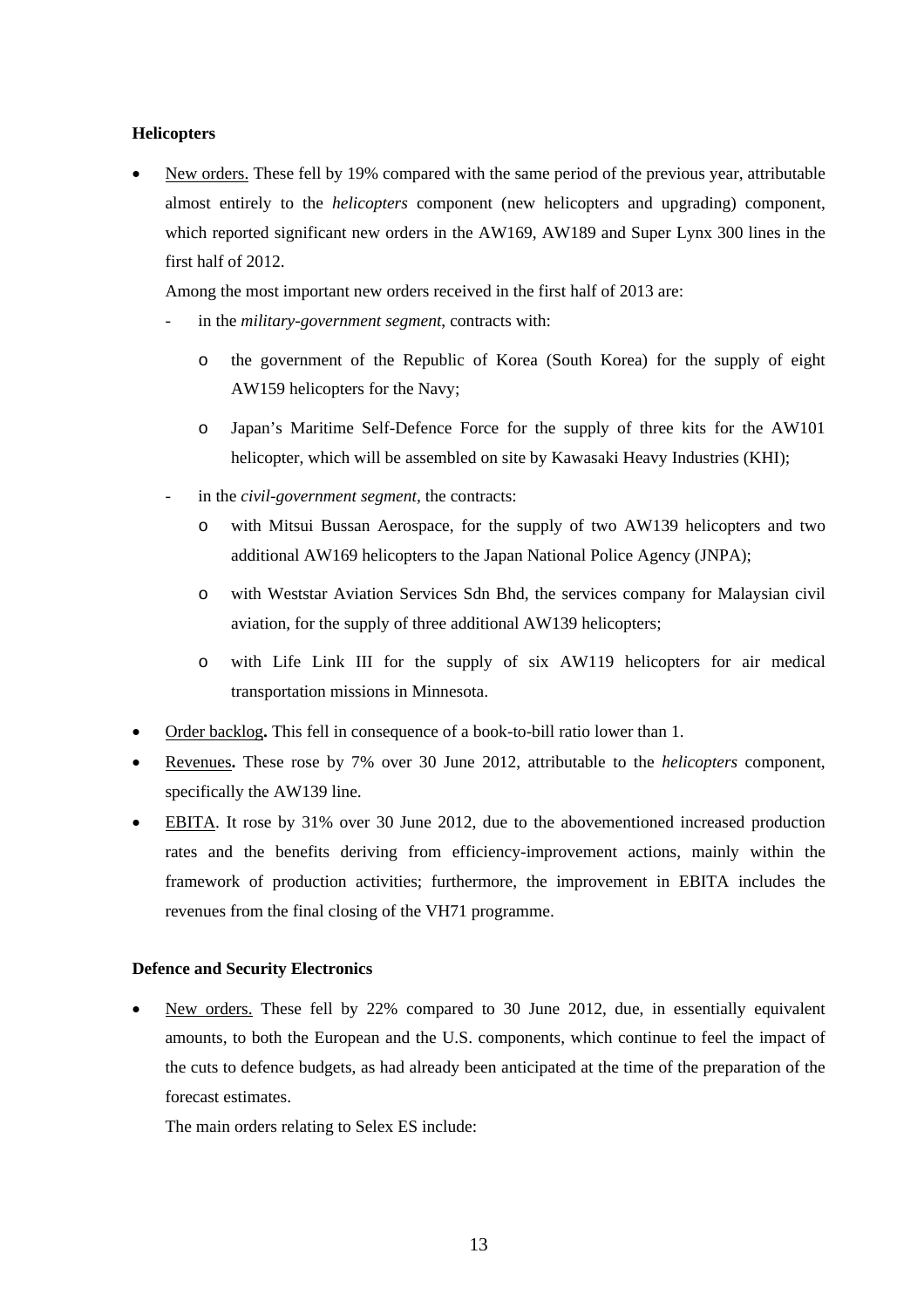**Helicopters**

- New orders. These fell by 19% compared with the same period of the previous year, attributable almost entirely to the *helicopters* component (new helicopters and upgrading) component, which reported significant new orders in the AW169, AW189 and Super Lynx 300 lines in the first half of 2012.

  Among the most important new orders received in the first half of 2013 are:

  - in the *military-government segment*, contracts with:
    - the government of the Republic of Korea (South Korea) for the supply of eight AW159 helicopters for the Navy;
    - Japan's Maritime Self-Defence Force for the supply of three kits for the AW101 helicopter, which will be assembled on site by Kawasaki Heavy Industries (KHI);
  - in the *civil-government segment,* the contracts:
    - with Mitsui Bussan Aerospace, for the supply of two AW139 helicopters and two additional AW169 helicopters to the Japan National Police Agency (JNPA);
    - with Weststar Aviation Services Sdn Bhd, the services company for Malaysian civil aviation, for the supply of three additional AW139 helicopters;
    - with Life Link III for the supply of six AW119 helicopters for air medical transportation missions in Minnesota.

- Order backlog**.** This fell in consequence of a book-to-bill ratio lower than 1.
- Revenues**.** These rose by 7% over 30 June 2012, attributable to the *helicopters* component, specifically the AW139 line.
- EBITA. It rose by 31% over 30 June 2012, due to the abovementioned increased production rates and the benefits deriving from efficiency-improvement actions, mainly within the framework of production activities; furthermore, the improvement in EBITA includes the revenues from the final closing of the VH71 programme.

**Defence and Security Electronics**

- New orders. These fell by 22% compared to 30 June 2012, due, in essentially equivalent amounts, to both the European and the U.S. components, which continue to feel the impact of the cuts to defence budgets, as had already been anticipated at the time of the preparation of the forecast estimates.

  The main orders relating to Selex ES include: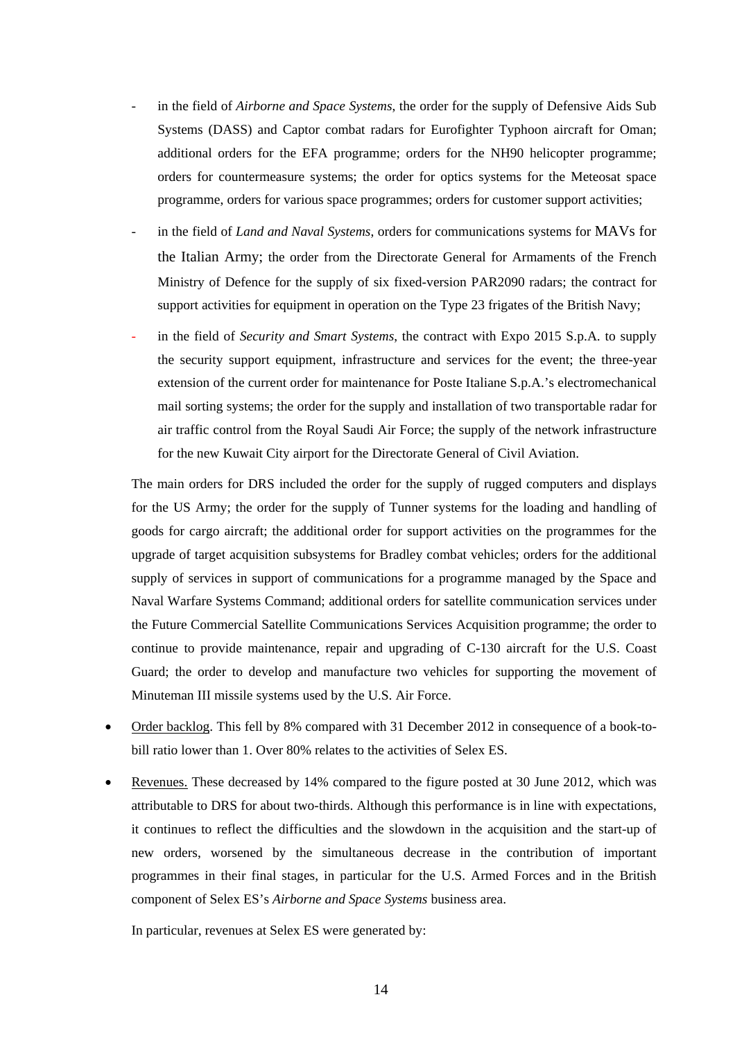- in the field of *Airborne and Space Systems*, the order for the supply of Defensive Aids Sub Systems (DASS) and Captor combat radars for Eurofighter Typhoon aircraft for Oman; additional orders for the EFA programme; orders for the NH90 helicopter programme; orders for countermeasure systems; the order for optics systems for the Meteosat space programme, orders for various space programmes; orders for customer support activities;
- in the field of *Land and Naval Systems*, orders for communications systems for MAVs for the Italian Army; the order from the Directorate General for Armaments of the French Ministry of Defence for the supply of six fixed-version PAR2090 radars; the contract for support activities for equipment in operation on the Type 23 frigates of the British Navy;
- in the field of *Security and Smart Systems*, the contract with Expo 2015 S.p.A. to supply the security support equipment, infrastructure and services for the event; the three-year extension of the current order for maintenance for Poste Italiane S.p.A.'s electromechanical mail sorting systems; the order for the supply and installation of two transportable radar for air traffic control from the Royal Saudi Air Force; the supply of the network infrastructure for the new Kuwait City airport for the Directorate General of Civil Aviation.

The main orders for DRS included the order for the supply of rugged computers and displays for the US Army; the order for the supply of Tunner systems for the loading and handling of goods for cargo aircraft; the additional order for support activities on the programmes for the upgrade of target acquisition subsystems for Bradley combat vehicles; orders for the additional supply of services in support of communications for a programme managed by the Space and Naval Warfare Systems Command; additional orders for satellite communication services under the Future Commercial Satellite Communications Services Acquisition programme; the order to continue to provide maintenance, repair and upgrading of C-130 aircraft for the U.S. Coast Guard; the order to develop and manufacture two vehicles for supporting the movement of Minuteman III missile systems used by the U.S. Air Force.

- Order backlog. This fell by 8% compared with 31 December 2012 in consequence of a book-to-bill ratio lower than 1. Over 80% relates to the activities of Selex ES.
- Revenues. These decreased by 14% compared to the figure posted at 30 June 2012, which was attributable to DRS for about two-thirds. Although this performance is in line with expectations, it continues to reflect the difficulties and the slowdown in the acquisition and the start-up of new orders, worsened by the simultaneous decrease in the contribution of important programmes in their final stages, in particular for the U.S. Armed Forces and in the British component of Selex ES's *Airborne and Space Systems* business area.

  In particular, revenues at Selex ES were generated by: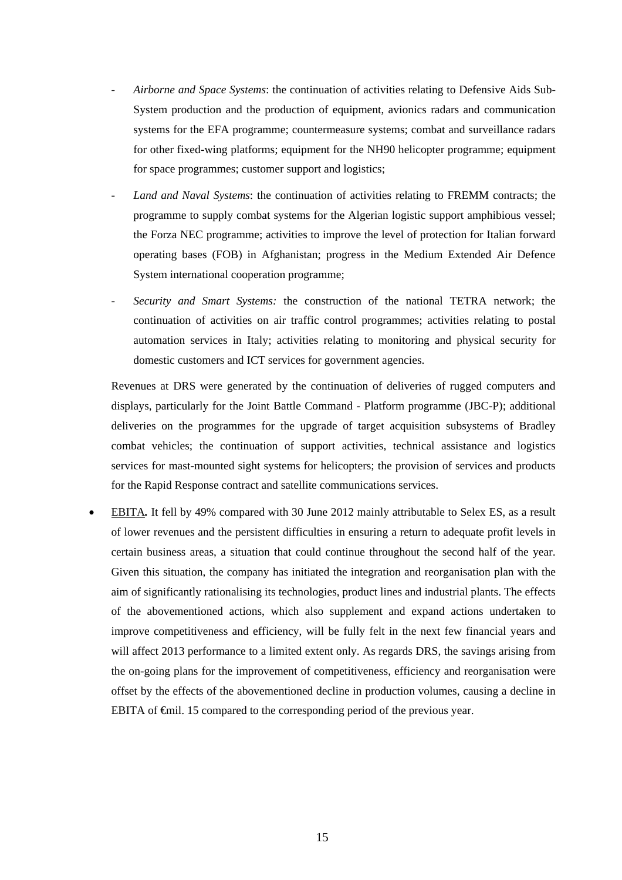- *Airborne and Space Systems*: the continuation of activities relating to Defensive Aids Sub-System production and the production of equipment, avionics radars and communication systems for the EFA programme; countermeasure systems; combat and surveillance radars for other fixed-wing platforms; equipment for the NH90 helicopter programme; equipment for space programmes; customer support and logistics;

- *Land and Naval Systems*: the continuation of activities relating to FREMM contracts; the programme to supply combat systems for the Algerian logistic support amphibious vessel; the Forza NEC programme; activities to improve the level of protection for Italian forward operating bases (FOB) in Afghanistan; progress in the Medium Extended Air Defence System international cooperation programme;

- *Security and Smart Systems:* the construction of the national TETRA network; the continuation of activities on air traffic control programmes; activities relating to postal automation services in Italy; activities relating to monitoring and physical security for domestic customers and ICT services for government agencies.

  Revenues at DRS were generated by the continuation of deliveries of rugged computers and displays, particularly for the Joint Battle Command - Platform programme (JBC-P); additional deliveries on the programmes for the upgrade of target acquisition subsystems of Bradley combat vehicles; the continuation of support activities, technical assistance and logistics services for mast-mounted sight systems for helicopters; the provision of services and products for the Rapid Response contract and satellite communications services.

- EBITA**.** It fell by 49% compared with 30 June 2012 mainly attributable to Selex ES, as a result of lower revenues and the persistent difficulties in ensuring a return to adequate profit levels in certain business areas, a situation that could continue throughout the second half of the year. Given this situation, the company has initiated the integration and reorganisation plan with the aim of significantly rationalising its technologies, product lines and industrial plants. The effects of the abovementioned actions, which also supplement and expand actions undertaken to improve competitiveness and efficiency, will be fully felt in the next few financial years and will affect 2013 performance to a limited extent only. As regards DRS, the savings arising from the on-going plans for the improvement of competitiveness, efficiency and reorganisation were offset by the effects of the abovementioned decline in production volumes, causing a decline in EBITA of €mil. 15 compared to the corresponding period of the previous year.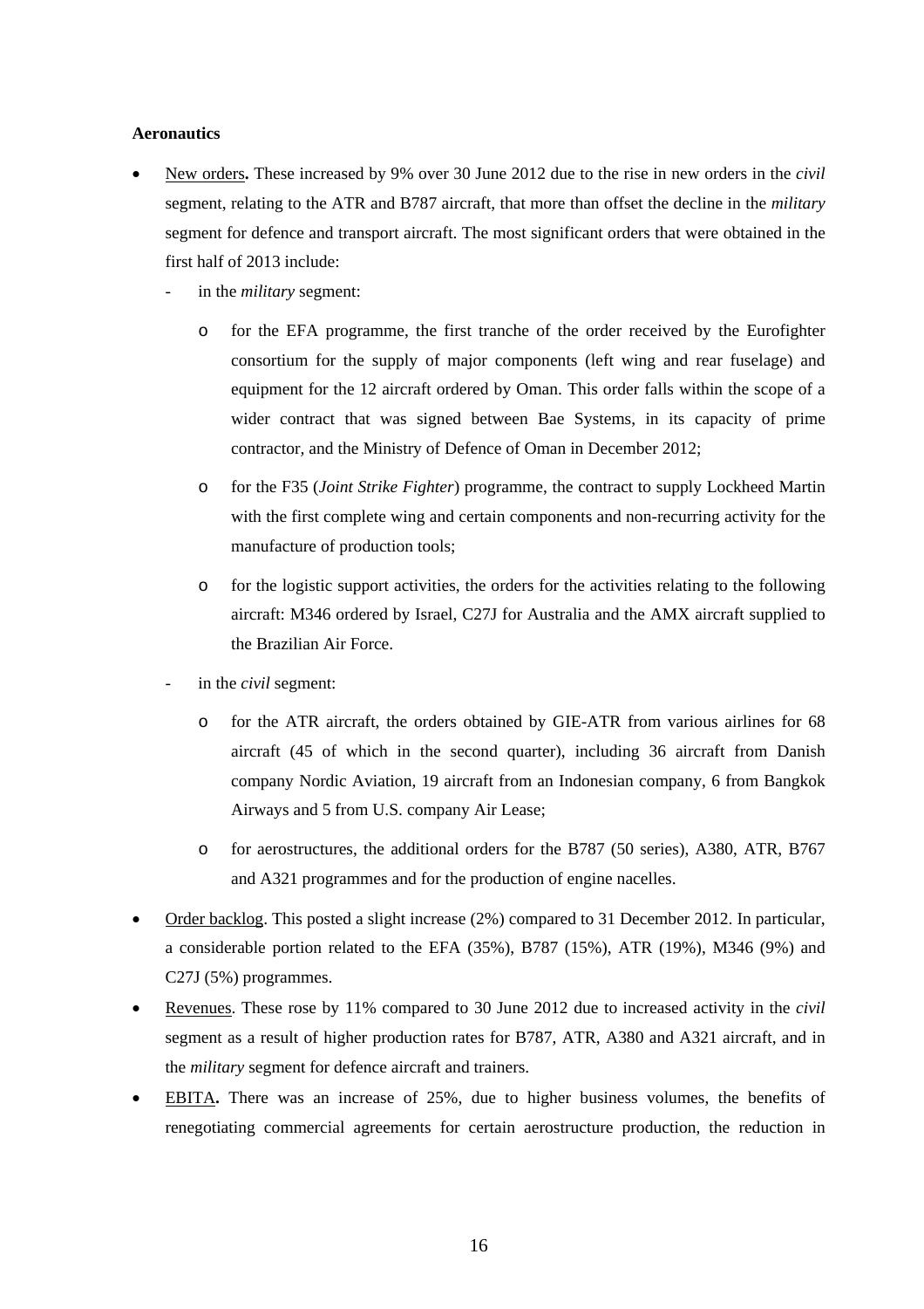**Aeronautics**

- New orders**.** These increased by 9% over 30 June 2012 due to the rise in new orders in the *civil* segment, relating to the ATR and B787 aircraft, that more than offset the decline in the *military* segment for defence and transport aircraft. The most significant orders that were obtained in the first half of 2013 include:
  - in the *military* segment:
    - for the EFA programme, the first tranche of the order received by the Eurofighter consortium for the supply of major components (left wing and rear fuselage) and equipment for the 12 aircraft ordered by Oman. This order falls within the scope of a wider contract that was signed between Bae Systems, in its capacity of prime contractor, and the Ministry of Defence of Oman in December 2012;
    - for the F35 (*Joint Strike Fighter*) programme, the contract to supply Lockheed Martin with the first complete wing and certain components and non-recurring activity for the manufacture of production tools;
    - for the logistic support activities, the orders for the activities relating to the following aircraft: M346 ordered by Israel, C27J for Australia and the AMX aircraft supplied to the Brazilian Air Force.
  - in the *civil* segment:
    - for the ATR aircraft, the orders obtained by GIE-ATR from various airlines for 68 aircraft (45 of which in the second quarter), including 36 aircraft from Danish company Nordic Aviation, 19 aircraft from an Indonesian company, 6 from Bangkok Airways and 5 from U.S. company Air Lease;
    - for aerostructures, the additional orders for the B787 (50 series), A380, ATR, B767 and A321 programmes and for the production of engine nacelles.
- Order backlog. This posted a slight increase (2%) compared to 31 December 2012. In particular, a considerable portion related to the EFA (35%), B787 (15%), ATR (19%), M346 (9%) and C27J (5%) programmes.
- Revenues. These rose by 11% compared to 30 June 2012 due to increased activity in the *civil* segment as a result of higher production rates for B787, ATR, A380 and A321 aircraft, and in the *military* segment for defence aircraft and trainers.
- EBITA**.** There was an increase of 25%, due to higher business volumes, the benefits of renegotiating commercial agreements for certain aerostructure production, the reduction in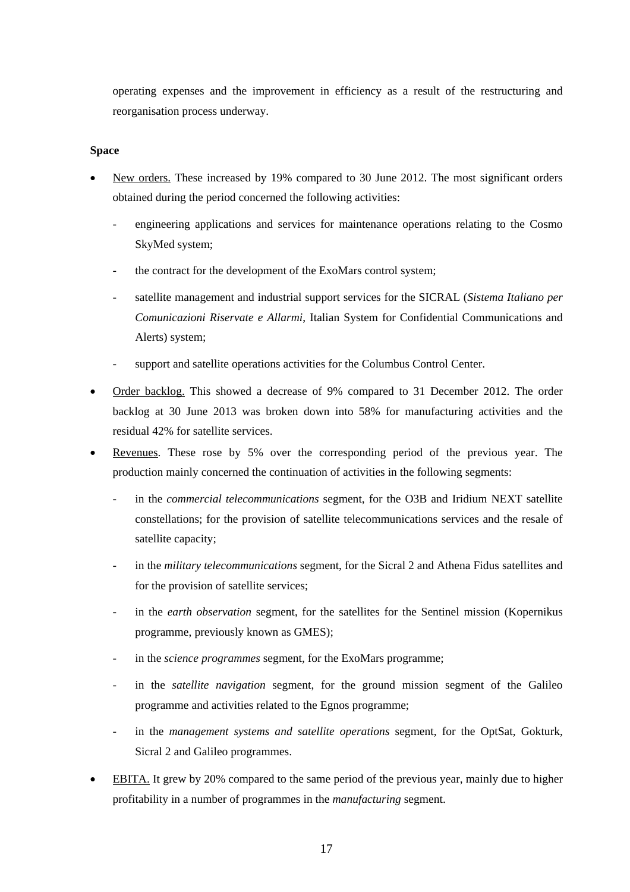operating expenses and the improvement in efficiency as a result of the restructuring and reorganisation process underway.

**Space**

- New orders. These increased by 19% compared to 30 June 2012. The most significant orders obtained during the period concerned the following activities:
  - engineering applications and services for maintenance operations relating to the Cosmo SkyMed system;
  - the contract for the development of the ExoMars control system;
  - satellite management and industrial support services for the SICRAL (*Sistema Italiano per Comunicazioni Riservate e Allarmi*, Italian System for Confidential Communications and Alerts) system;
  - support and satellite operations activities for the Columbus Control Center.
- Order backlog. This showed a decrease of 9% compared to 31 December 2012. The order backlog at 30 June 2013 was broken down into 58% for manufacturing activities and the residual 42% for satellite services.
- Revenues. These rose by 5% over the corresponding period of the previous year. The production mainly concerned the continuation of activities in the following segments:
  - in the *commercial telecommunications* segment, for the O3B and Iridium NEXT satellite constellations; for the provision of satellite telecommunications services and the resale of satellite capacity;
  - in the *military telecommunications* segment, for the Sicral 2 and Athena Fidus satellites and for the provision of satellite services;
  - in the *earth observation* segment, for the satellites for the Sentinel mission (Kopernikus programme, previously known as GMES);
  - in the *science programmes* segment, for the ExoMars programme;
  - in the *satellite navigation* segment, for the ground mission segment of the Galileo programme and activities related to the Egnos programme;
  - in the *management systems and satellite operations* segment, for the OptSat, Gokturk, Sicral 2 and Galileo programmes.
- EBITA. It grew by 20% compared to the same period of the previous year, mainly due to higher profitability in a number of programmes in the *manufacturing* segment.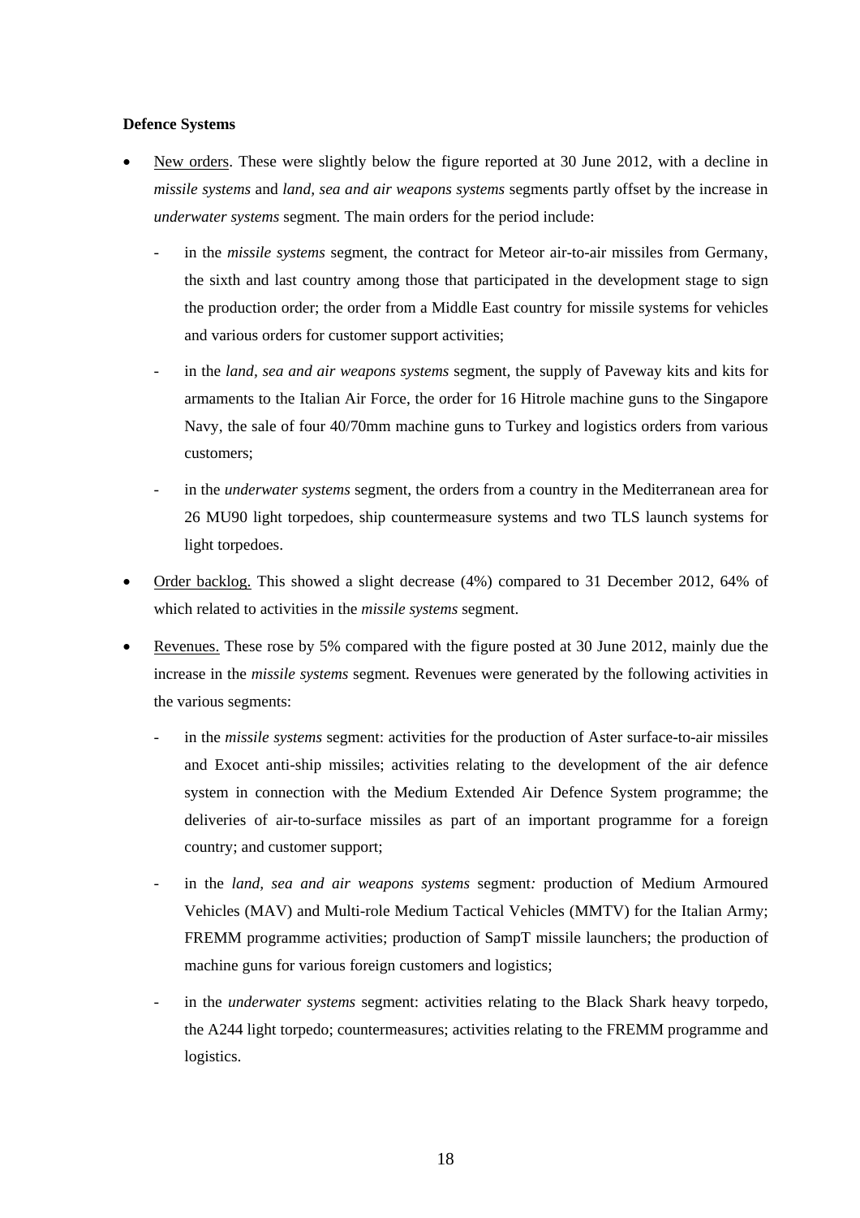**Defence Systems**

- New orders. These were slightly below the figure reported at 30 June 2012, with a decline in *missile systems* and *land, sea and air weapons systems* segments partly offset by the increase in *underwater systems* segment. The main orders for the period include:
  - in the *missile systems* segment, the contract for Meteor air-to-air missiles from Germany, the sixth and last country among those that participated in the development stage to sign the production order; the order from a Middle East country for missile systems for vehicles and various orders for customer support activities;
  - in the *land, sea and air weapons systems* segment, the supply of Paveway kits and kits for armaments to the Italian Air Force, the order for 16 Hitrole machine guns to the Singapore Navy, the sale of four 40/70mm machine guns to Turkey and logistics orders from various customers;
  - in the *underwater systems* segment, the orders from a country in the Mediterranean area for 26 MU90 light torpedoes, ship countermeasure systems and two TLS launch systems for light torpedoes.
- Order backlog. This showed a slight decrease (4%) compared to 31 December 2012, 64% of which related to activities in the *missile systems* segment.
- Revenues. These rose by 5% compared with the figure posted at 30 June 2012, mainly due the increase in the *missile systems* segment. Revenues were generated by the following activities in the various segments:
  - in the *missile systems* segment: activities for the production of Aster surface-to-air missiles and Exocet anti-ship missiles; activities relating to the development of the air defence system in connection with the Medium Extended Air Defence System programme; the deliveries of air-to-surface missiles as part of an important programme for a foreign country; and customer support;
  - in the *land, sea and air weapons systems* segment: production of Medium Armoured Vehicles (MAV) and Multi-role Medium Tactical Vehicles (MMTV) for the Italian Army; FREMM programme activities; production of SampT missile launchers; the production of machine guns for various foreign customers and logistics;
  - in the *underwater systems* segment: activities relating to the Black Shark heavy torpedo, the A244 light torpedo; countermeasures; activities relating to the FREMM programme and logistics.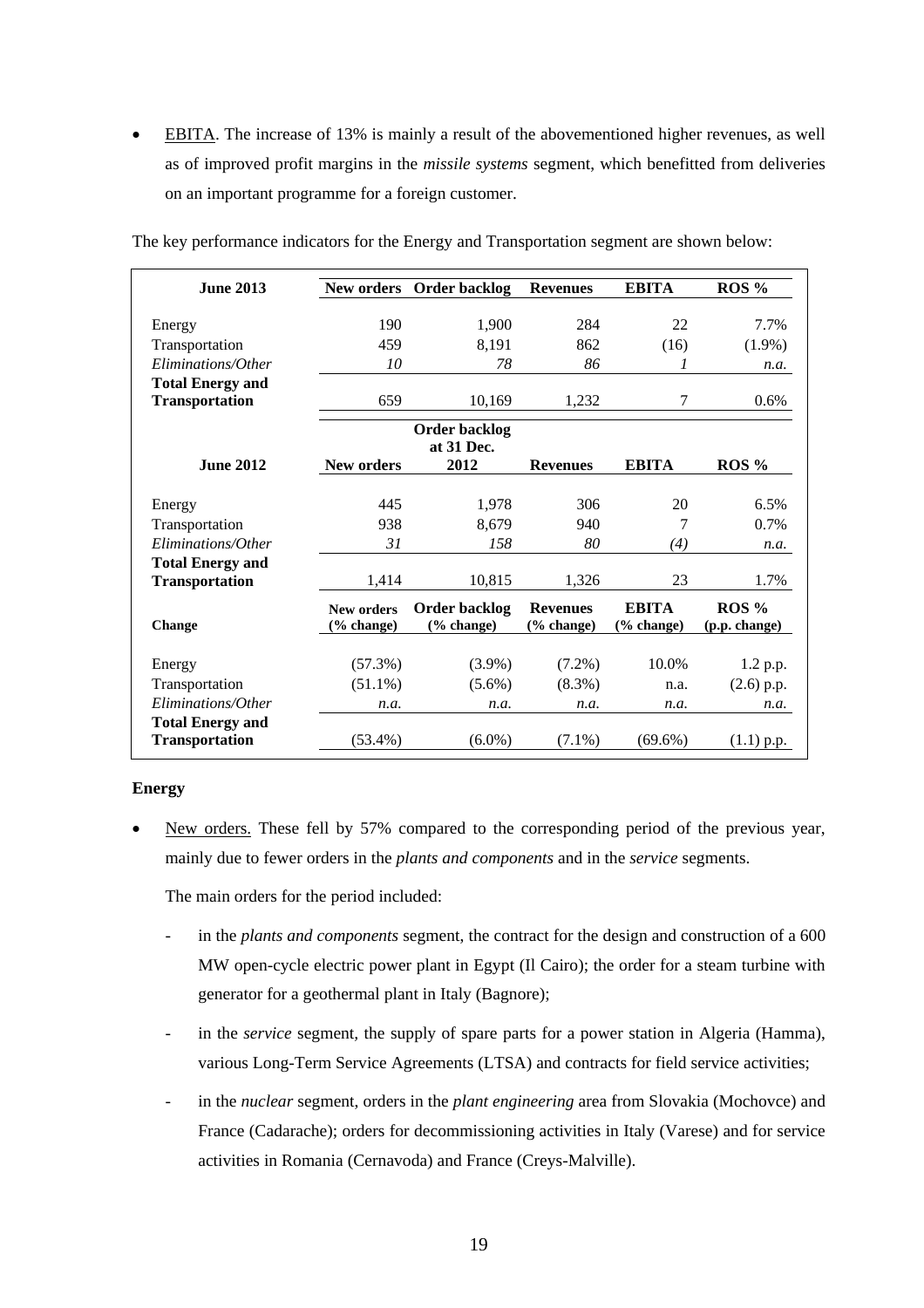- EBITA. The increase of 13% is mainly a result of the abovementioned higher revenues, as well as of improved profit margins in the *missile systems* segment, which benefitted from deliveries on an important programme for a foreign customer.

The key performance indicators for the Energy and Transportation segment are shown below:

| **June 2013** | **New orders** | **Order backlog** | **Revenues** | **EBITA** | **ROS %** |
|---|---|---|---|---|---|
| Energy | 190 | 1,900 | 284 | 22 | 7.7% |
| Transportation | 459 | 8,191 | 862 | (16) | (1.9%) |
| *Eliminations/Other* | *10* | *78* | *86* | *1* | *n.a.* |
| **Total Energy and Transportation** | 659 | 10,169 | 1,232 | 7 | 0.6% |
| **June 2012** | **New orders** | **Order backlog at 31 Dec. 2012** | **Revenues** | **EBITA** | **ROS %** |
| Energy | 445 | 1,978 | 306 | 20 | 6.5% |
| Transportation | 938 | 8,679 | 940 | 7 | 0.7% |
| *Eliminations/Other* | *31* | *158* | *80* | *(4)* | *n.a.* |
| **Total Energy and Transportation** | 1,414 | 10,815 | 1,326 | 23 | 1.7% |
| **Change** | **New orders (% change)** | **Order backlog (% change)** | **Revenues (% change)** | **EBITA (% change)** | **ROS % (p.p. change)** |
| Energy | (57.3%) | (3.9%) | (7.2%) | 10.0% | 1.2 p.p. |
| Transportation | (51.1%) | (5.6%) | (8.3%) | n.a. | (2.6) p.p. |
| *Eliminations/Other* | *n.a.* | *n.a.* | *n.a.* | *n.a.* | *n.a.* |
| **Total Energy and Transportation** | (53.4%) | (6.0%) | (7.1%) | (69.6%) | (1.1) p.p. |

**Energy**

- New orders. These fell by 57% compared to the corresponding period of the previous year, mainly due to fewer orders in the *plants and components* and in the *service* segments.

  The main orders for the period included:

  - in the *plants and components* segment, the contract for the design and construction of a 600 MW open-cycle electric power plant in Egypt (Il Cairo); the order for a steam turbine with generator for a geothermal plant in Italy (Bagnore);
  - in the *service* segment, the supply of spare parts for a power station in Algeria (Hamma), various Long-Term Service Agreements (LTSA) and contracts for field service activities;
  - in the *nuclear* segment, orders in the *plant engineering* area from Slovakia (Mochovce) and France (Cadarache); orders for decommissioning activities in Italy (Varese) and for service activities in Romania (Cernavoda) and France (Creys-Malville).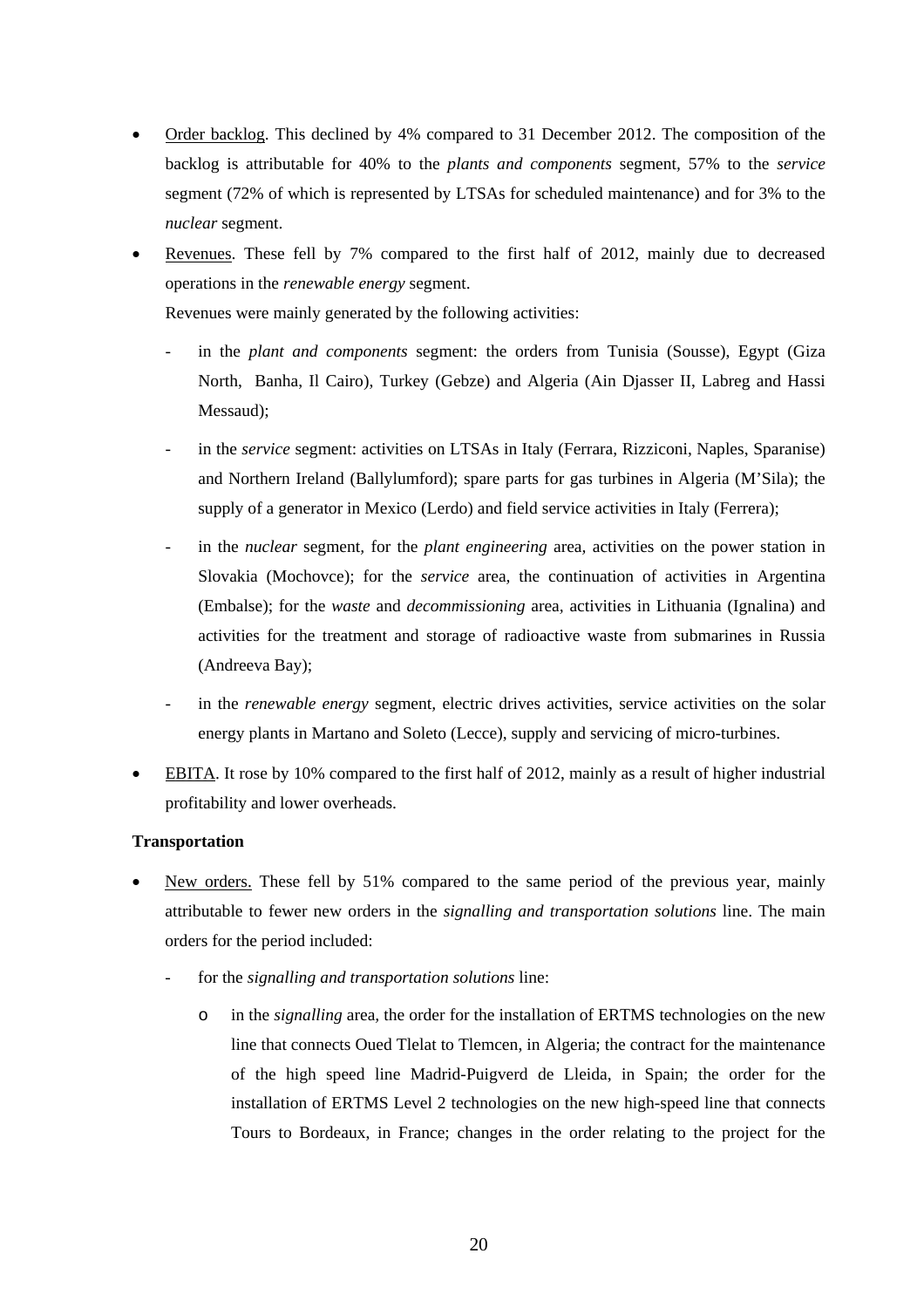- Order backlog. This declined by 4% compared to 31 December 2012. The composition of the backlog is attributable for 40% to the *plants and components* segment, 57% to the *service* segment (72% of which is represented by LTSAs for scheduled maintenance) and for 3% to the *nuclear* segment.
- Revenues. These fell by 7% compared to the first half of 2012, mainly due to decreased operations in the *renewable energy* segment.

  Revenues were mainly generated by the following activities:

  - in the *plant and components* segment: the orders from Tunisia (Sousse), Egypt (Giza North, Banha, Il Cairo), Turkey (Gebze) and Algeria (Ain Djasser II, Labreg and Hassi Messaud);
  - in the *service* segment: activities on LTSAs in Italy (Ferrara, Rizziconi, Naples, Sparanise) and Northern Ireland (Ballylumford); spare parts for gas turbines in Algeria (M'Sila); the supply of a generator in Mexico (Lerdo) and field service activities in Italy (Ferrera);
  - in the *nuclear* segment, for the *plant engineering* area, activities on the power station in Slovakia (Mochovce); for the *service* area, the continuation of activities in Argentina (Embalse); for the *waste* and *decommissioning* area, activities in Lithuania (Ignalina) and activities for the treatment and storage of radioactive waste from submarines in Russia (Andreeva Bay);
  - in the *renewable energy* segment, electric drives activities, service activities on the solar energy plants in Martano and Soleto (Lecce), supply and servicing of micro-turbines.
- EBITA. It rose by 10% compared to the first half of 2012, mainly as a result of higher industrial profitability and lower overheads.

**Transportation**

- New orders. These fell by 51% compared to the same period of the previous year, mainly attributable to fewer new orders in the *signalling and transportation solutions* line. The main orders for the period included:
  - for the *signalling and transportation solutions* line:
    - in the *signalling* area, the order for the installation of ERTMS technologies on the new line that connects Oued Tlelat to Tlemcen, in Algeria; the contract for the maintenance of the high speed line Madrid-Puigverd de Lleida, in Spain; the order for the installation of ERTMS Level 2 technologies on the new high-speed line that connects Tours to Bordeaux, in France; changes in the order relating to the project for the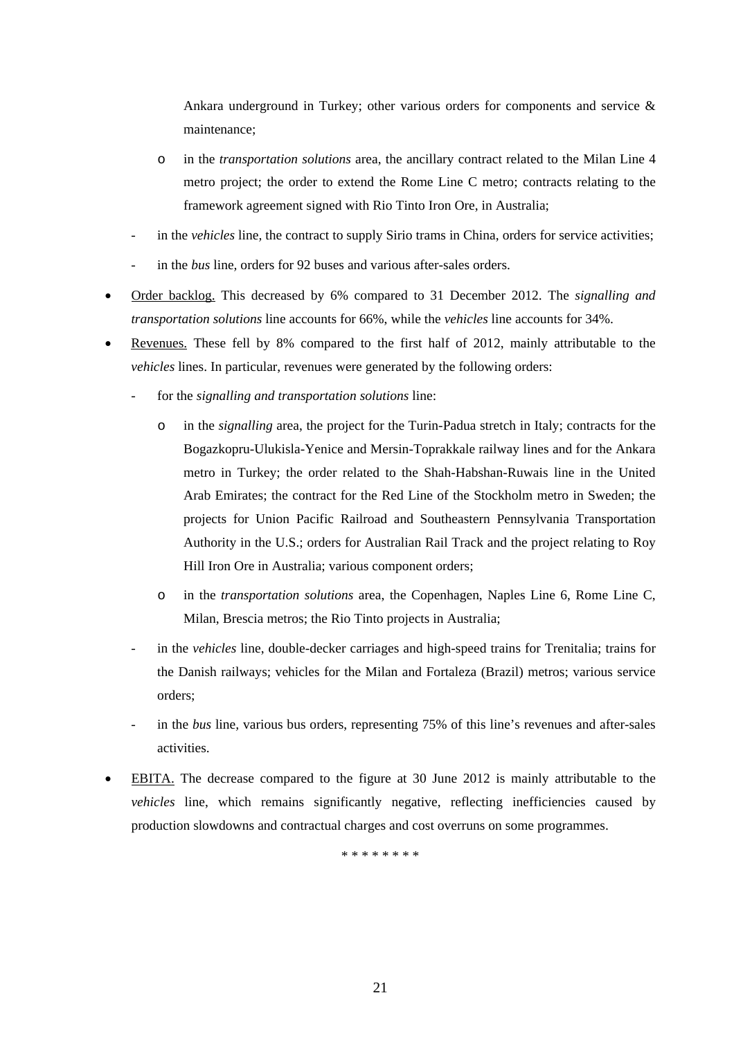- Ankara underground in Turkey; other various orders for components and service & maintenance;
    - in the *transportation solutions* area, the ancillary contract related to the Milan Line 4 metro project; the order to extend the Rome Line C metro; contracts relating to the framework agreement signed with Rio Tinto Iron Ore, in Australia;
  - in the *vehicles* line, the contract to supply Sirio trams in China, orders for service activities;
  - in the *bus* line, orders for 92 buses and various after-sales orders.

- Order backlog. This decreased by 6% compared to 31 December 2012. The *signalling and transportation solutions* line accounts for 66%, while the *vehicles* line accounts for 34%.
- Revenues. These fell by 8% compared to the first half of 2012, mainly attributable to the *vehicles* lines. In particular, revenues were generated by the following orders:
  - for the *signalling and transportation solutions* line:
    - in the *signalling* area, the project for the Turin-Padua stretch in Italy; contracts for the Bogazkopru-Ulukisla-Yenice and Mersin-Toprakkale railway lines and for the Ankara metro in Turkey; the order related to the Shah-Habshan-Ruwais line in the United Arab Emirates; the contract for the Red Line of the Stockholm metro in Sweden; the projects for Union Pacific Railroad and Southeastern Pennsylvania Transportation Authority in the U.S.; orders for Australian Rail Track and the project relating to Roy Hill Iron Ore in Australia; various component orders;
    - in the *transportation solutions* area, the Copenhagen, Naples Line 6, Rome Line C, Milan, Brescia metros; the Rio Tinto projects in Australia;
  - in the *vehicles* line, double-decker carriages and high-speed trains for Trenitalia; trains for the Danish railways; vehicles for the Milan and Fortaleza (Brazil) metros; various service orders;
  - in the *bus* line, various bus orders, representing 75% of this line's revenues and after-sales activities.
- EBITA. The decrease compared to the figure at 30 June 2012 is mainly attributable to the *vehicles* line, which remains significantly negative, reflecting inefficiencies caused by production slowdowns and contractual charges and cost overruns on some programmes.

\* \* \* \* \* \* \* \*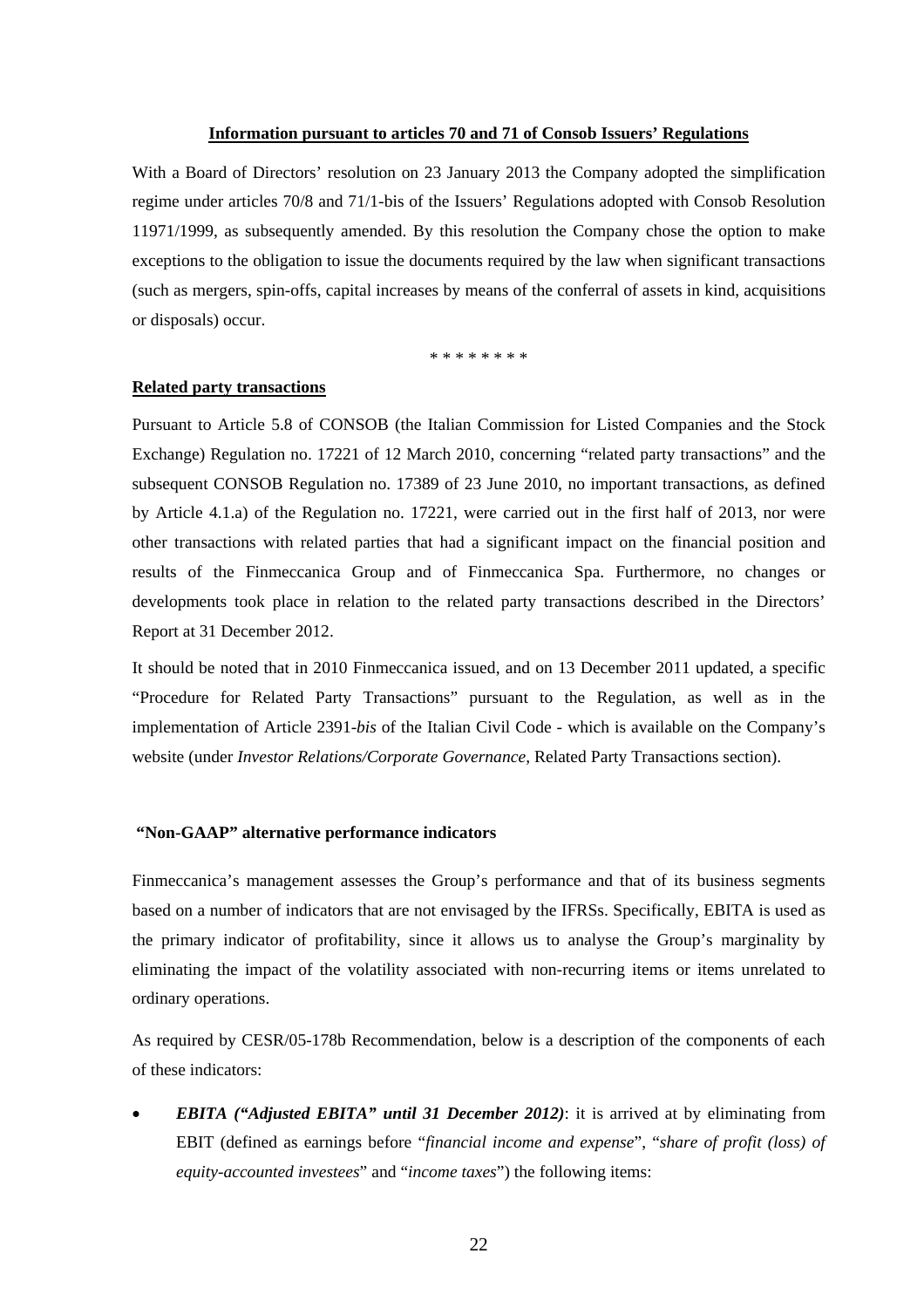**Information pursuant to articles 70 and 71 of Consob Issuers' Regulations**

With a Board of Directors' resolution on 23 January 2013 the Company adopted the simplification regime under articles 70/8 and 71/1-bis of the Issuers' Regulations adopted with Consob Resolution 11971/1999, as subsequently amended. By this resolution the Company chose the option to make exceptions to the obligation to issue the documents required by the law when significant transactions (such as mergers, spin-offs, capital increases by means of the conferral of assets in kind, acquisitions or disposals) occur.

\* \* \* \* \* \* \* \*

**Related party transactions**

Pursuant to Article 5.8 of CONSOB (the Italian Commission for Listed Companies and the Stock Exchange) Regulation no. 17221 of 12 March 2010, concerning "related party transactions" and the subsequent CONSOB Regulation no. 17389 of 23 June 2010, no important transactions, as defined by Article 4.1.a) of the Regulation no. 17221, were carried out in the first half of 2013, nor were other transactions with related parties that had a significant impact on the financial position and results of the Finmeccanica Group and of Finmeccanica Spa. Furthermore, no changes or developments took place in relation to the related party transactions described in the Directors' Report at 31 December 2012.

It should be noted that in 2010 Finmeccanica issued, and on 13 December 2011 updated, a specific "Procedure for Related Party Transactions" pursuant to the Regulation, as well as in the implementation of Article 2391-*bis* of the Italian Civil Code - which is available on the Company's website (under *Investor Relations/Corporate Governance*, Related Party Transactions section).

**"Non-GAAP" alternative performance indicators**

Finmeccanica's management assesses the Group's performance and that of its business segments based on a number of indicators that are not envisaged by the IFRSs. Specifically, EBITA is used as the primary indicator of profitability, since it allows us to analyse the Group's marginality by eliminating the impact of the volatility associated with non-recurring items or items unrelated to ordinary operations.

As required by CESR/05-178b Recommendation, below is a description of the components of each of these indicators:

- ***EBITA ("Adjusted EBITA" until 31 December 2012)***: it is arrived at by eliminating from EBIT (defined as earnings before "*financial income and expense*", "*share of profit (loss) of equity-accounted investees*" and "*income taxes*") the following items: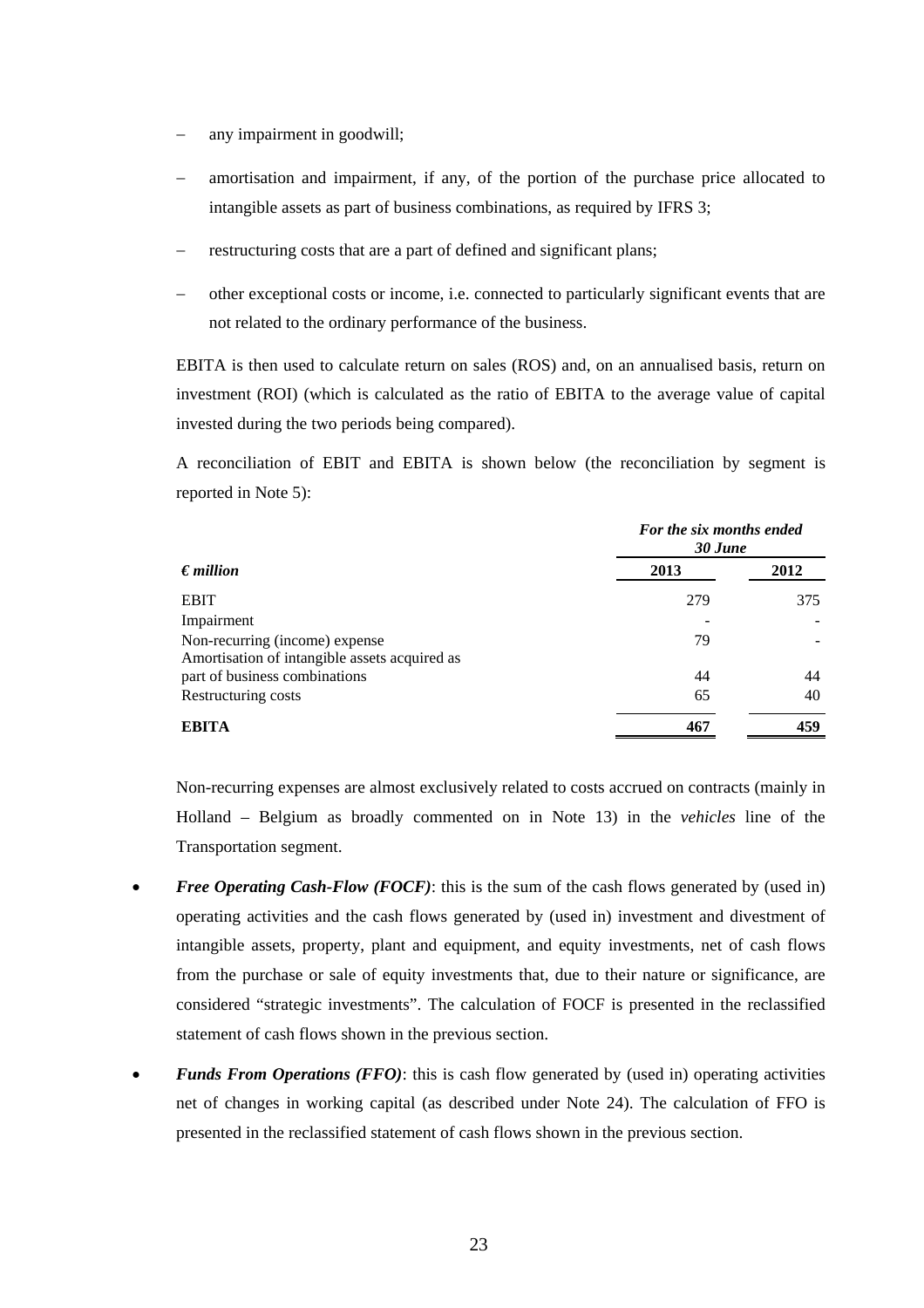- any impairment in goodwill;
- amortisation and impairment, if any, of the portion of the purchase price allocated to intangible assets as part of business combinations, as required by IFRS 3;
- restructuring costs that are a part of defined and significant plans;
- other exceptional costs or income, i.e. connected to particularly significant events that are not related to the ordinary performance of the business.

EBITA is then used to calculate return on sales (ROS) and, on an annualised basis, return on investment (ROI) (which is calculated as the ratio of EBITA to the average value of capital invested during the two periods being compared).

A reconciliation of EBIT and EBITA is shown below (the reconciliation by segment is reported in Note 5):

| | ***For the six months ended 30 June*** | |
|---|---|---|
| ***€ million*** | **2013** | **2012** |
| EBIT | 279 | 375 |
| Impairment | - | - |
| Non-recurring (income) expense | 79 | - |
| Amortisation of intangible assets acquired as part of business combinations | 44 | 44 |
| Restructuring costs | 65 | 40 |
| **EBITA** | **467** | **459** |

Non-recurring expenses are almost exclusively related to costs accrued on contracts (mainly in Holland – Belgium as broadly commented on in Note 13) in the *vehicles* line of the Transportation segment.

- ***Free Operating Cash-Flow (FOCF)***: this is the sum of the cash flows generated by (used in) operating activities and the cash flows generated by (used in) investment and divestment of intangible assets, property, plant and equipment, and equity investments, net of cash flows from the purchase or sale of equity investments that, due to their nature or significance, are considered "strategic investments". The calculation of FOCF is presented in the reclassified statement of cash flows shown in the previous section.
- ***Funds From Operations (FFO)***: this is cash flow generated by (used in) operating activities net of changes in working capital (as described under Note 24). The calculation of FFO is presented in the reclassified statement of cash flows shown in the previous section.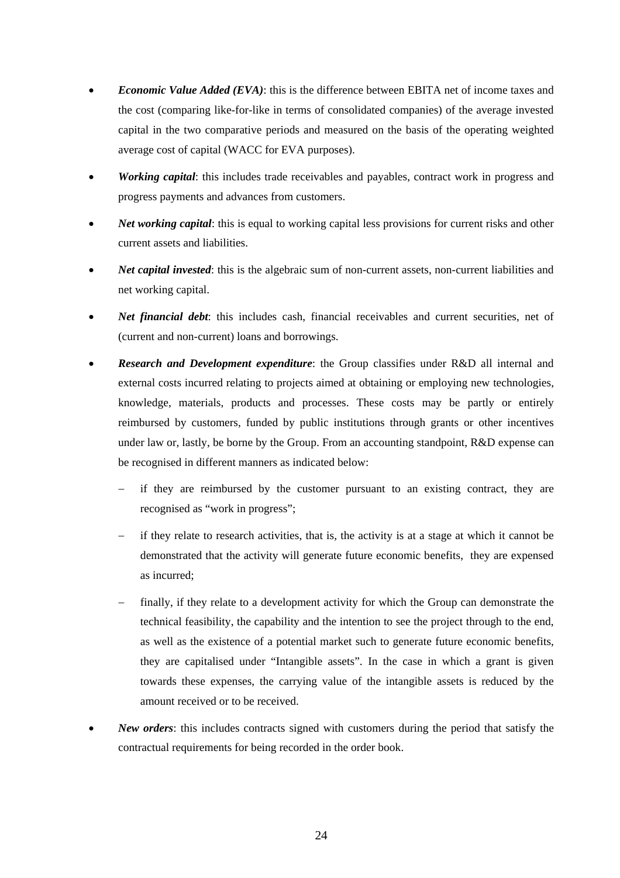- ***Economic Value Added (EVA)***: this is the difference between EBITA net of income taxes and the cost (comparing like-for-like in terms of consolidated companies) of the average invested capital in the two comparative periods and measured on the basis of the operating weighted average cost of capital (WACC for EVA purposes).

- ***Working capital***: this includes trade receivables and payables, contract work in progress and progress payments and advances from customers.

- ***Net working capital***: this is equal to working capital less provisions for current risks and other current assets and liabilities.

- ***Net capital invested***: this is the algebraic sum of non-current assets, non-current liabilities and net working capital.

- ***Net financial debt***: this includes cash, financial receivables and current securities, net of (current and non-current) loans and borrowings.

- ***Research and Development expenditure***: the Group classifies under R&D all internal and external costs incurred relating to projects aimed at obtaining or employing new technologies, knowledge, materials, products and processes. These costs may be partly or entirely reimbursed by customers, funded by public institutions through grants or other incentives under law or, lastly, be borne by the Group. From an accounting standpoint, R&D expense can be recognised in different manners as indicated below:

  - if they are reimbursed by the customer pursuant to an existing contract, they are recognised as "work in progress";

  - if they relate to research activities, that is, the activity is at a stage at which it cannot be demonstrated that the activity will generate future economic benefits, they are expensed as incurred;

  - finally, if they relate to a development activity for which the Group can demonstrate the technical feasibility, the capability and the intention to see the project through to the end, as well as the existence of a potential market such to generate future economic benefits, they are capitalised under "Intangible assets". In the case in which a grant is given towards these expenses, the carrying value of the intangible assets is reduced by the amount received or to be received.

- ***New orders***: this includes contracts signed with customers during the period that satisfy the contractual requirements for being recorded in the order book.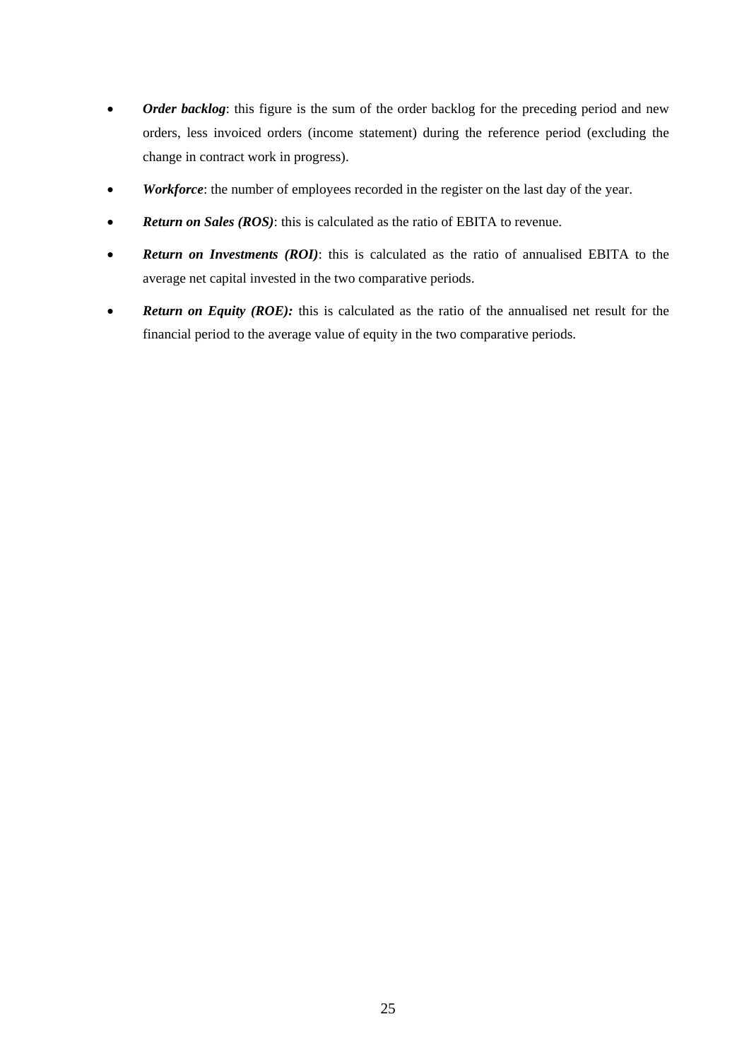- ***Order backlog***: this figure is the sum of the order backlog for the preceding period and new orders, less invoiced orders (income statement) during the reference period (excluding the change in contract work in progress).
- ***Workforce***: the number of employees recorded in the register on the last day of the year.
- ***Return on Sales (ROS)***: this is calculated as the ratio of EBITA to revenue.
- ***Return on Investments (ROI)***: this is calculated as the ratio of annualised EBITA to the average net capital invested in the two comparative periods.
- ***Return on Equity (ROE):*** this is calculated as the ratio of the annualised net result for the financial period to the average value of equity in the two comparative periods.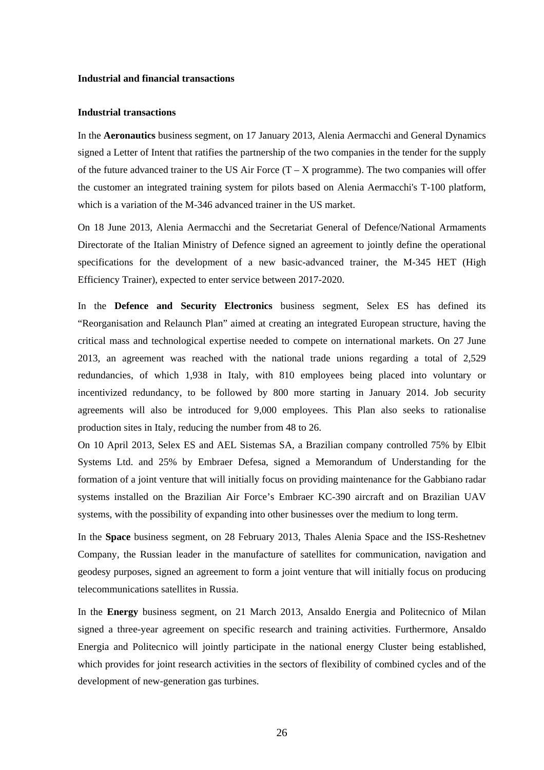**Industrial and financial transactions**

**Industrial transactions**

In the **Aeronautics** business segment, on 17 January 2013, Alenia Aermacchi and General Dynamics signed a Letter of Intent that ratifies the partnership of the two companies in the tender for the supply of the future advanced trainer to the US Air Force (T – X programme). The two companies will offer the customer an integrated training system for pilots based on Alenia Aermacchi's T-100 platform, which is a variation of the M-346 advanced trainer in the US market.

On 18 June 2013, Alenia Aermacchi and the Secretariat General of Defence/National Armaments Directorate of the Italian Ministry of Defence signed an agreement to jointly define the operational specifications for the development of a new basic-advanced trainer, the M-345 HET (High Efficiency Trainer), expected to enter service between 2017-2020.

In the **Defence and Security Electronics** business segment, Selex ES has defined its "Reorganisation and Relaunch Plan" aimed at creating an integrated European structure, having the critical mass and technological expertise needed to compete on international markets. On 27 June 2013, an agreement was reached with the national trade unions regarding a total of 2,529 redundancies, of which 1,938 in Italy, with 810 employees being placed into voluntary or incentivized redundancy, to be followed by 800 more starting in January 2014. Job security agreements will also be introduced for 9,000 employees. This Plan also seeks to rationalise production sites in Italy, reducing the number from 48 to 26.

On 10 April 2013, Selex ES and AEL Sistemas SA, a Brazilian company controlled 75% by Elbit Systems Ltd. and 25% by Embraer Defesa, signed a Memorandum of Understanding for the formation of a joint venture that will initially focus on providing maintenance for the Gabbiano radar systems installed on the Brazilian Air Force's Embraer KC-390 aircraft and on Brazilian UAV systems, with the possibility of expanding into other businesses over the medium to long term.

In the **Space** business segment, on 28 February 2013, Thales Alenia Space and the ISS-Reshetnev Company, the Russian leader in the manufacture of satellites for communication, navigation and geodesy purposes, signed an agreement to form a joint venture that will initially focus on producing telecommunications satellites in Russia.

In the **Energy** business segment, on 21 March 2013, Ansaldo Energia and Politecnico of Milan signed a three-year agreement on specific research and training activities. Furthermore, Ansaldo Energia and Politecnico will jointly participate in the national energy Cluster being established, which provides for joint research activities in the sectors of flexibility of combined cycles and of the development of new-generation gas turbines.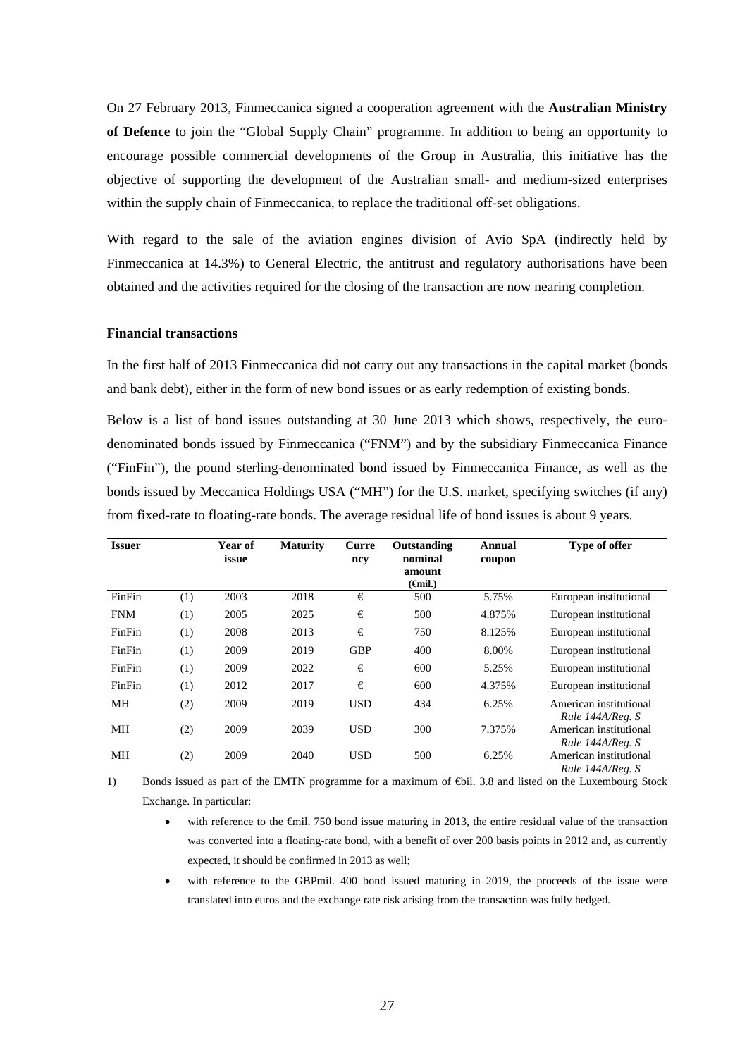On 27 February 2013, Finmeccanica signed a cooperation agreement with the **Australian Ministry of Defence** to join the "Global Supply Chain" programme. In addition to being an opportunity to encourage possible commercial developments of the Group in Australia, this initiative has the objective of supporting the development of the Australian small- and medium-sized enterprises within the supply chain of Finmeccanica, to replace the traditional off-set obligations.

With regard to the sale of the aviation engines division of Avio SpA (indirectly held by Finmeccanica at 14.3%) to General Electric, the antitrust and regulatory authorisations have been obtained and the activities required for the closing of the transaction are now nearing completion.

**Financial transactions**

In the first half of 2013 Finmeccanica did not carry out any transactions in the capital market (bonds and bank debt), either in the form of new bond issues or as early redemption of existing bonds.

Below is a list of bond issues outstanding at 30 June 2013 which shows, respectively, the euro-denominated bonds issued by Finmeccanica ("FNM") and by the subsidiary Finmeccanica Finance ("FinFin"), the pound sterling-denominated bond issued by Finmeccanica Finance, as well as the bonds issued by Meccanica Holdings USA ("MH") for the U.S. market, specifying switches (if any) from fixed-rate to floating-rate bonds. The average residual life of bond issues is about 9 years.

| Issuer | | Year of issue | Maturity | Currency | Outstanding nominal amount (€mil.) | Annual coupon | Type of offer |
|---|---|---|---|---|---|---|---|
| FinFin | (1) | 2003 | 2018 | € | 500 | 5.75% | European institutional |
| FNM | (1) | 2005 | 2025 | € | 500 | 4.875% | European institutional |
| FinFin | (1) | 2008 | 2013 | € | 750 | 8.125% | European institutional |
| FinFin | (1) | 2009 | 2019 | GBP | 400 | 8.00% | European institutional |
| FinFin | (1) | 2009 | 2022 | € | 600 | 5.25% | European institutional |
| FinFin | (1) | 2012 | 2017 | € | 600 | 4.375% | European institutional |
| MH | (2) | 2009 | 2019 | USD | 434 | 6.25% | American institutional *Rule 144A/Reg. S* |
| MH | (2) | 2009 | 2039 | USD | 300 | 7.375% | American institutional *Rule 144A/Reg. S* |
| MH | (2) | 2009 | 2040 | USD | 500 | 6.25% | American institutional *Rule 144A/Reg. S* |

1) Bonds issued as part of the EMTN programme for a maximum of €bil. 3.8 and listed on the Luxembourg Stock Exchange. In particular:

- with reference to the €mil. 750 bond issue maturing in 2013, the entire residual value of the transaction was converted into a floating-rate bond, with a benefit of over 200 basis points in 2012 and, as currently expected, it should be confirmed in 2013 as well;
- with reference to the GBPmil. 400 bond issued maturing in 2019, the proceeds of the issue were translated into euros and the exchange rate risk arising from the transaction was fully hedged.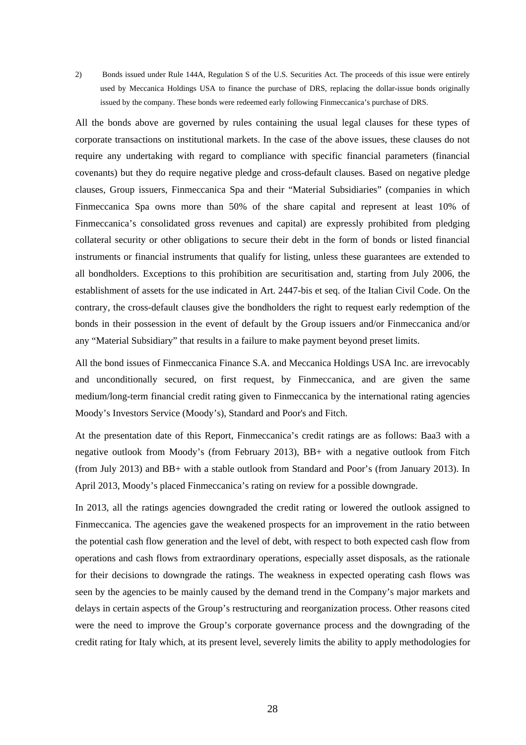2) Bonds issued under Rule 144A, Regulation S of the U.S. Securities Act. The proceeds of this issue were entirely used by Meccanica Holdings USA to finance the purchase of DRS, replacing the dollar-issue bonds originally issued by the company. These bonds were redeemed early following Finmeccanica's purchase of DRS.

All the bonds above are governed by rules containing the usual legal clauses for these types of corporate transactions on institutional markets. In the case of the above issues, these clauses do not require any undertaking with regard to compliance with specific financial parameters (financial covenants) but they do require negative pledge and cross-default clauses. Based on negative pledge clauses, Group issuers, Finmeccanica Spa and their "Material Subsidiaries" (companies in which Finmeccanica Spa owns more than 50% of the share capital and represent at least 10% of Finmeccanica's consolidated gross revenues and capital) are expressly prohibited from pledging collateral security or other obligations to secure their debt in the form of bonds or listed financial instruments or financial instruments that qualify for listing, unless these guarantees are extended to all bondholders. Exceptions to this prohibition are securitisation and, starting from July 2006, the establishment of assets for the use indicated in Art. 2447-bis et seq. of the Italian Civil Code. On the contrary, the cross-default clauses give the bondholders the right to request early redemption of the bonds in their possession in the event of default by the Group issuers and/or Finmeccanica and/or any "Material Subsidiary" that results in a failure to make payment beyond preset limits.

All the bond issues of Finmeccanica Finance S.A. and Meccanica Holdings USA Inc. are irrevocably and unconditionally secured, on first request, by Finmeccanica, and are given the same medium/long-term financial credit rating given to Finmeccanica by the international rating agencies Moody's Investors Service (Moody's), Standard and Poor's and Fitch.

At the presentation date of this Report, Finmeccanica's credit ratings are as follows: Baa3 with a negative outlook from Moody's (from February 2013), BB+ with a negative outlook from Fitch (from July 2013) and BB+ with a stable outlook from Standard and Poor's (from January 2013). In April 2013, Moody's placed Finmeccanica's rating on review for a possible downgrade.

In 2013, all the ratings agencies downgraded the credit rating or lowered the outlook assigned to Finmeccanica. The agencies gave the weakened prospects for an improvement in the ratio between the potential cash flow generation and the level of debt, with respect to both expected cash flow from operations and cash flows from extraordinary operations, especially asset disposals, as the rationale for their decisions to downgrade the ratings. The weakness in expected operating cash flows was seen by the agencies to be mainly caused by the demand trend in the Company's major markets and delays in certain aspects of the Group's restructuring and reorganization process. Other reasons cited were the need to improve the Group's corporate governance process and the downgrading of the credit rating for Italy which, at its present level, severely limits the ability to apply methodologies for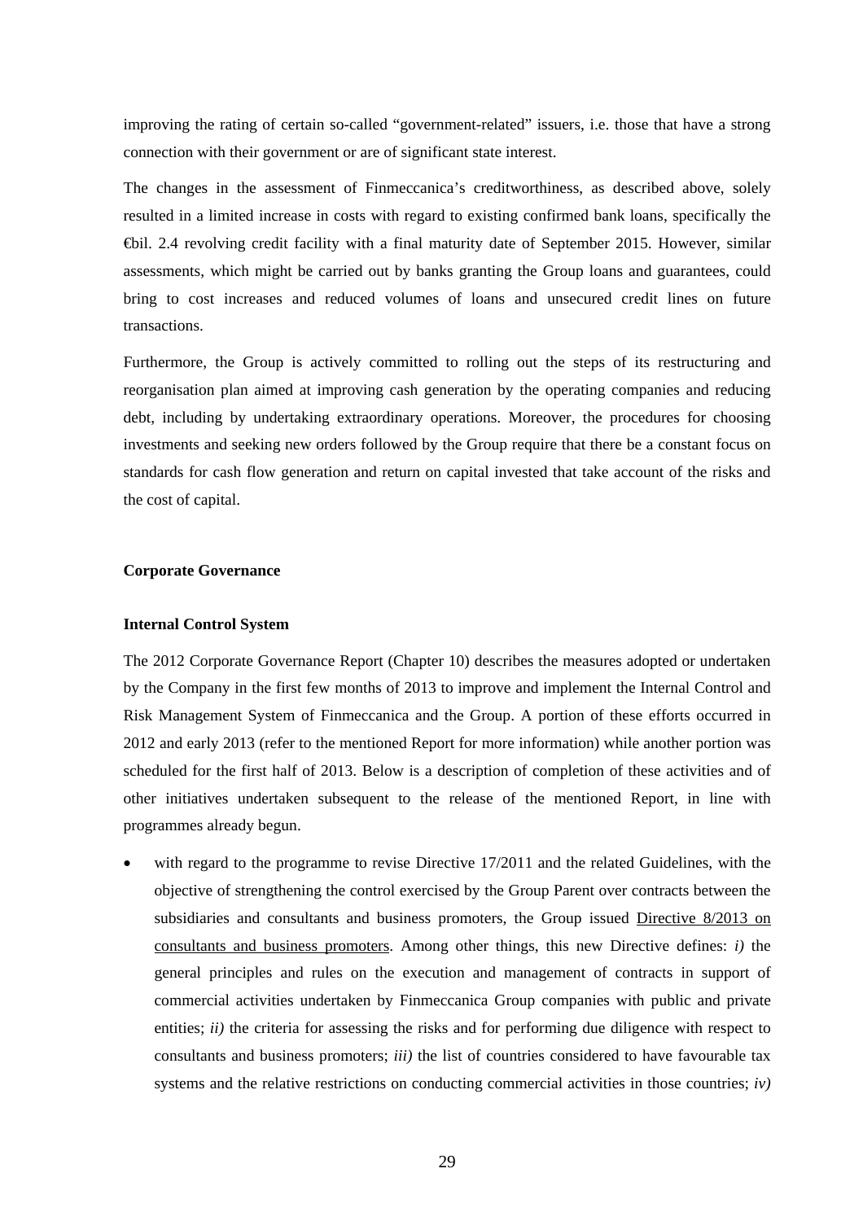improving the rating of certain so-called "government-related" issuers, i.e. those that have a strong connection with their government or are of significant state interest.

The changes in the assessment of Finmeccanica's creditworthiness, as described above, solely resulted in a limited increase in costs with regard to existing confirmed bank loans, specifically the €bil. 2.4 revolving credit facility with a final maturity date of September 2015. However, similar assessments, which might be carried out by banks granting the Group loans and guarantees, could bring to cost increases and reduced volumes of loans and unsecured credit lines on future transactions.

Furthermore, the Group is actively committed to rolling out the steps of its restructuring and reorganisation plan aimed at improving cash generation by the operating companies and reducing debt, including by undertaking extraordinary operations. Moreover, the procedures for choosing investments and seeking new orders followed by the Group require that there be a constant focus on standards for cash flow generation and return on capital invested that take account of the risks and the cost of capital.

**Corporate Governance**

**Internal Control System**

The 2012 Corporate Governance Report (Chapter 10) describes the measures adopted or undertaken by the Company in the first few months of 2013 to improve and implement the Internal Control and Risk Management System of Finmeccanica and the Group. A portion of these efforts occurred in 2012 and early 2013 (refer to the mentioned Report for more information) while another portion was scheduled for the first half of 2013. Below is a description of completion of these activities and of other initiatives undertaken subsequent to the release of the mentioned Report, in line with programmes already begun.

- with regard to the programme to revise Directive 17/2011 and the related Guidelines, with the objective of strengthening the control exercised by the Group Parent over contracts between the subsidiaries and consultants and business promoters, the Group issued Directive 8/2013 on consultants and business promoters. Among other things, this new Directive defines: *i)* the general principles and rules on the execution and management of contracts in support of commercial activities undertaken by Finmeccanica Group companies with public and private entities; *ii)* the criteria for assessing the risks and for performing due diligence with respect to consultants and business promoters; *iii)* the list of countries considered to have favourable tax systems and the relative restrictions on conducting commercial activities in those countries; *iv)*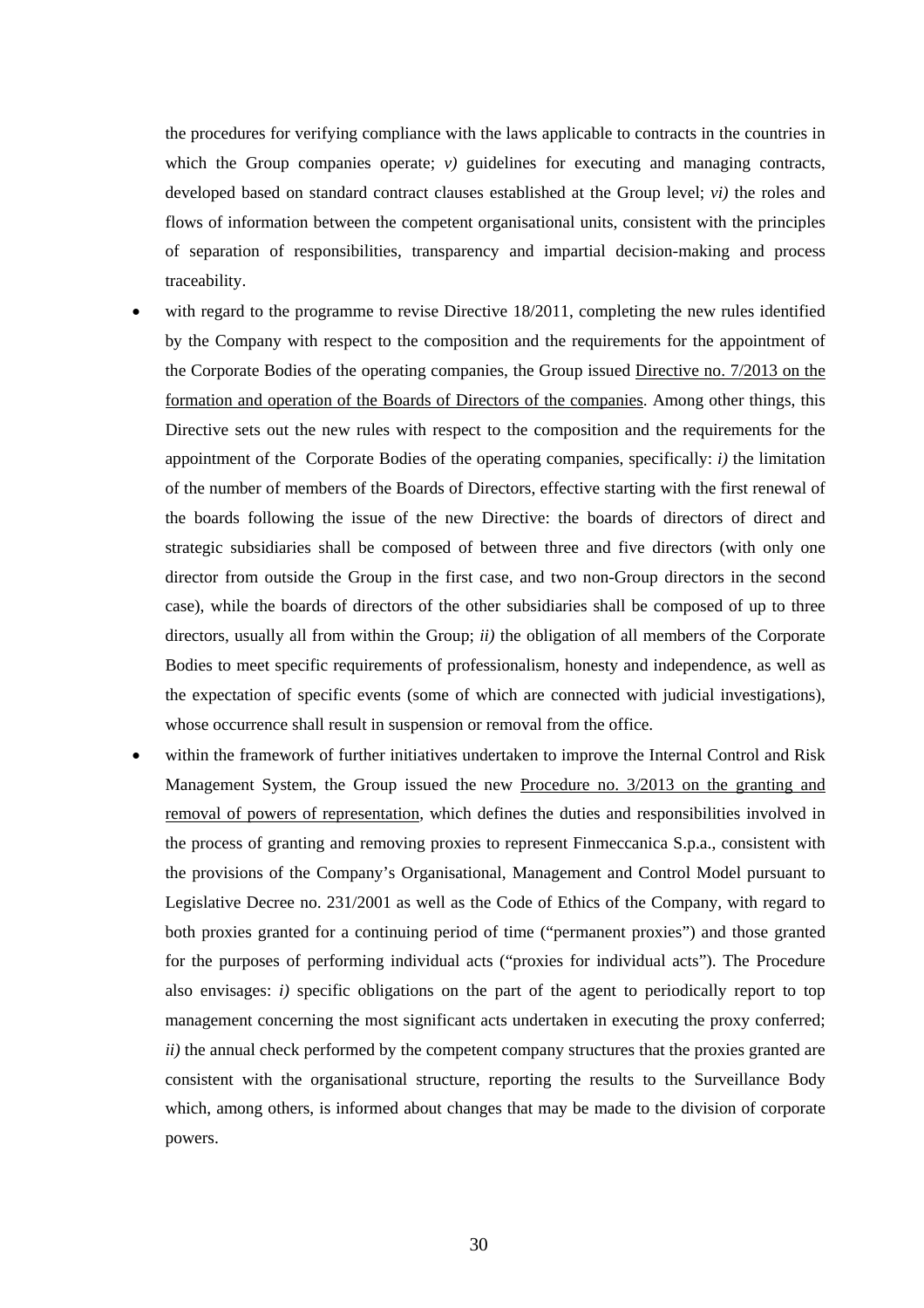the procedures for verifying compliance with the laws applicable to contracts in the countries in which the Group companies operate; *v)* guidelines for executing and managing contracts, developed based on standard contract clauses established at the Group level; *vi)* the roles and flows of information between the competent organisational units, consistent with the principles of separation of responsibilities, transparency and impartial decision-making and process traceability.

- with regard to the programme to revise Directive 18/2011, completing the new rules identified by the Company with respect to the composition and the requirements for the appointment of the Corporate Bodies of the operating companies, the Group issued <u>Directive no. 7/2013 on the formation and operation of the Boards of Directors of the companies</u>. Among other things, this Directive sets out the new rules with respect to the composition and the requirements for the appointment of the Corporate Bodies of the operating companies, specifically: *i)* the limitation of the number of members of the Boards of Directors, effective starting with the first renewal of the boards following the issue of the new Directive: the boards of directors of direct and strategic subsidiaries shall be composed of between three and five directors (with only one director from outside the Group in the first case, and two non-Group directors in the second case), while the boards of directors of the other subsidiaries shall be composed of up to three directors, usually all from within the Group; *ii)* the obligation of all members of the Corporate Bodies to meet specific requirements of professionalism, honesty and independence, as well as the expectation of specific events (some of which are connected with judicial investigations), whose occurrence shall result in suspension or removal from the office.
- within the framework of further initiatives undertaken to improve the Internal Control and Risk Management System, the Group issued the new <u>Procedure no. 3/2013 on the granting and removal of powers of representation</u>, which defines the duties and responsibilities involved in the process of granting and removing proxies to represent Finmeccanica S.p.a., consistent with the provisions of the Company's Organisational, Management and Control Model pursuant to Legislative Decree no. 231/2001 as well as the Code of Ethics of the Company, with regard to both proxies granted for a continuing period of time ("permanent proxies") and those granted for the purposes of performing individual acts ("proxies for individual acts"). The Procedure also envisages: *i)* specific obligations on the part of the agent to periodically report to top management concerning the most significant acts undertaken in executing the proxy conferred; *ii)* the annual check performed by the competent company structures that the proxies granted are consistent with the organisational structure, reporting the results to the Surveillance Body which, among others, is informed about changes that may be made to the division of corporate powers.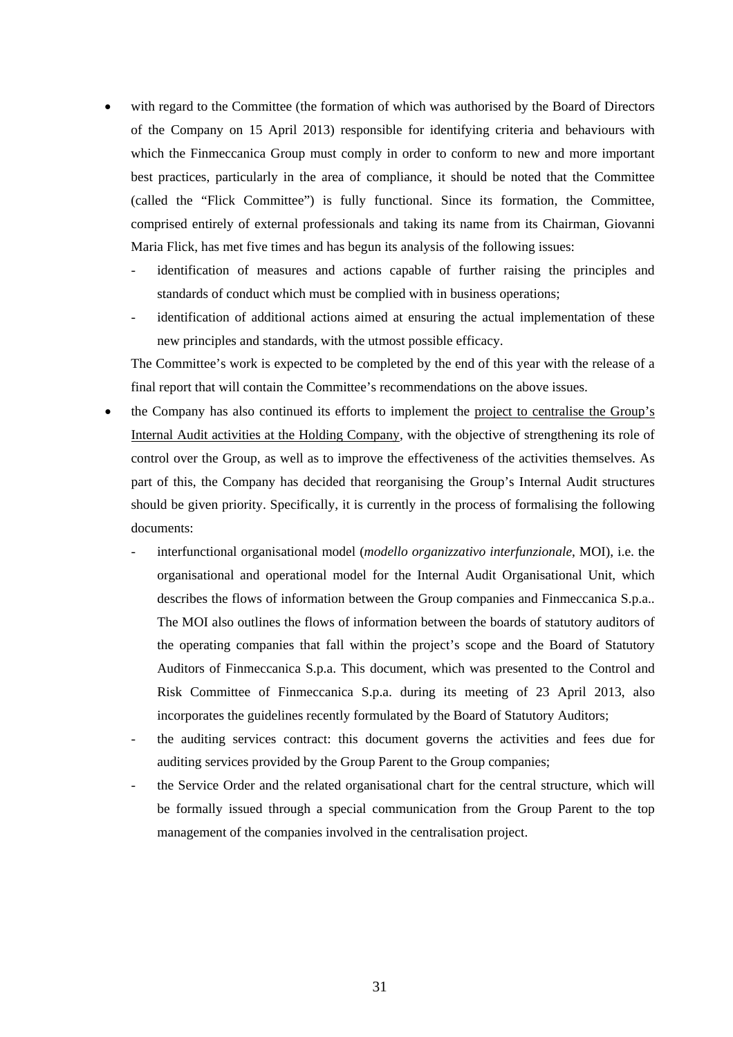- with regard to the Committee (the formation of which was authorised by the Board of Directors of the Company on 15 April 2013) responsible for identifying criteria and behaviours with which the Finmeccanica Group must comply in order to conform to new and more important best practices, particularly in the area of compliance, it should be noted that the Committee (called the "Flick Committee") is fully functional. Since its formation, the Committee, comprised entirely of external professionals and taking its name from its Chairman, Giovanni Maria Flick, has met five times and has begun its analysis of the following issues:
  - identification of measures and actions capable of further raising the principles and standards of conduct which must be complied with in business operations;
  - identification of additional actions aimed at ensuring the actual implementation of these new principles and standards, with the utmost possible efficacy.

  The Committee's work is expected to be completed by the end of this year with the release of a final report that will contain the Committee's recommendations on the above issues.
- the Company has also continued its efforts to implement the project to centralise the Group's Internal Audit activities at the Holding Company, with the objective of strengthening its role of control over the Group, as well as to improve the effectiveness of the activities themselves. As part of this, the Company has decided that reorganising the Group's Internal Audit structures should be given priority. Specifically, it is currently in the process of formalising the following documents:
  - interfunctional organisational model (*modello organizzativo interfunzionale*, MOI), i.e. the organisational and operational model for the Internal Audit Organisational Unit, which describes the flows of information between the Group companies and Finmeccanica S.p.a.. The MOI also outlines the flows of information between the boards of statutory auditors of the operating companies that fall within the project's scope and the Board of Statutory Auditors of Finmeccanica S.p.a. This document, which was presented to the Control and Risk Committee of Finmeccanica S.p.a. during its meeting of 23 April 2013, also incorporates the guidelines recently formulated by the Board of Statutory Auditors;
  - the auditing services contract: this document governs the activities and fees due for auditing services provided by the Group Parent to the Group companies;
  - the Service Order and the related organisational chart for the central structure, which will be formally issued through a special communication from the Group Parent to the top management of the companies involved in the centralisation project.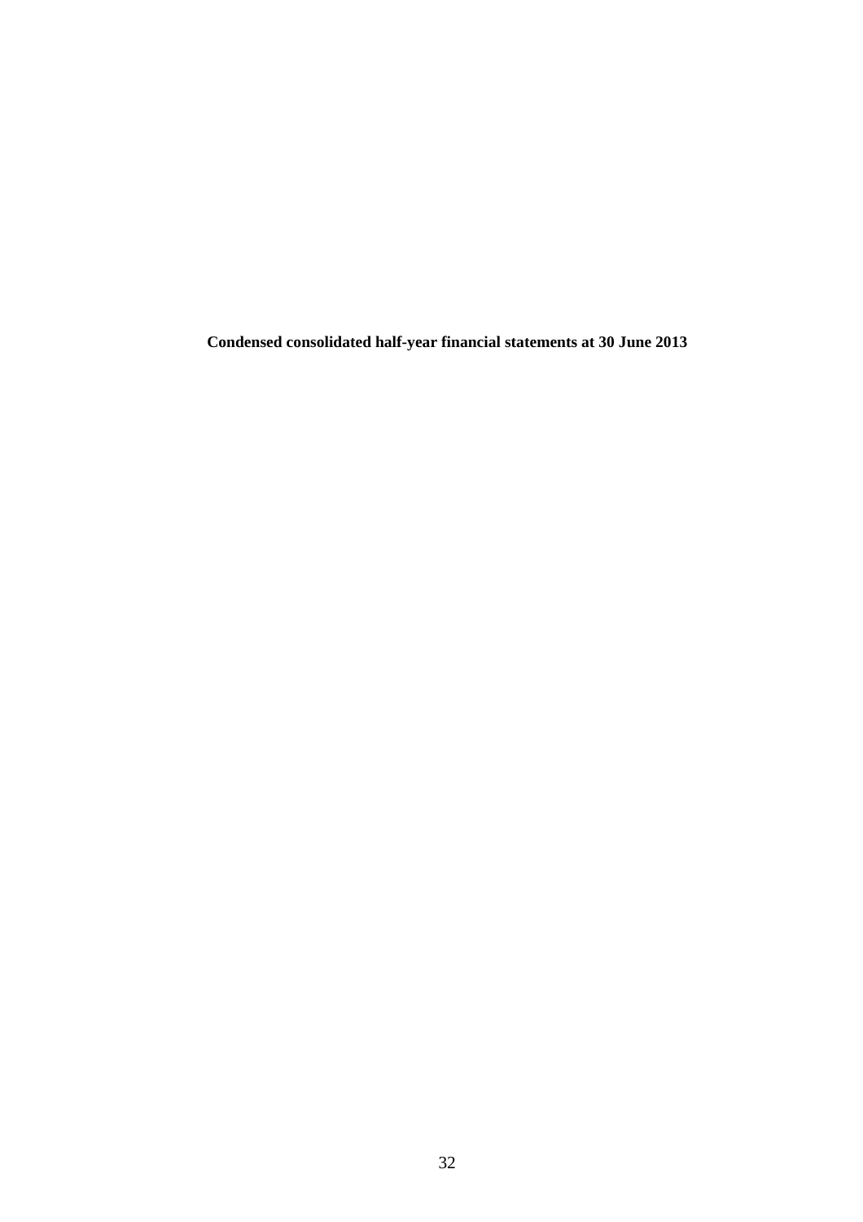**Condensed consolidated half-year financial statements at 30 June 2013**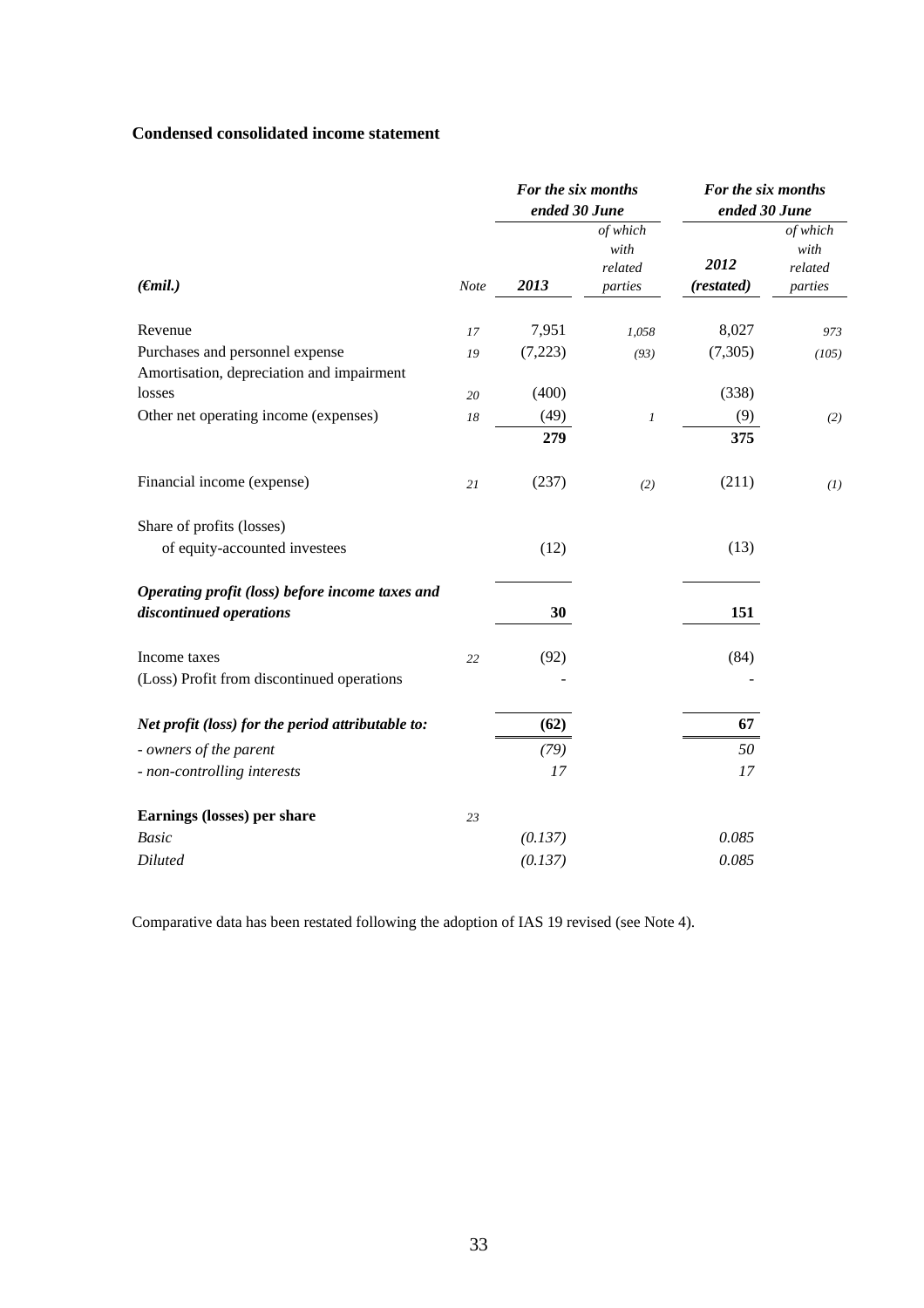## Condensed consolidated income statement

| (€mil.) | Note | *For the six months ended 30 June* 2013 | *of which with related parties* | *For the six months ended 30 June* 2012 (restated) | *of which with related parties* |
|---|---|---|---|---|---|
| Revenue | 17 | 7,951 | 1,058 | 8,027 | 973 |
| Purchases and personnel expense | 19 | (7,223) | (93) | (7,305) | (105) |
| Amortisation, depreciation and impairment losses | 20 | (400) | | (338) | |
| Other net operating income (expenses) | 18 | (49) | 1 | (9) | (2) |
| | | **279** | | **375** | |
| Financial income (expense) | 21 | (237) | (2) | (211) | (1) |
| Share of profits (losses) of equity-accounted investees | | (12) | | (13) | |
| ***Operating profit (loss) before income taxes and discontinued operations*** | | **30** | | **151** | |
| Income taxes | 22 | (92) | | (84) | |
| (Loss) Profit from discontinued operations | | - | | - | |
| ***Net profit (loss) for the period attributable to:*** | | **(62)** | | **67** | |
| *- owners of the parent* | | *(79)* | | *50* | |
| *- non-controlling interests* | | *17* | | *17* | |
| **Earnings (losses) per share** | 23 | | | | |
| *Basic* | | *(0.137)* | | *0.085* | |
| *Diluted* | | *(0.137)* | | *0.085* | |

Comparative data has been restated following the adoption of IAS 19 revised (see Note 4).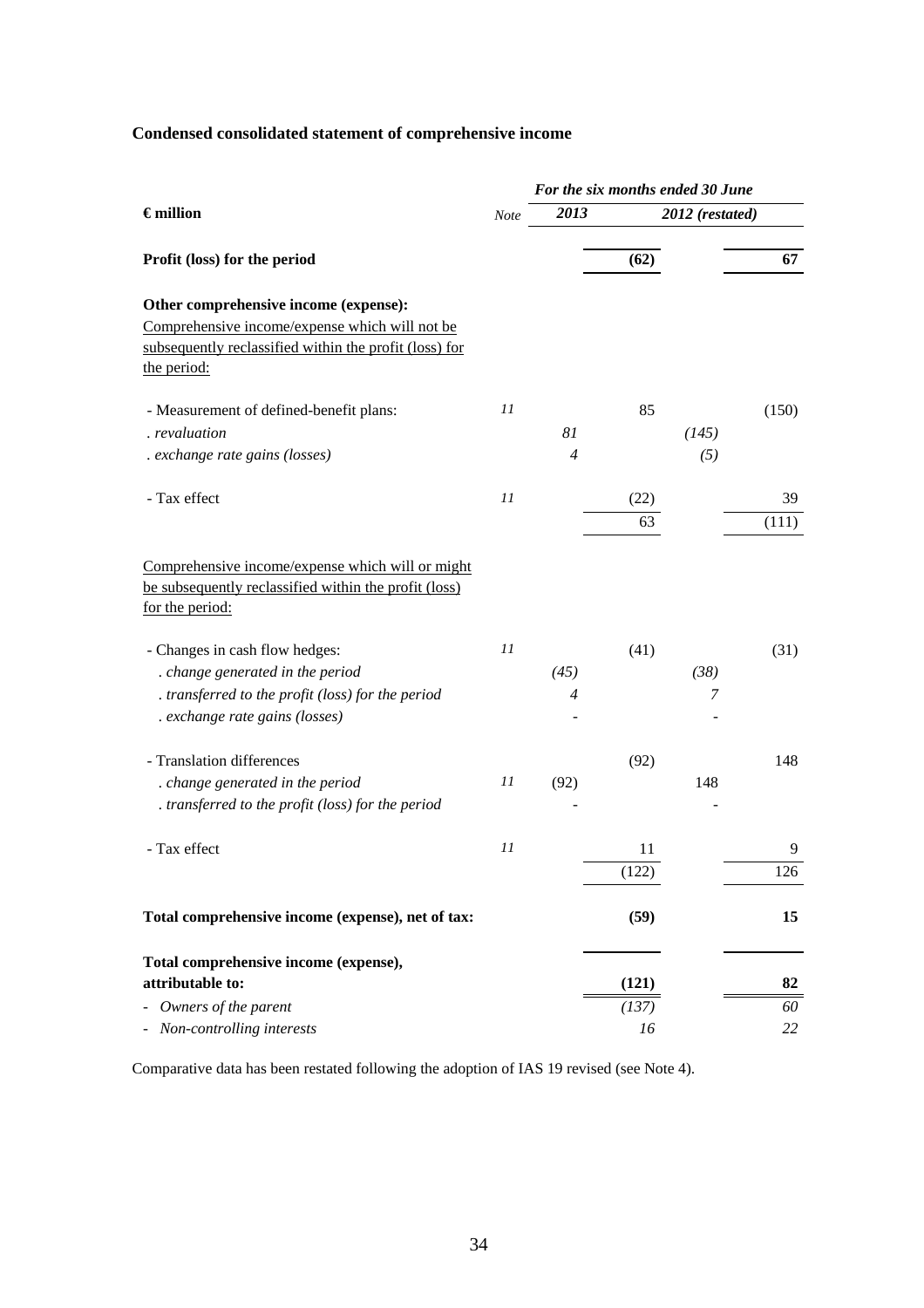## Condensed consolidated statement of comprehensive income

| € million | Note | For the six months ended 30 June | | | |
|---|---|---|---|---|---|
| | | *2013* | | *2012 (restated)* | |
| **Profit (loss) for the period** | | | **(62)** | | **67** |
| **Other comprehensive income (expense):** | | | | | |
| Comprehensive income/expense which will not be subsequently reclassified within the profit (loss) for the period: | | | | | |
| - Measurement of defined-benefit plans: | *11* | | 85 | | (150) |
| *. revaluation* | | *81* | | *(145)* | |
| *. exchange rate gains (losses)* | | *4* | | *(5)* | |
| - Tax effect | *11* | | (22) | | 39 |
| | | | 63 | | (111) |
| Comprehensive income/expense which will or might be subsequently reclassified within the profit (loss) for the period: | | | | | |
| - Changes in cash flow hedges: | *11* | | (41) | | (31) |
| *. change generated in the period* | | *(45)* | | *(38)* | |
| *. transferred to the profit (loss) for the period* | | *4* | | *7* | |
| *. exchange rate gains (losses)* | | *-* | | *-* | |
| - Translation differences | | | (92) | | 148 |
| *. change generated in the period* | *11* | (92) | | 148 | |
| *. transferred to the profit (loss) for the period* | | - | | - | |
| - Tax effect | *11* | | 11 | | 9 |
| | | | (122) | | 126 |
| **Total comprehensive income (expense), net of tax:** | | | **(59)** | | **15** |
| **Total comprehensive income (expense), attributable to:** | | | **(121)** | | **82** |
| - *Owners of the parent* | | | *(137)* | | *60* |
| - *Non-controlling interests* | | | *16* | | *22* |

Comparative data has been restated following the adoption of IAS 19 revised (see Note 4).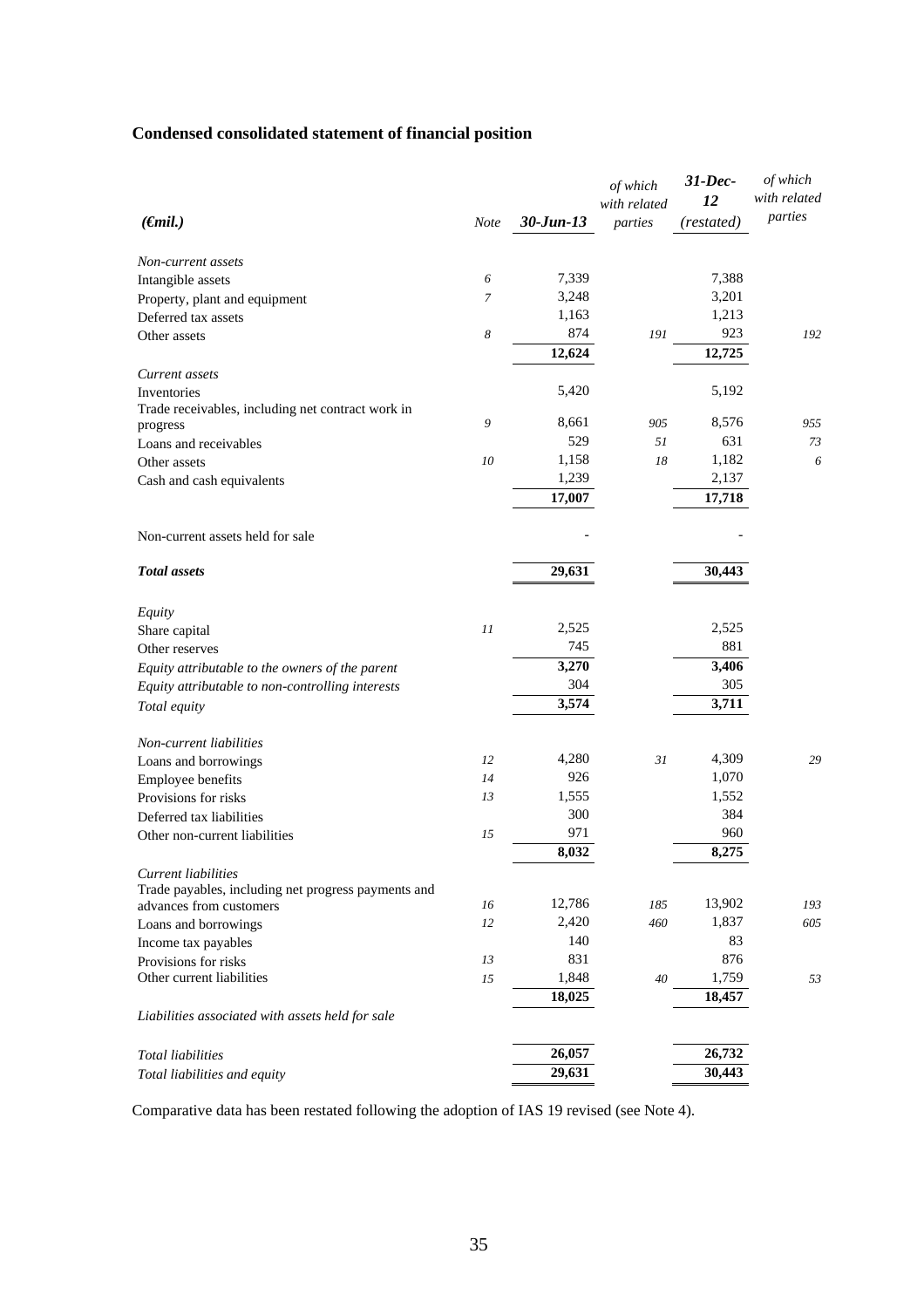## Condensed consolidated statement of financial position

| *(€mil.)* | *Note* | ***30-Jun-13*** | *of which with related parties* | ***31-Dec-12*** *(restated)* | *of which with related parties* |
|---|---|---|---|---|---|
| *Non-current assets* | | | | | |
| Intangible assets | *6* | 7,339 | | 7,388 | |
| Property, plant and equipment | *7* | 3,248 | | 3,201 | |
| Deferred tax assets | | 1,163 | | 1,213 | |
| Other assets | *8* | 874 | *191* | 923 | *192* |
| | | **12,624** | | **12,725** | |
| *Current assets* | | | | | |
| Inventories | | 5,420 | | 5,192 | |
| Trade receivables, including net contract work in progress | *9* | 8,661 | *905* | 8,576 | *955* |
| Loans and receivables | | 529 | *51* | 631 | *73* |
| Other assets | *10* | 1,158 | *18* | 1,182 | *6* |
| Cash and cash equivalents | | 1,239 | | 2,137 | |
| | | **17,007** | | **17,718** | |
| Non-current assets held for sale | | - | | - | |
| ***Total assets*** | | **29,631** | | **30,443** | |
| *Equity* | | | | | |
| Share capital | *11* | 2,525 | | 2,525 | |
| Other reserves | | 745 | | 881 | |
| *Equity attributable to the owners of the parent* | | **3,270** | | **3,406** | |
| *Equity attributable to non-controlling interests* | | 304 | | 305 | |
| *Total equity* | | **3,574** | | **3,711** | |
| *Non-current liabilities* | | | | | |
| Loans and borrowings | *12* | 4,280 | *31* | 4,309 | *29* |
| Employee benefits | *14* | 926 | | 1,070 | |
| Provisions for risks | *13* | 1,555 | | 1,552 | |
| Deferred tax liabilities | | 300 | | 384 | |
| Other non-current liabilities | *15* | 971 | | 960 | |
| | | **8,032** | | **8,275** | |
| *Current liabilities* | | | | | |
| Trade payables, including net progress payments and advances from customers | *16* | 12,786 | *185* | 13,902 | *193* |
| Loans and borrowings | *12* | 2,420 | *460* | 1,837 | *605* |
| Income tax payables | | 140 | | 83 | |
| Provisions for risks | *13* | 831 | | 876 | |
| Other current liabilities | *15* | 1,848 | *40* | 1,759 | *53* |
| | | **18,025** | | **18,457** | |
| *Liabilities associated with assets held for sale* | | | | | |
| *Total liabilities* | | **26,057** | | **26,732** | |
| *Total liabilities and equity* | | **29,631** | | **30,443** | |

Comparative data has been restated following the adoption of IAS 19 revised (see Note 4).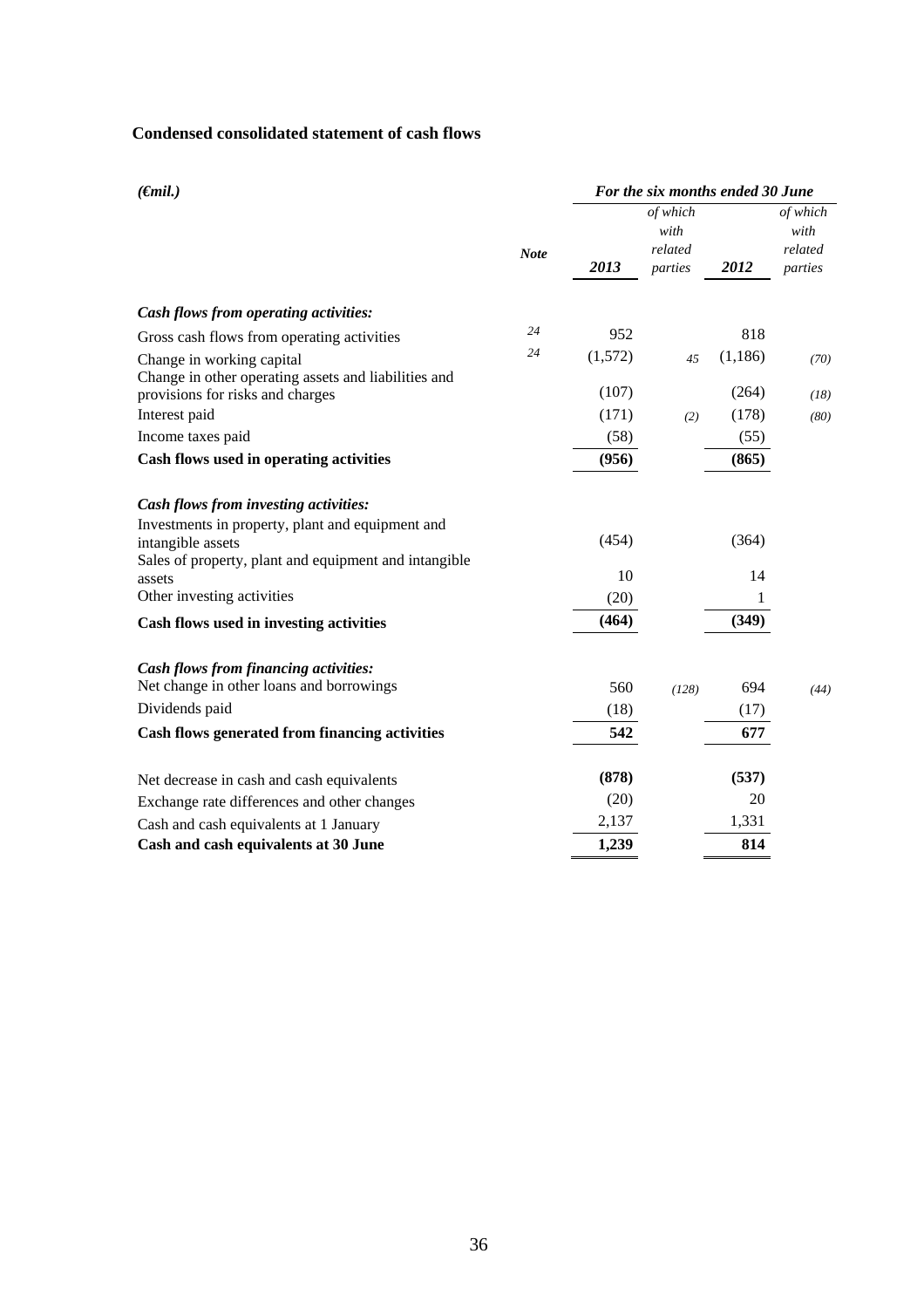## Condensed consolidated statement of cash flows

| *(€mil.)* | | *For the six months ended 30 June* | | | |
|---|---|---|---|---|---|
| | ***Note*** | ***2013*** | *of which with related parties* | ***2012*** | *of which with related parties* |
| ***Cash flows from operating activities:*** | | | | | |
| Gross cash flows from operating activities | *24* | 952 | | 818 | |
| Change in working capital | *24* | (1,572) | *45* | (1,186) | *(70)* |
| Change in other operating assets and liabilities and provisions for risks and charges | | (107) | | (264) | *(18)* |
| Interest paid | | (171) | *(2)* | (178) | *(80)* |
| Income taxes paid | | (58) | | (55) | |
| **Cash flows used in operating activities** | | **(956)** | | **(865)** | |
| ***Cash flows from investing activities:*** | | | | | |
| Investments in property, plant and equipment and intangible assets | | (454) | | (364) | |
| Sales of property, plant and equipment and intangible assets | | 10 | | 14 | |
| Other investing activities | | (20) | | 1 | |
| **Cash flows used in investing activities** | | **(464)** | | **(349)** | |
| ***Cash flows from financing activities:*** | | | | | |
| Net change in other loans and borrowings | | 560 | *(128)* | 694 | *(44)* |
| Dividends paid | | (18) | | (17) | |
| **Cash flows generated from financing activities** | | **542** | | **677** | |
| Net decrease in cash and cash equivalents | | **(878)** | | **(537)** | |
| Exchange rate differences and other changes | | (20) | | 20 | |
| Cash and cash equivalents at 1 January | | 2,137 | | 1,331 | |
| **Cash and cash equivalents at 30 June** | | **1,239** | | **814** | |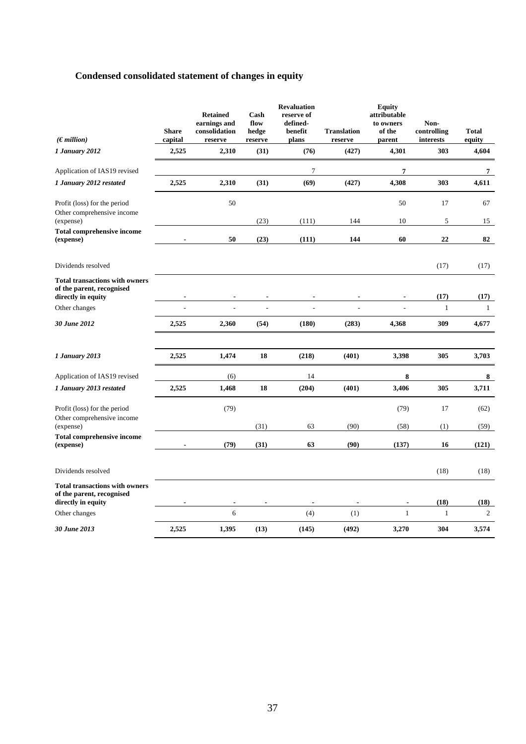## Condensed consolidated statement of changes in equity

| *(€ million)* | Share capital | Retained earnings and consolidation reserve | Cash flow hedge reserve | Revaluation reserve of defined-benefit plans | Translation reserve | Equity attributable to owners of the parent | Non-controlling interests | Total equity |
|---|---|---|---|---|---|---|---|---|
| ***1 January 2012*** | **2,525** | **2,310** | **(31)** | **(76)** | **(427)** | **4,301** | **303** | **4,604** |
| Application of IAS19 revised | | | | 7 | | **7** | | **7** |
| ***1 January 2012 restated*** | **2,525** | **2,310** | **(31)** | **(69)** | **(427)** | **4,308** | **303** | **4,611** |
| Profit (loss) for the period | | 50 | | | | 50 | 17 | 67 |
| Other comprehensive income (expense) | | | (23) | (111) | 144 | 10 | 5 | 15 |
| **Total comprehensive income (expense)** | **-** | **50** | **(23)** | **(111)** | **144** | **60** | **22** | **82** |
| Dividends resolved | | | | | | | (17) | (17) |
| **Total transactions with owners of the parent, recognised directly in equity** | **-** | **-** | **-** | **-** | **-** | **-** | **(17)** | **(17)** |
| Other changes | - | - | - | - | - | - | 1 | 1 |
| ***30 June 2012*** | **2,525** | **2,360** | **(54)** | **(180)** | **(283)** | **4,368** | **309** | **4,677** |
| ***1 January 2013*** | **2,525** | **1,474** | **18** | **(218)** | **(401)** | **3,398** | **305** | **3,703** |
| Application of IAS19 revised | | (6) | | 14 | | **8** | | **8** |
| ***1 January 2013 restated*** | **2,525** | **1,468** | **18** | **(204)** | **(401)** | **3,406** | **305** | **3,711** |
| Profit (loss) for the period | | (79) | | | | (79) | 17 | (62) |
| Other comprehensive income (expense) | | | (31) | 63 | (90) | (58) | (1) | (59) |
| **Total comprehensive income (expense)** | **-** | **(79)** | **(31)** | **63** | **(90)** | **(137)** | **16** | **(121)** |
| Dividends resolved | | | | | | | (18) | (18) |
| **Total transactions with owners of the parent, recognised directly in equity** | **-** | **-** | **-** | **-** | **-** | **-** | **(18)** | **(18)** |
| Other changes | | 6 | | (4) | (1) | 1 | 1 | 2 |
| ***30 June 2013*** | **2,525** | **1,395** | **(13)** | **(145)** | **(492)** | **3,270** | **304** | **3,574** |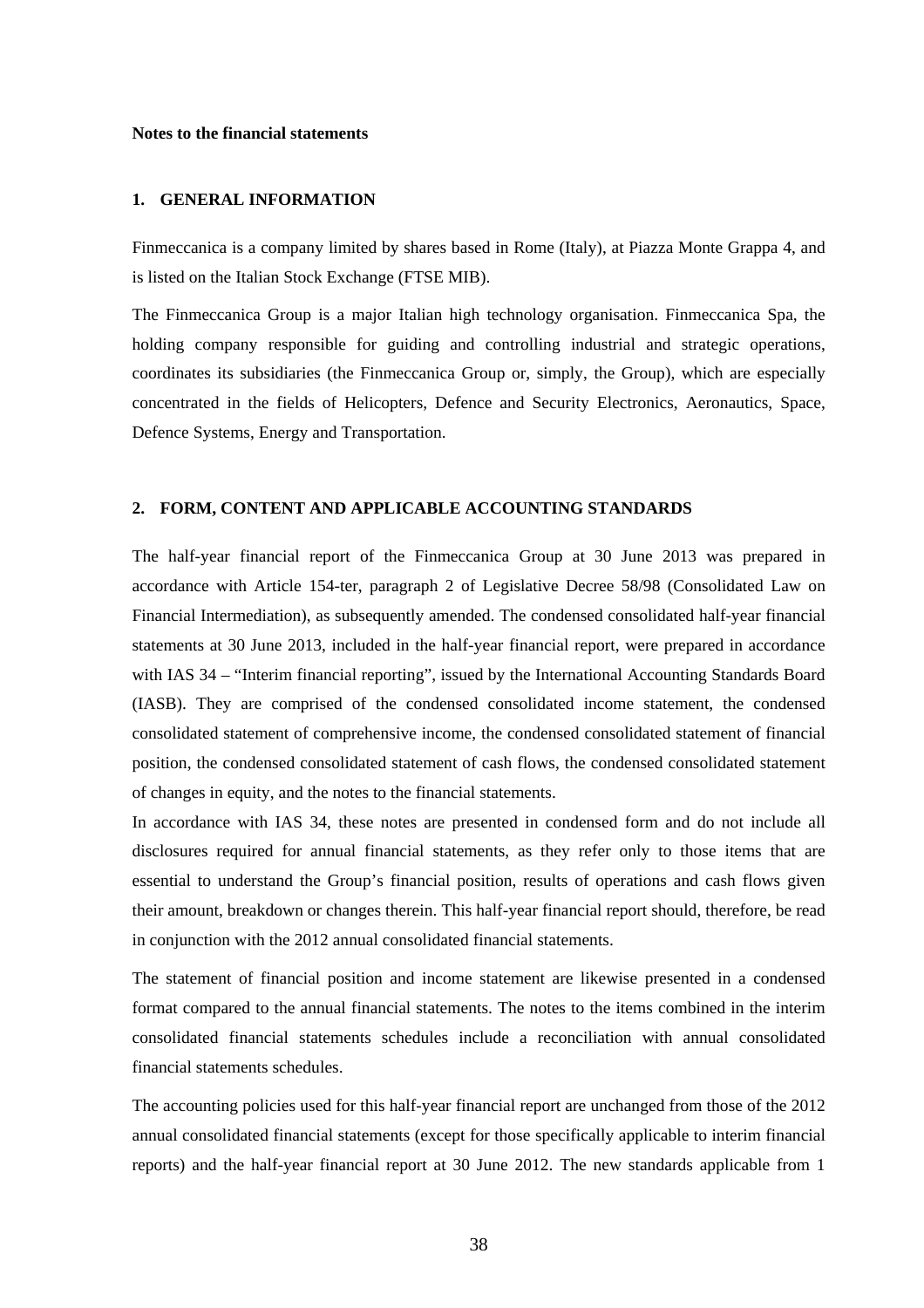**Notes to the financial statements**

## 1. GENERAL INFORMATION

Finmeccanica is a company limited by shares based in Rome (Italy), at Piazza Monte Grappa 4, and is listed on the Italian Stock Exchange (FTSE MIB).

The Finmeccanica Group is a major Italian high technology organisation. Finmeccanica Spa, the holding company responsible for guiding and controlling industrial and strategic operations, coordinates its subsidiaries (the Finmeccanica Group or, simply, the Group), which are especially concentrated in the fields of Helicopters, Defence and Security Electronics, Aeronautics, Space, Defence Systems, Energy and Transportation.

## 2. FORM, CONTENT AND APPLICABLE ACCOUNTING STANDARDS

The half-year financial report of the Finmeccanica Group at 30 June 2013 was prepared in accordance with Article 154-ter, paragraph 2 of Legislative Decree 58/98 (Consolidated Law on Financial Intermediation), as subsequently amended. The condensed consolidated half-year financial statements at 30 June 2013, included in the half-year financial report, were prepared in accordance with IAS 34 – "Interim financial reporting", issued by the International Accounting Standards Board (IASB). They are comprised of the condensed consolidated income statement, the condensed consolidated statement of comprehensive income, the condensed consolidated statement of financial position, the condensed consolidated statement of cash flows, the condensed consolidated statement of changes in equity, and the notes to the financial statements.

In accordance with IAS 34, these notes are presented in condensed form and do not include all disclosures required for annual financial statements, as they refer only to those items that are essential to understand the Group's financial position, results of operations and cash flows given their amount, breakdown or changes therein. This half-year financial report should, therefore, be read in conjunction with the 2012 annual consolidated financial statements.

The statement of financial position and income statement are likewise presented in a condensed format compared to the annual financial statements. The notes to the items combined in the interim consolidated financial statements schedules include a reconciliation with annual consolidated financial statements schedules.

The accounting policies used for this half-year financial report are unchanged from those of the 2012 annual consolidated financial statements (except for those specifically applicable to interim financial reports) and the half-year financial report at 30 June 2012. The new standards applicable from 1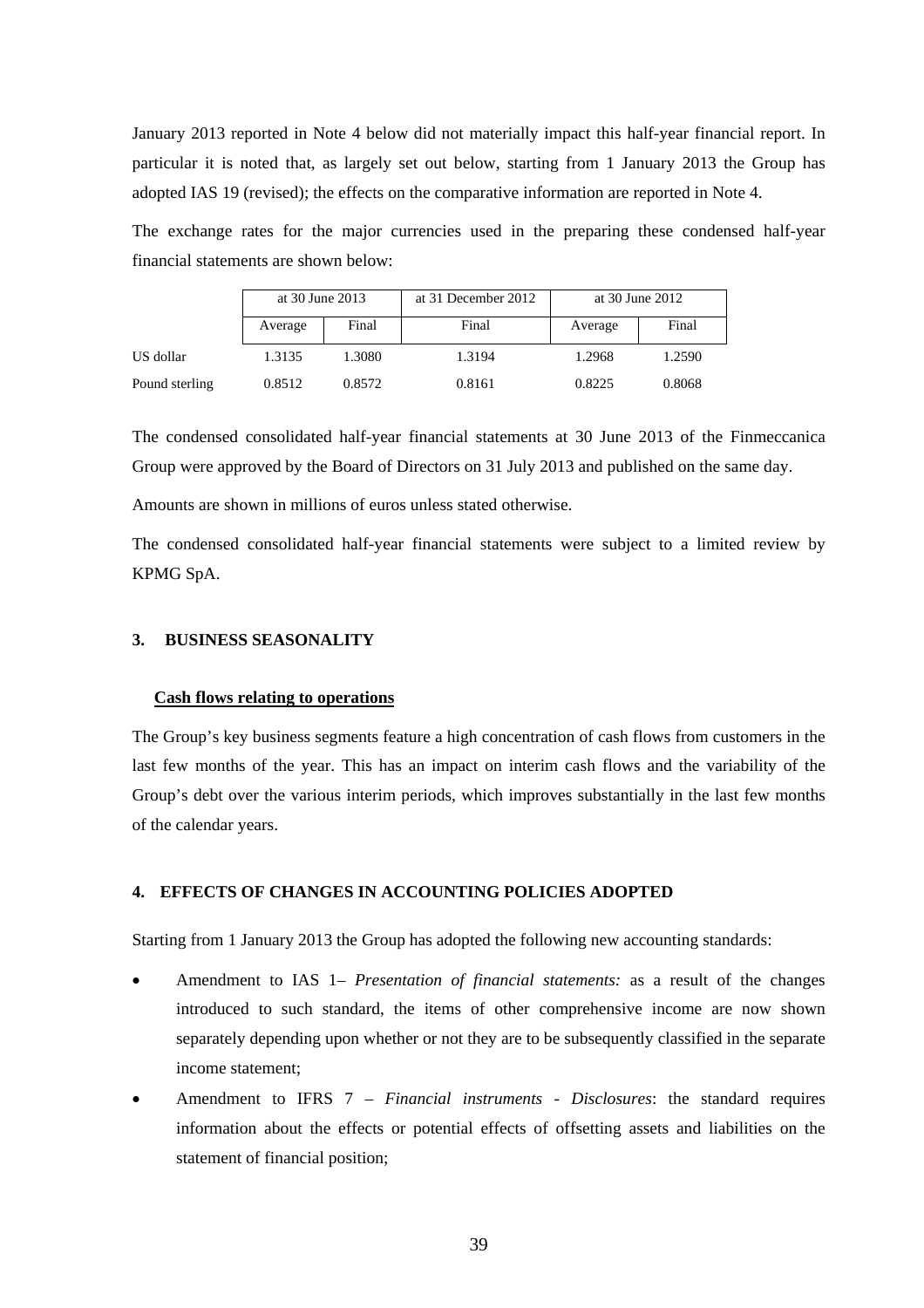January 2013 reported in Note 4 below did not materially impact this half-year financial report. In particular it is noted that, as largely set out below, starting from 1 January 2013 the Group has adopted IAS 19 (revised); the effects on the comparative information are reported in Note 4.

The exchange rates for the major currencies used in the preparing these condensed half-year financial statements are shown below:

| | at 30 June 2013 | | at 31 December 2012 | at 30 June 2012 | |
|---|---|---|---|---|---|
| | Average | Final | Final | Average | Final |
| US dollar | 1.3135 | 1.3080 | 1.3194 | 1.2968 | 1.2590 |
| Pound sterling | 0.8512 | 0.8572 | 0.8161 | 0.8225 | 0.8068 |

The condensed consolidated half-year financial statements at 30 June 2013 of the Finmeccanica Group were approved by the Board of Directors on 31 July 2013 and published on the same day.

Amounts are shown in millions of euros unless stated otherwise.

The condensed consolidated half-year financial statements were subject to a limited review by KPMG SpA.

## 3. BUSINESS SEASONALITY

**Cash flows relating to operations**

The Group's key business segments feature a high concentration of cash flows from customers in the last few months of the year. This has an impact on interim cash flows and the variability of the Group's debt over the various interim periods, which improves substantially in the last few months of the calendar years.

## 4. EFFECTS OF CHANGES IN ACCOUNTING POLICIES ADOPTED

Starting from 1 January 2013 the Group has adopted the following new accounting standards:

- Amendment to IAS 1– *Presentation of financial statements:* as a result of the changes introduced to such standard, the items of other comprehensive income are now shown separately depending upon whether or not they are to be subsequently classified in the separate income statement;
- Amendment to IFRS 7 – *Financial instruments - Disclosures*: the standard requires information about the effects or potential effects of offsetting assets and liabilities on the statement of financial position;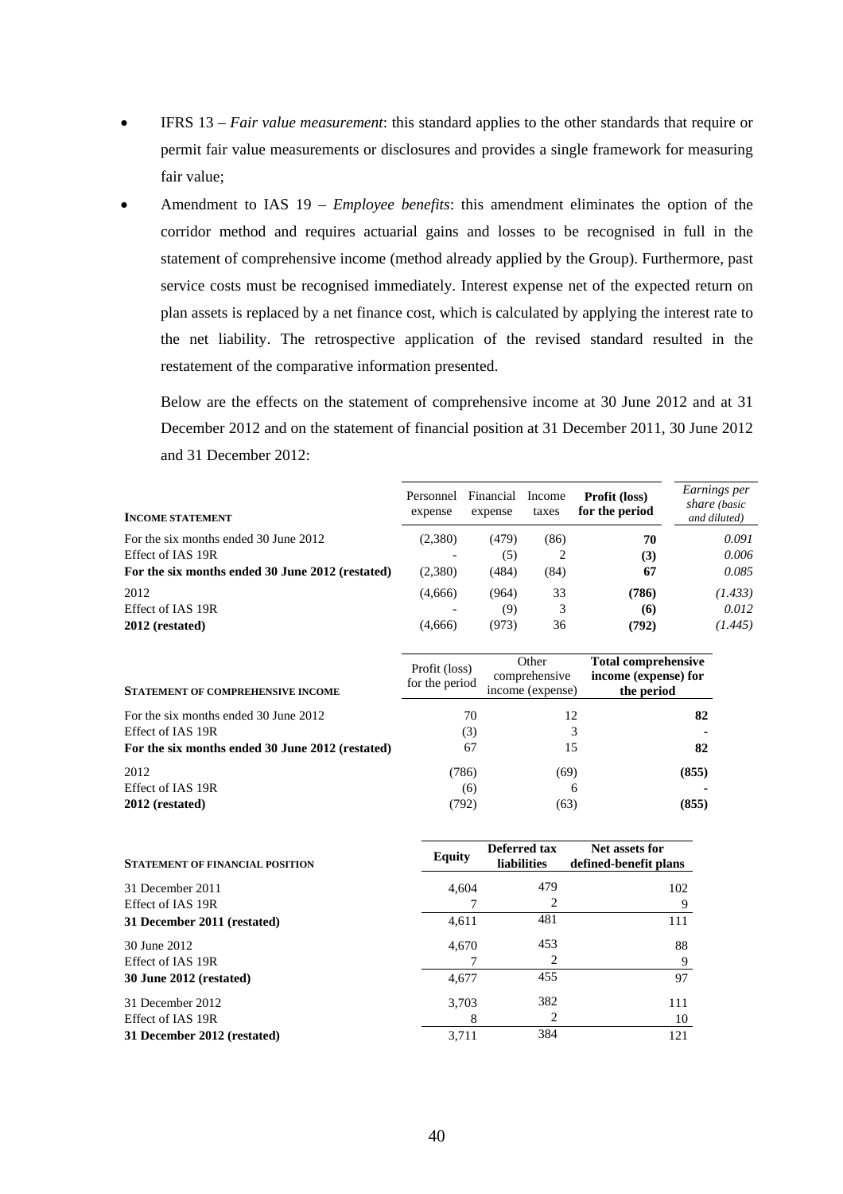- IFRS 13 – *Fair value measurement*: this standard applies to the other standards that require or permit fair value measurements or disclosures and provides a single framework for measuring fair value;
- Amendment to IAS 19 – *Employee benefits*: this amendment eliminates the option of the corridor method and requires actuarial gains and losses to be recognised in full in the statement of comprehensive income (method already applied by the Group). Furthermore, past service costs must be recognised immediately. Interest expense net of the expected return on plan assets is replaced by a net finance cost, which is calculated by applying the interest rate to the net liability. The retrospective application of the revised standard resulted in the restatement of the comparative information presented.

  Below are the effects on the statement of comprehensive income at 30 June 2012 and at 31 December 2012 and on the statement of financial position at 31 December 2011, 30 June 2012 and 31 December 2012:

| **INCOME STATEMENT** | Personnel expense | Financial expense | Income taxes | **Profit (loss) for the period** | *Earnings per share (basic and diluted)* |
|---|---|---|---|---|---|
| For the six months ended 30 June 2012 | (2,380) | (479) | (86) | **70** | *0.091* |
| Effect of IAS 19R | - | (5) | 2 | **(3)** | *0.006* |
| **For the six months ended 30 June 2012 (restated)** | (2,380) | (484) | (84) | **67** | *0.085* |
| 2012 | (4,666) | (964) | 33 | **(786)** | *(1.433)* |
| Effect of IAS 19R | - | (9) | 3 | **(6)** | *0.012* |
| **2012 (restated)** | (4,666) | (973) | 36 | **(792)** | *(1.445)* |

| **STATEMENT OF COMPREHENSIVE INCOME** | Profit (loss) for the period | Other comprehensive income (expense) | **Total comprehensive income (expense) for the period** |
|---|---|---|---|
| For the six months ended 30 June 2012 | 70 | 12 | **82** |
| Effect of IAS 19R | (3) | 3 | **-** |
| **For the six months ended 30 June 2012 (restated)** | 67 | 15 | **82** |
| 2012 | (786) | (69) | **(855)** |
| Effect of IAS 19R | (6) | 6 | **-** |
| **2012 (restated)** | (792) | (63) | **(855)** |

| **STATEMENT OF FINANCIAL POSITION** | **Equity** | **Deferred tax liabilities** | **Net assets for defined-benefit plans** |
|---|---|---|---|
| 31 December 2011 | 4,604 | 479 | 102 |
| Effect of IAS 19R | 7 | 2 | 9 |
| **31 December 2011 (restated)** | 4,611 | 481 | 111 |
| 30 June 2012 | 4,670 | 453 | 88 |
| Effect of IAS 19R | 7 | 2 | 9 |
| **30 June 2012 (restated)** | 4,677 | 455 | 97 |
| 31 December 2012 | 3,703 | 382 | 111 |
| Effect of IAS 19R | 8 | 2 | 10 |
| **31 December 2012 (restated)** | 3,711 | 384 | 121 |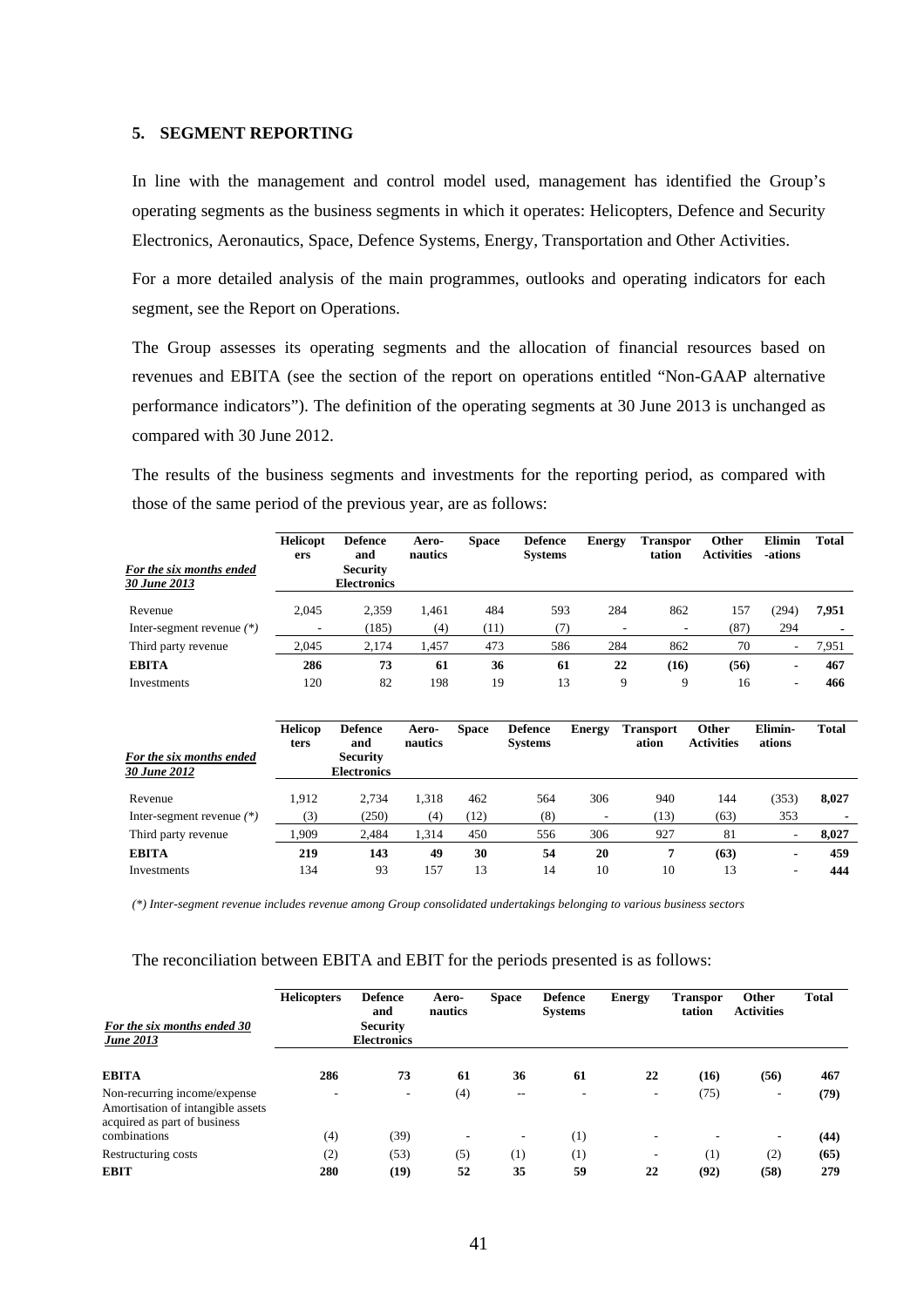## 5. SEGMENT REPORTING

In line with the management and control model used, management has identified the Group's operating segments as the business segments in which it operates: Helicopters, Defence and Security Electronics, Aeronautics, Space, Defence Systems, Energy, Transportation and Other Activities.

For a more detailed analysis of the main programmes, outlooks and operating indicators for each segment, see the Report on Operations.

The Group assesses its operating segments and the allocation of financial resources based on revenues and EBITA (see the section of the report on operations entitled "Non-GAAP alternative performance indicators"). The definition of the operating segments at 30 June 2013 is unchanged as compared with 30 June 2012.

The results of the business segments and investments for the reporting period, as compared with those of the same period of the previous year, are as follows:

| *For the six months ended 30 June 2013* | **Helicopters** | **Defence and Security Electronics** | **Aero-nautics** | **Space** | **Defence Systems** | **Energy** | **Transportation** | **Other Activities** | **Elimin-ations** | **Total** |
|---|---|---|---|---|---|---|---|---|---|---|
| Revenue | 2,045 | 2,359 | 1,461 | 484 | 593 | 284 | 862 | 157 | (294) | **7,951** |
| Inter-segment revenue *(\*)* | - | (185) | (4) | (11) | (7) | - | - | (87) | 294 | - |
| Third party revenue | 2,045 | 2,174 | 1,457 | 473 | 586 | 284 | 862 | 70 | - | 7,951 |
| **EBITA** | **286** | **73** | **61** | **36** | **61** | **22** | **(16)** | **(56)** | **-** | **467** |
| Investments | 120 | 82 | 198 | 19 | 13 | 9 | 9 | 16 | - | **466** |

| *For the six months ended 30 June 2012* | **Helicopters** | **Defence and Security Electronics** | **Aero-nautics** | **Space** | **Defence Systems** | **Energy** | **Transportation** | **Other Activities** | **Elimin-ations** | **Total** |
|---|---|---|---|---|---|---|---|---|---|---|
| Revenue | 1,912 | 2,734 | 1,318 | 462 | 564 | 306 | 940 | 144 | (353) | **8,027** |
| Inter-segment revenue *(\*)* | (3) | (250) | (4) | (12) | (8) | - | (13) | (63) | 353 | - |
| Third party revenue | 1,909 | 2,484 | 1,314 | 450 | 556 | 306 | 927 | 81 | - | **8,027** |
| **EBITA** | **219** | **143** | **49** | **30** | **54** | **20** | **7** | **(63)** | **-** | **459** |
| Investments | 134 | 93 | 157 | 13 | 14 | 10 | 10 | 13 | - | **444** |

*(\*) Inter-segment revenue includes revenue among Group consolidated undertakings belonging to various business sectors*

The reconciliation between EBITA and EBIT for the periods presented is as follows:

| *For the six months ended 30 June 2013* | **Helicopters** | **Defence and Security Electronics** | **Aero-nautics** | **Space** | **Defence Systems** | **Energy** | **Transportation** | **Other Activities** | **Total** |
|---|---|---|---|---|---|---|---|---|---|
| **EBITA** | **286** | **73** | **61** | **36** | **61** | **22** | **(16)** | **(56)** | **467** |
| Non-recurring income/expense | - | - | (4) | -- | - | - | (75) | - | **(79)** |
| Amortisation of intangible assets acquired as part of business combinations | (4) | (39) | - | - | (1) | - | - | - | **(44)** |
| Restructuring costs | (2) | (53) | (5) | (1) | (1) | - | (1) | (2) | **(65)** |
| **EBIT** | **280** | **(19)** | **52** | **35** | **59** | **22** | **(92)** | **(58)** | **279** |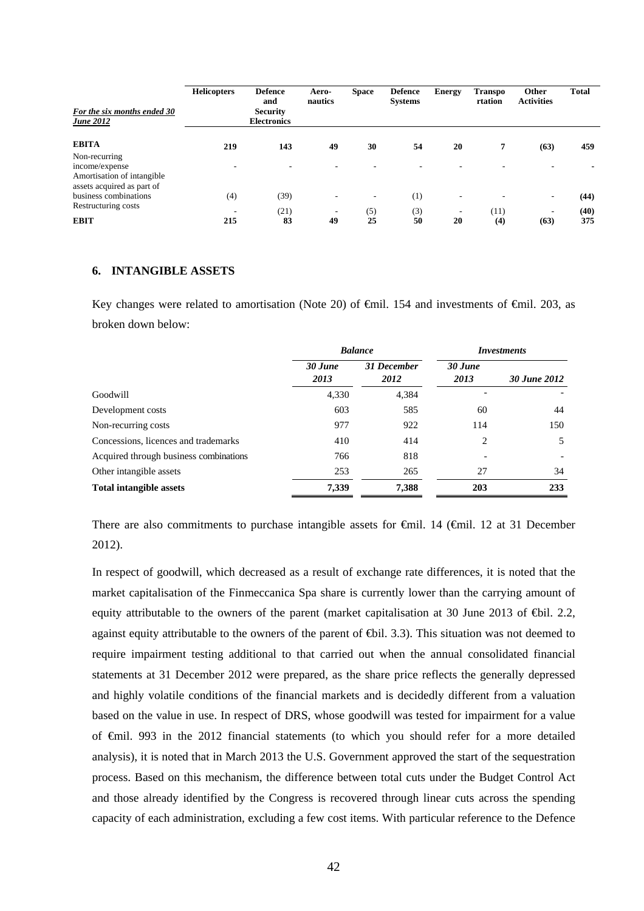| *For the six months ended 30 June 2012* | Helicopters | Defence and Security Electronics | Aero-nautics | Space | Defence Systems | Energy | Transpo rtation | Other Activities | Total |
|---|---|---|---|---|---|---|---|---|---|
| **EBITA** | **219** | **143** | **49** | **30** | **54** | **20** | **7** | **(63)** | **459** |
| Non-recurring income/expense | - | - | - | - | - | - | - | - | **-** |
| Amortisation of intangible assets acquired as part of business combinations | (4) | (39) | - | - | (1) | - | - | - | **(44)** |
| Restructuring costs | - | (21) | - | (5) | (3) | - | (11) | - | **(40)** |
| **EBIT** | **215** | **83** | **49** | **25** | **50** | **20** | **(4)** | **(63)** | **375** |

## 6. INTANGIBLE ASSETS

Key changes were related to amortisation (Note 20) of €mil. 154 and investments of €mil. 203, as broken down below:

| | ***Balance*** | | ***Investments*** | |
|---|---|---|---|---|
| | ***30 June 2013*** | ***31 December 2012*** | ***30 June 2013*** | ***30 June 2012*** |
| Goodwill | 4,330 | 4,384 | - | - |
| Development costs | 603 | 585 | 60 | 44 |
| Non-recurring costs | 977 | 922 | 114 | 150 |
| Concessions, licences and trademarks | 410 | 414 | 2 | 5 |
| Acquired through business combinations | 766 | 818 | - | - |
| Other intangible assets | 253 | 265 | 27 | 34 |
| **Total intangible assets** | **7,339** | **7,388** | **203** | **233** |

There are also commitments to purchase intangible assets for €mil. 14 (€mil. 12 at 31 December 2012).

In respect of goodwill, which decreased as a result of exchange rate differences, it is noted that the market capitalisation of the Finmeccanica Spa share is currently lower than the carrying amount of equity attributable to the owners of the parent (market capitalisation at 30 June 2013 of €bil. 2.2, against equity attributable to the owners of the parent of €bil. 3.3). This situation was not deemed to require impairment testing additional to that carried out when the annual consolidated financial statements at 31 December 2012 were prepared, as the share price reflects the generally depressed and highly volatile conditions of the financial markets and is decidedly different from a valuation based on the value in use. In respect of DRS, whose goodwill was tested for impairment for a value of €mil. 993 in the 2012 financial statements (to which you should refer for a more detailed analysis), it is noted that in March 2013 the U.S. Government approved the start of the sequestration process. Based on this mechanism, the difference between total cuts under the Budget Control Act and those already identified by the Congress is recovered through linear cuts across the spending capacity of each administration, excluding a few cost items. With particular reference to the Defence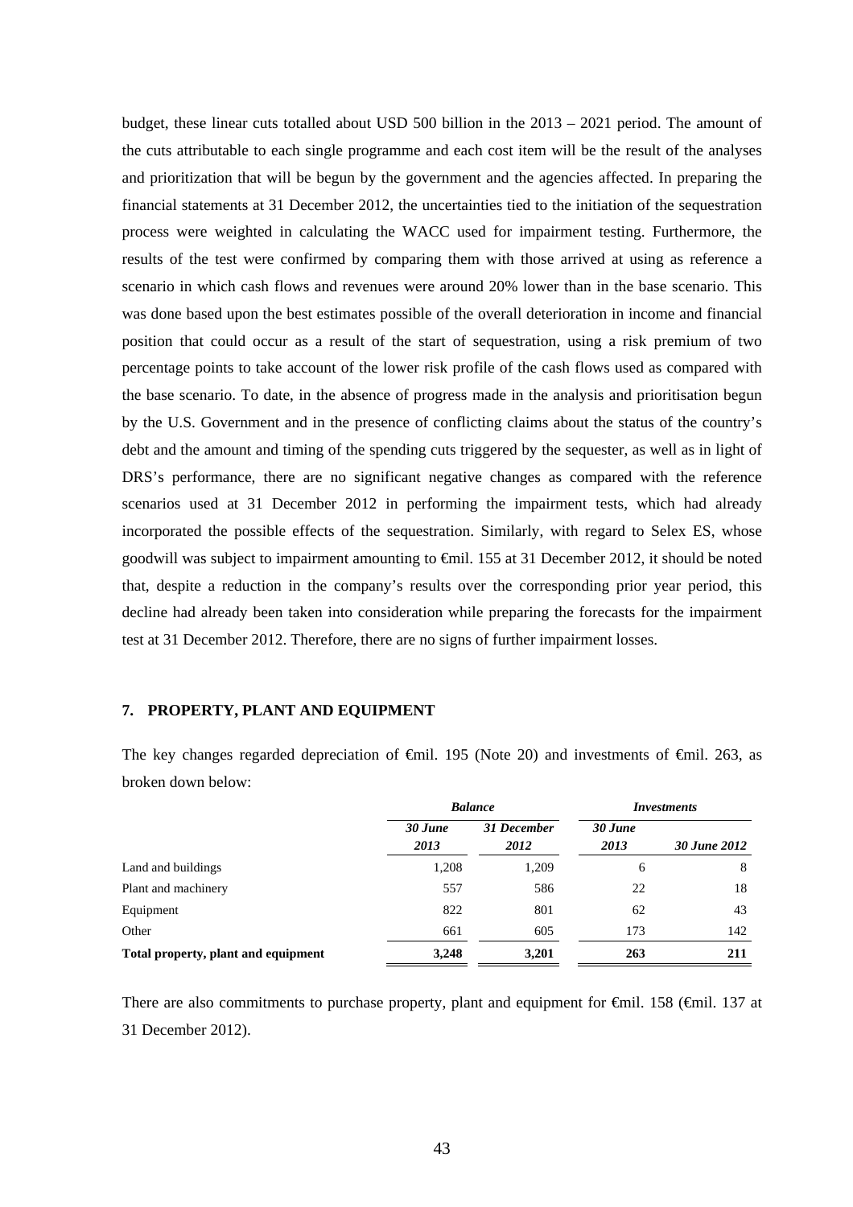budget, these linear cuts totalled about USD 500 billion in the 2013 – 2021 period. The amount of the cuts attributable to each single programme and each cost item will be the result of the analyses and prioritization that will be begun by the government and the agencies affected. In preparing the financial statements at 31 December 2012, the uncertainties tied to the initiation of the sequestration process were weighted in calculating the WACC used for impairment testing. Furthermore, the results of the test were confirmed by comparing them with those arrived at using as reference a scenario in which cash flows and revenues were around 20% lower than in the base scenario. This was done based upon the best estimates possible of the overall deterioration in income and financial position that could occur as a result of the start of sequestration, using a risk premium of two percentage points to take account of the lower risk profile of the cash flows used as compared with the base scenario. To date, in the absence of progress made in the analysis and prioritisation begun by the U.S. Government and in the presence of conflicting claims about the status of the country's debt and the amount and timing of the spending cuts triggered by the sequester, as well as in light of DRS's performance, there are no significant negative changes as compared with the reference scenarios used at 31 December 2012 in performing the impairment tests, which had already incorporated the possible effects of the sequestration. Similarly, with regard to Selex ES, whose goodwill was subject to impairment amounting to €mil. 155 at 31 December 2012, it should be noted that, despite a reduction in the company's results over the corresponding prior year period, this decline had already been taken into consideration while preparing the forecasts for the impairment test at 31 December 2012. Therefore, there are no signs of further impairment losses.

## 7. PROPERTY, PLANT AND EQUIPMENT

The key changes regarded depreciation of €mil. 195 (Note 20) and investments of €mil. 263, as broken down below:

| | *Balance* | | *Investments* | |
|---|---|---|---|---|
| | *30 June 2013* | *31 December 2012* | *30 June 2013* | *30 June 2012* |
| Land and buildings | 1,208 | 1,209 | 6 | 8 |
| Plant and machinery | 557 | 586 | 22 | 18 |
| Equipment | 822 | 801 | 62 | 43 |
| Other | 661 | 605 | 173 | 142 |
| **Total property, plant and equipment** | **3,248** | **3,201** | **263** | **211** |

There are also commitments to purchase property, plant and equipment for €mil. 158 (€mil. 137 at 31 December 2012).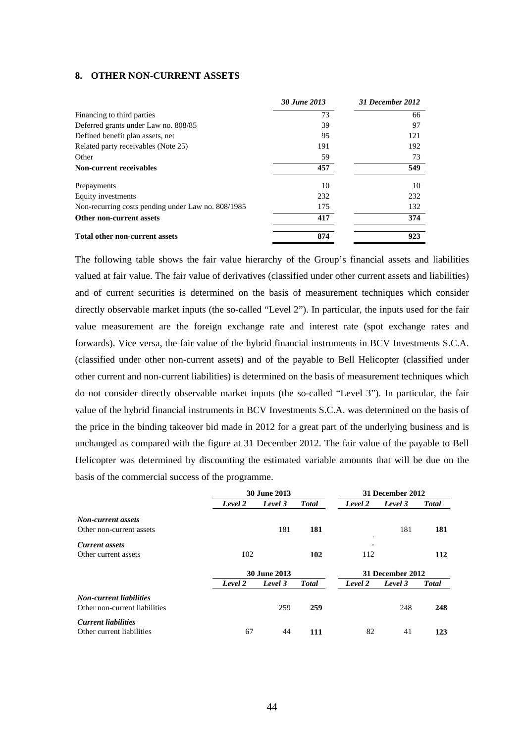## 8. OTHER NON-CURRENT ASSETS

| | *30 June 2013* | *31 December 2012* |
|---|---|---|
| Financing to third parties | 73 | 66 |
| Deferred grants under Law no. 808/85 | 39 | 97 |
| Defined benefit plan assets, net | 95 | 121 |
| Related party receivables (Note 25) | 191 | 192 |
| Other | 59 | 73 |
| **Non-current receivables** | **457** | **549** |
| Prepayments | 10 | 10 |
| Equity investments | 232 | 232 |
| Non-recurring costs pending under Law no. 808/1985 | 175 | 132 |
| **Other non-current assets** | **417** | **374** |
| **Total other non-current assets** | **874** | **923** |

The following table shows the fair value hierarchy of the Group's financial assets and liabilities valued at fair value. The fair value of derivatives (classified under other current assets and liabilities) and of current securities is determined on the basis of measurement techniques which consider directly observable market inputs (the so-called "Level 2"). In particular, the inputs used for the fair value measurement are the foreign exchange rate and interest rate (spot exchange rates and forwards). Vice versa, the fair value of the hybrid financial instruments in BCV Investments S.C.A. (classified under other non-current assets) and of the payable to Bell Helicopter (classified under other current and non-current liabilities) is determined on the basis of measurement techniques which do not consider directly observable market inputs (the so-called "Level 3"). In particular, the fair value of the hybrid financial instruments in BCV Investments S.C.A. was determined on the basis of the price in the binding takeover bid made in 2012 for a great part of the underlying business and is unchanged as compared with the figure at 31 December 2012. The fair value of the payable to Bell Helicopter was determined by discounting the estimated variable amounts that will be due on the basis of the commercial success of the programme.

| | **30 June 2013** | | | **31 December 2012** | | |
|---|---|---|---|---|---|---|
| | *Level 2* | *Level 3* | *Total* | *Level 2* | *Level 3* | *Total* |
| ***Non-current assets*** | | | | | | |
| Other non-current assets | | 181 | **181** | | 181 | **181** |
| ***Current assets*** | | | | | | |
| Other current assets | 102 | | **102** | 112 | | **112** |

| | **30 June 2013** | | | **31 December 2012** | | |
|---|---|---|---|---|---|---|
| | *Level 2* | *Level 3* | *Total* | *Level 2* | *Level 3* | *Total* |
| ***Non-current liabilities*** | | | | | | |
| Other non-current liabilities | | 259 | **259** | | 248 | **248** |
| ***Current liabilities*** | | | | | | |
| Other current liabilities | 67 | 44 | **111** | 82 | 41 | **123** |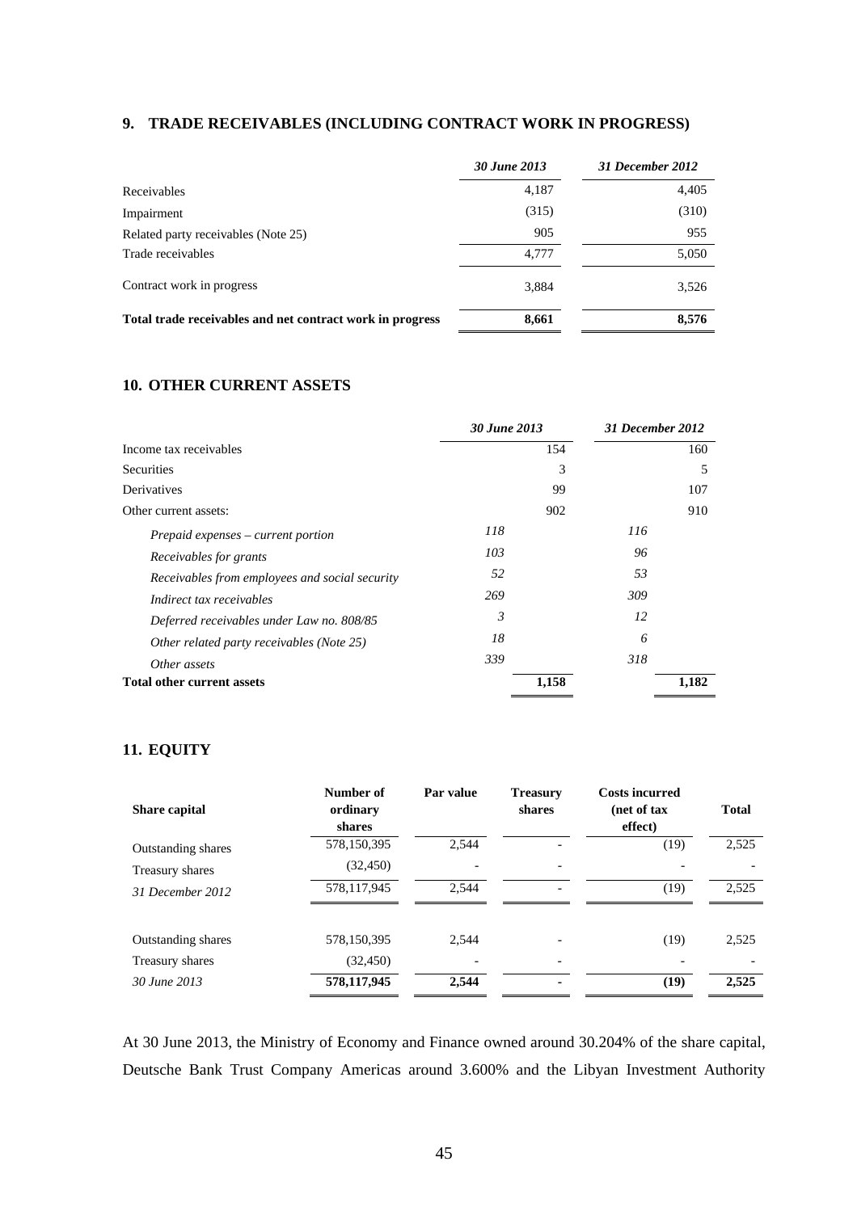## 9. TRADE RECEIVABLES (INCLUDING CONTRACT WORK IN PROGRESS)

| | *30 June 2013* | *31 December 2012* |
|---|---|---|
| Receivables | 4,187 | 4,405 |
| Impairment | (315) | (310) |
| Related party receivables (Note 25) | 905 | 955 |
| Trade receivables | 4,777 | 5,050 |
| Contract work in progress | 3,884 | 3,526 |
| **Total trade receivables and net contract work in progress** | **8,661** | **8,576** |

## 10. OTHER CURRENT ASSETS

| | *30 June 2013* | | *31 December 2012* | |
|---|---|---|---|---|
| Income tax receivables | | 154 | | 160 |
| Securities | | 3 | | 5 |
| Derivatives | | 99 | | 107 |
| Other current assets: | | 902 | | 910 |
| *Prepaid expenses – current portion* | *118* | | *116* | |
| *Receivables for grants* | *103* | | *96* | |
| *Receivables from employees and social security* | *52* | | *53* | |
| *Indirect tax receivables* | *269* | | *309* | |
| *Deferred receivables under Law no. 808/85* | *3* | | *12* | |
| *Other related party receivables (Note 25)* | *18* | | *6* | |
| *Other assets* | *339* | | *318* | |
| **Total other current assets** | | **1,158** | | **1,182** |

## 11. EQUITY

| **Share capital** | **Number of ordinary shares** | **Par value** | **Treasury shares** | **Costs incurred (net of tax effect)** | **Total** |
|---|---|---|---|---|---|
| Outstanding shares | 578,150,395 | 2,544 | - | (19) | 2,525 |
| Treasury shares | (32,450) | - | - | - | - |
| *31 December 2012* | 578,117,945 | 2,544 | - | (19) | 2,525 |
| | | | | | |
| Outstanding shares | 578,150,395 | 2,544 | - | (19) | 2,525 |
| Treasury shares | (32,450) | - | - | - | - |
| *30 June 2013* | **578,117,945** | **2,544** | **-** | **(19)** | **2,525** |

At 30 June 2013, the Ministry of Economy and Finance owned around 30.204% of the share capital, Deutsche Bank Trust Company Americas around 3.600% and the Libyan Investment Authority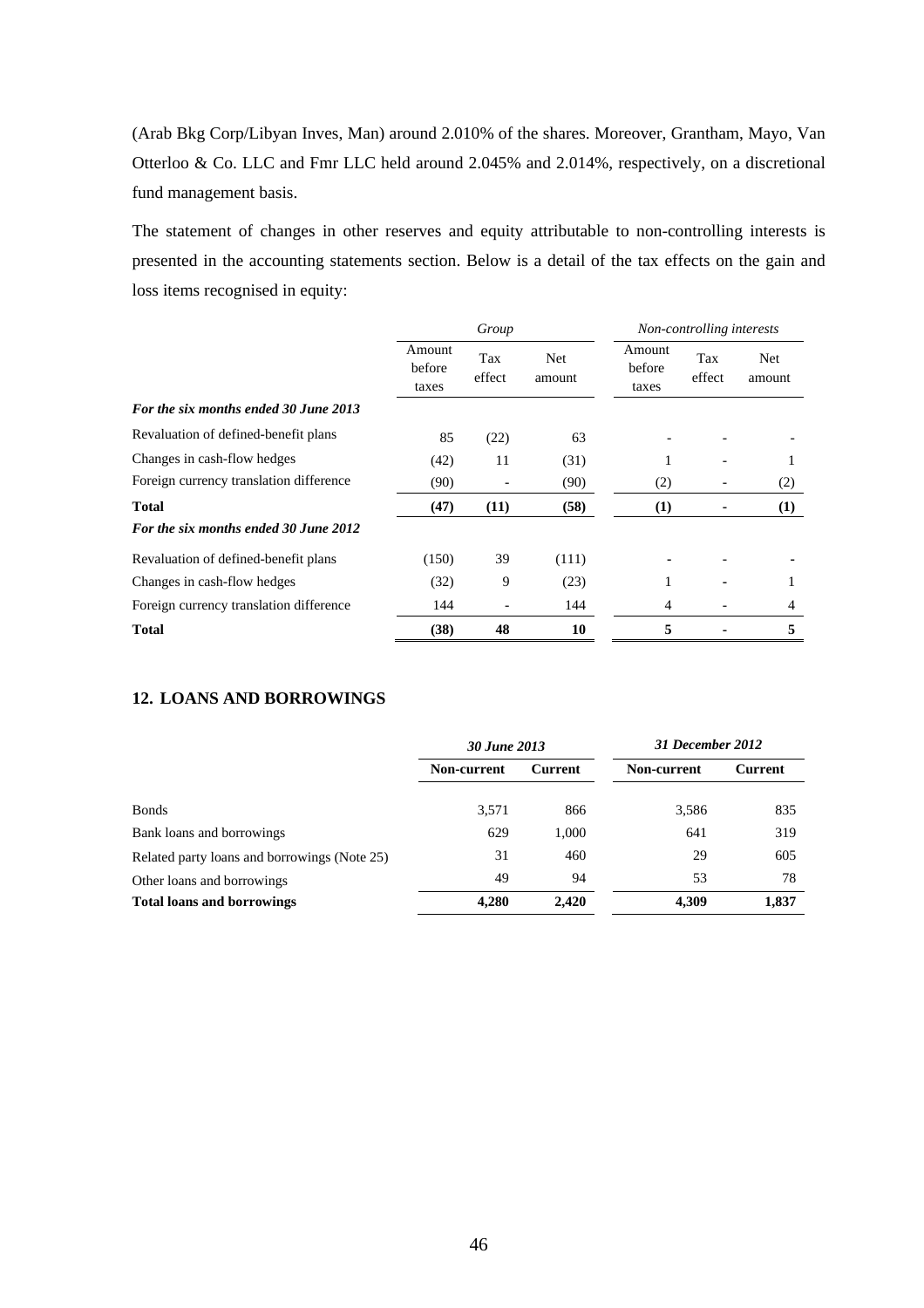(Arab Bkg Corp/Libyan Inves, Man) around 2.010% of the shares. Moreover, Grantham, Mayo, Van Otterloo & Co. LLC and Fmr LLC held around 2.045% and 2.014%, respectively, on a discretional fund management basis.

The statement of changes in other reserves and equity attributable to non-controlling interests is presented in the accounting statements section. Below is a detail of the tax effects on the gain and loss items recognised in equity:

| | *Group* | | | *Non-controlling interests* | | |
|---|---|---|---|---|---|---|
| | Amount before taxes | Tax effect | Net amount | Amount before taxes | Tax effect | Net amount |
| ***For the six months ended 30 June 2013*** | | | | | | |
| Revaluation of defined-benefit plans | 85 | (22) | 63 | - | - | - |
| Changes in cash-flow hedges | (42) | 11 | (31) | 1 | - | 1 |
| Foreign currency translation difference | (90) | - | (90) | (2) | - | (2) |
| **Total** | **(47)** | **(11)** | **(58)** | **(1)** | **-** | **(1)** |
| ***For the six months ended 30 June 2012*** | | | | | | |
| Revaluation of defined-benefit plans | (150) | 39 | (111) | - | - | - |
| Changes in cash-flow hedges | (32) | 9 | (23) | 1 | - | 1 |
| Foreign currency translation difference | 144 | - | 144 | 4 | - | 4 |
| **Total** | **(38)** | **48** | **10** | **5** | **-** | **5** |

## 12. LOANS AND BORROWINGS

| | ***30 June 2013*** | | ***31 December 2012*** | |
|---|---|---|---|---|
| | **Non-current** | **Current** | **Non-current** | **Current** |
| Bonds | 3,571 | 866 | 3,586 | 835 |
| Bank loans and borrowings | 629 | 1,000 | 641 | 319 |
| Related party loans and borrowings (Note 25) | 31 | 460 | 29 | 605 |
| Other loans and borrowings | 49 | 94 | 53 | 78 |
| **Total loans and borrowings** | **4,280** | **2,420** | **4,309** | **1,837** |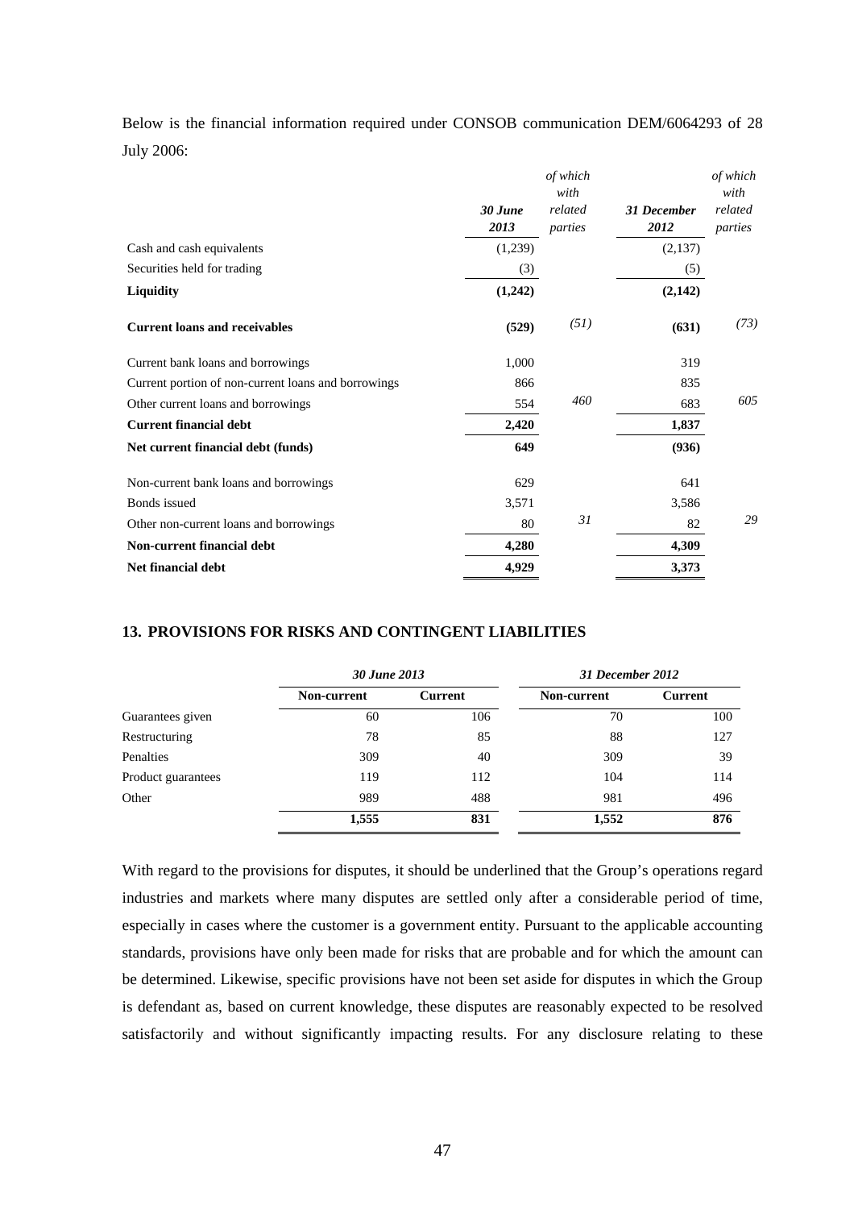Below is the financial information required under CONSOB communication DEM/6064293 of 28 July 2006:

| | *30 June 2013* | *of which with related parties* | *31 December 2012* | *of which with related parties* |
|---|---|---|---|---|
| Cash and cash equivalents | (1,239) | | (2,137) | |
| Securities held for trading | (3) | | (5) | |
| **Liquidity** | **(1,242)** | | **(2,142)** | |
| **Current loans and receivables** | **(529)** | *(51)* | **(631)** | *(73)* |
| Current bank loans and borrowings | 1,000 | | 319 | |
| Current portion of non-current loans and borrowings | 866 | | 835 | |
| Other current loans and borrowings | 554 | *460* | 683 | *605* |
| **Current financial debt** | **2,420** | | **1,837** | |
| **Net current financial debt (funds)** | **649** | | **(936)** | |
| Non-current bank loans and borrowings | 629 | | 641 | |
| Bonds issued | 3,571 | | 3,586 | |
| Other non-current loans and borrowings | 80 | *31* | 82 | *29* |
| **Non-current financial debt** | **4,280** | | **4,309** | |
| **Net financial debt** | **4,929** | | **3,373** | |

## 13. PROVISIONS FOR RISKS AND CONTINGENT LIABILITIES

| | *30 June 2013* | | *31 December 2012* | |
|---|---|---|---|---|
| | **Non-current** | **Current** | **Non-current** | **Current** |
| Guarantees given | 60 | 106 | 70 | 100 |
| Restructuring | 78 | 85 | 88 | 127 |
| Penalties | 309 | 40 | 309 | 39 |
| Product guarantees | 119 | 112 | 104 | 114 |
| Other | 989 | 488 | 981 | 496 |
| | **1,555** | **831** | **1,552** | **876** |

With regard to the provisions for disputes, it should be underlined that the Group's operations regard industries and markets where many disputes are settled only after a considerable period of time, especially in cases where the customer is a government entity. Pursuant to the applicable accounting standards, provisions have only been made for risks that are probable and for which the amount can be determined. Likewise, specific provisions have not been set aside for disputes in which the Group is defendant as, based on current knowledge, these disputes are reasonably expected to be resolved satisfactorily and without significantly impacting results. For any disclosure relating to these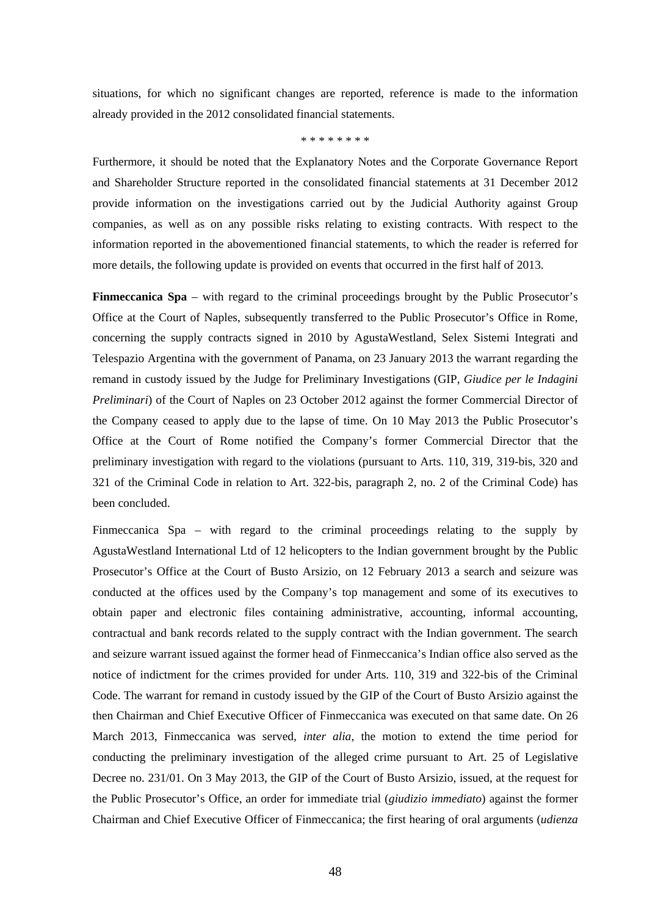situations, for which no significant changes are reported, reference is made to the information already provided in the 2012 consolidated financial statements.

\* \* \* \* \* \* \* \*

Furthermore, it should be noted that the Explanatory Notes and the Corporate Governance Report and Shareholder Structure reported in the consolidated financial statements at 31 December 2012 provide information on the investigations carried out by the Judicial Authority against Group companies, as well as on any possible risks relating to existing contracts. With respect to the information reported in the abovementioned financial statements, to which the reader is referred for more details, the following update is provided on events that occurred in the first half of 2013.

**Finmeccanica Spa** – with regard to the criminal proceedings brought by the Public Prosecutor's Office at the Court of Naples, subsequently transferred to the Public Prosecutor's Office in Rome, concerning the supply contracts signed in 2010 by AgustaWestland, Selex Sistemi Integrati and Telespazio Argentina with the government of Panama, on 23 January 2013 the warrant regarding the remand in custody issued by the Judge for Preliminary Investigations (GIP, *Giudice per le Indagini Preliminari*) of the Court of Naples on 23 October 2012 against the former Commercial Director of the Company ceased to apply due to the lapse of time. On 10 May 2013 the Public Prosecutor's Office at the Court of Rome notified the Company's former Commercial Director that the preliminary investigation with regard to the violations (pursuant to Arts. 110, 319, 319-bis, 320 and 321 of the Criminal Code in relation to Art. 322-bis, paragraph 2, no. 2 of the Criminal Code) has been concluded.

Finmeccanica Spa – with regard to the criminal proceedings relating to the supply by AgustaWestland International Ltd of 12 helicopters to the Indian government brought by the Public Prosecutor's Office at the Court of Busto Arsizio, on 12 February 2013 a search and seizure was conducted at the offices used by the Company's top management and some of its executives to obtain paper and electronic files containing administrative, accounting, informal accounting, contractual and bank records related to the supply contract with the Indian government. The search and seizure warrant issued against the former head of Finmeccanica's Indian office also served as the notice of indictment for the crimes provided for under Arts. 110, 319 and 322-bis of the Criminal Code. The warrant for remand in custody issued by the GIP of the Court of Busto Arsizio against the then Chairman and Chief Executive Officer of Finmeccanica was executed on that same date. On 26 March 2013, Finmeccanica was served, *inter alia*, the motion to extend the time period for conducting the preliminary investigation of the alleged crime pursuant to Art. 25 of Legislative Decree no. 231/01. On 3 May 2013, the GIP of the Court of Busto Arsizio, issued, at the request for the Public Prosecutor's Office, an order for immediate trial (*giudizio immediato*) against the former Chairman and Chief Executive Officer of Finmeccanica; the first hearing of oral arguments (*udienza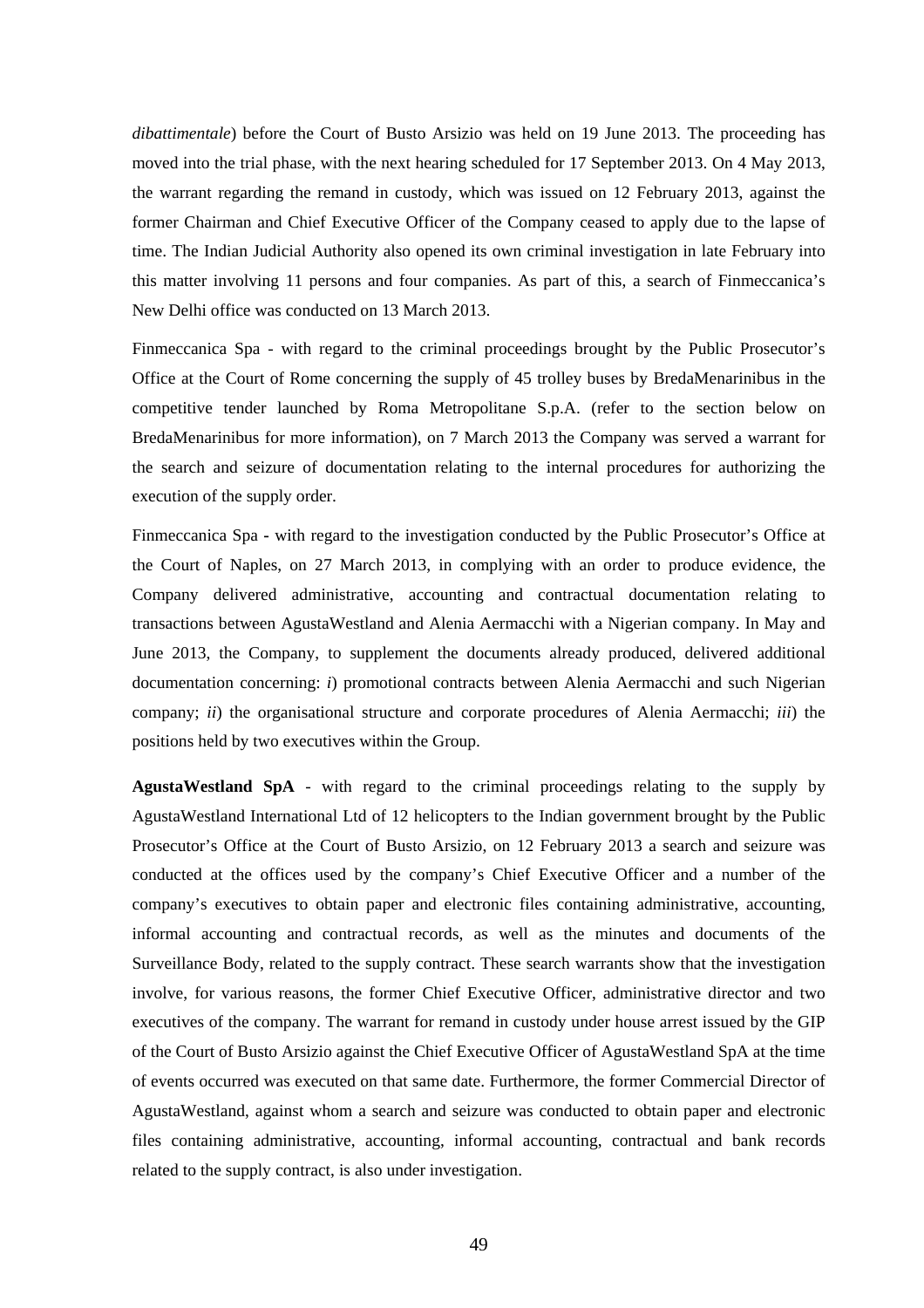*dibattimentale*) before the Court of Busto Arsizio was held on 19 June 2013. The proceeding has moved into the trial phase, with the next hearing scheduled for 17 September 2013. On 4 May 2013, the warrant regarding the remand in custody, which was issued on 12 February 2013, against the former Chairman and Chief Executive Officer of the Company ceased to apply due to the lapse of time. The Indian Judicial Authority also opened its own criminal investigation in late February into this matter involving 11 persons and four companies. As part of this, a search of Finmeccanica's New Delhi office was conducted on 13 March 2013.

Finmeccanica Spa - with regard to the criminal proceedings brought by the Public Prosecutor's Office at the Court of Rome concerning the supply of 45 trolley buses by BredaMenarinibus in the competitive tender launched by Roma Metropolitane S.p.A. (refer to the section below on BredaMenarinibus for more information), on 7 March 2013 the Company was served a warrant for the search and seizure of documentation relating to the internal procedures for authorizing the execution of the supply order.

Finmeccanica Spa - with regard to the investigation conducted by the Public Prosecutor's Office at the Court of Naples, on 27 March 2013, in complying with an order to produce evidence, the Company delivered administrative, accounting and contractual documentation relating to transactions between AgustaWestland and Alenia Aermacchi with a Nigerian company. In May and June 2013, the Company, to supplement the documents already produced, delivered additional documentation concerning: *i*) promotional contracts between Alenia Aermacchi and such Nigerian company; *ii*) the organisational structure and corporate procedures of Alenia Aermacchi; *iii*) the positions held by two executives within the Group.

**AgustaWestland SpA** - with regard to the criminal proceedings relating to the supply by AgustaWestland International Ltd of 12 helicopters to the Indian government brought by the Public Prosecutor's Office at the Court of Busto Arsizio, on 12 February 2013 a search and seizure was conducted at the offices used by the company's Chief Executive Officer and a number of the company's executives to obtain paper and electronic files containing administrative, accounting, informal accounting and contractual records, as well as the minutes and documents of the Surveillance Body, related to the supply contract. These search warrants show that the investigation involve, for various reasons, the former Chief Executive Officer, administrative director and two executives of the company. The warrant for remand in custody under house arrest issued by the GIP of the Court of Busto Arsizio against the Chief Executive Officer of AgustaWestland SpA at the time of events occurred was executed on that same date. Furthermore, the former Commercial Director of AgustaWestland, against whom a search and seizure was conducted to obtain paper and electronic files containing administrative, accounting, informal accounting, contractual and bank records related to the supply contract, is also under investigation.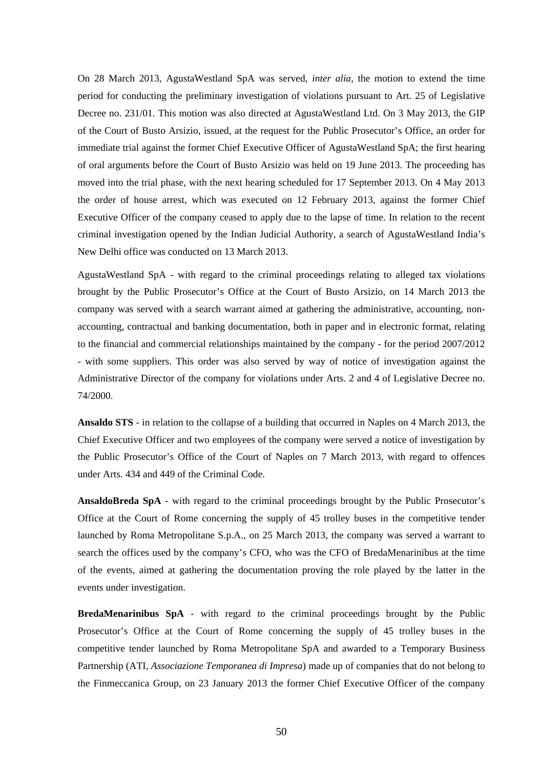On 28 March 2013, AgustaWestland SpA was served, *inter alia*, the motion to extend the time period for conducting the preliminary investigation of violations pursuant to Art. 25 of Legislative Decree no. 231/01. This motion was also directed at AgustaWestland Ltd. On 3 May 2013, the GIP of the Court of Busto Arsizio, issued, at the request for the Public Prosecutor's Office, an order for immediate trial against the former Chief Executive Officer of AgustaWestland SpA; the first hearing of oral arguments before the Court of Busto Arsizio was held on 19 June 2013. The proceeding has moved into the trial phase, with the next hearing scheduled for 17 September 2013. On 4 May 2013 the order of house arrest, which was executed on 12 February 2013, against the former Chief Executive Officer of the company ceased to apply due to the lapse of time. In relation to the recent criminal investigation opened by the Indian Judicial Authority, a search of AgustaWestland India's New Delhi office was conducted on 13 March 2013.

AgustaWestland SpA - with regard to the criminal proceedings relating to alleged tax violations brought by the Public Prosecutor's Office at the Court of Busto Arsizio, on 14 March 2013 the company was served with a search warrant aimed at gathering the administrative, accounting, non-accounting, contractual and banking documentation, both in paper and in electronic format, relating to the financial and commercial relationships maintained by the company - for the period 2007/2012 - with some suppliers. This order was also served by way of notice of investigation against the Administrative Director of the company for violations under Arts. 2 and 4 of Legislative Decree no. 74/2000.

**Ansaldo STS** - in relation to the collapse of a building that occurred in Naples on 4 March 2013, the Chief Executive Officer and two employees of the company were served a notice of investigation by the Public Prosecutor's Office of the Court of Naples on 7 March 2013, with regard to offences under Arts. 434 and 449 of the Criminal Code.

**AnsaldoBreda SpA** - with regard to the criminal proceedings brought by the Public Prosecutor's Office at the Court of Rome concerning the supply of 45 trolley buses in the competitive tender launched by Roma Metropolitane S.p.A., on 25 March 2013, the company was served a warrant to search the offices used by the company's CFO, who was the CFO of BredaMenarinibus at the time of the events, aimed at gathering the documentation proving the role played by the latter in the events under investigation.

**BredaMenarinibus SpA** - with regard to the criminal proceedings brought by the Public Prosecutor's Office at the Court of Rome concerning the supply of 45 trolley buses in the competitive tender launched by Roma Metropolitane SpA and awarded to a Temporary Business Partnership (ATI, *Associazione Temporanea di Impresa*) made up of companies that do not belong to the Finmeccanica Group, on 23 January 2013 the former Chief Executive Officer of the company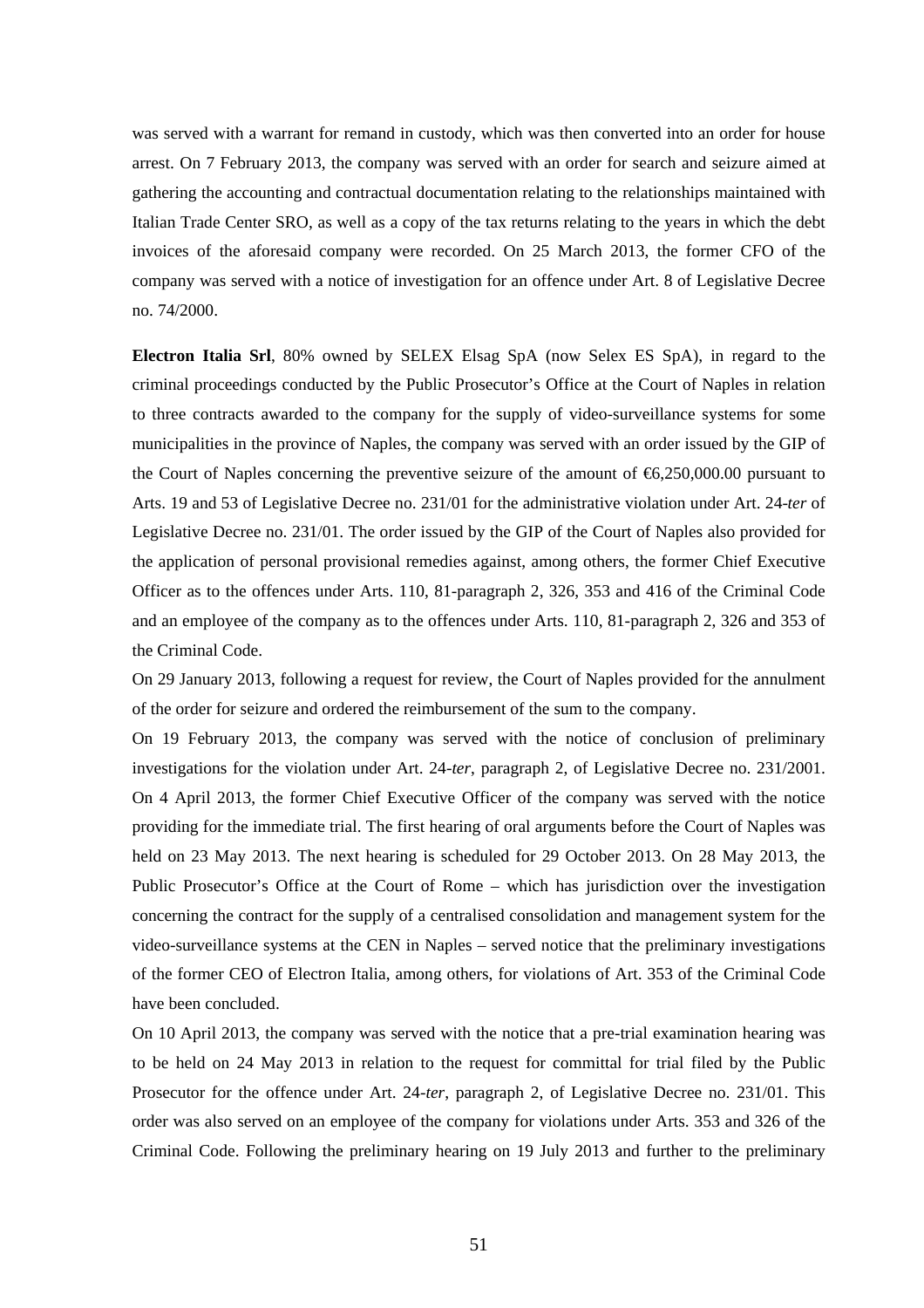was served with a warrant for remand in custody, which was then converted into an order for house arrest. On 7 February 2013, the company was served with an order for search and seizure aimed at gathering the accounting and contractual documentation relating to the relationships maintained with Italian Trade Center SRO, as well as a copy of the tax returns relating to the years in which the debt invoices of the aforesaid company were recorded. On 25 March 2013, the former CFO of the company was served with a notice of investigation for an offence under Art. 8 of Legislative Decree no. 74/2000.

**Electron Italia Srl**, 80% owned by SELEX Elsag SpA (now Selex ES SpA), in regard to the criminal proceedings conducted by the Public Prosecutor's Office at the Court of Naples in relation to three contracts awarded to the company for the supply of video-surveillance systems for some municipalities in the province of Naples, the company was served with an order issued by the GIP of the Court of Naples concerning the preventive seizure of the amount of €6,250,000.00 pursuant to Arts. 19 and 53 of Legislative Decree no. 231/01 for the administrative violation under Art. 24-*ter* of Legislative Decree no. 231/01. The order issued by the GIP of the Court of Naples also provided for the application of personal provisional remedies against, among others, the former Chief Executive Officer as to the offences under Arts. 110, 81-paragraph 2, 326, 353 and 416 of the Criminal Code and an employee of the company as to the offences under Arts. 110, 81-paragraph 2, 326 and 353 of the Criminal Code.

On 29 January 2013, following a request for review, the Court of Naples provided for the annulment of the order for seizure and ordered the reimbursement of the sum to the company.

On 19 February 2013, the company was served with the notice of conclusion of preliminary investigations for the violation under Art. 24-*ter*, paragraph 2, of Legislative Decree no. 231/2001. On 4 April 2013, the former Chief Executive Officer of the company was served with the notice providing for the immediate trial. The first hearing of oral arguments before the Court of Naples was held on 23 May 2013. The next hearing is scheduled for 29 October 2013. On 28 May 2013, the Public Prosecutor's Office at the Court of Rome – which has jurisdiction over the investigation concerning the contract for the supply of a centralised consolidation and management system for the video-surveillance systems at the CEN in Naples – served notice that the preliminary investigations of the former CEO of Electron Italia, among others, for violations of Art. 353 of the Criminal Code have been concluded.

On 10 April 2013, the company was served with the notice that a pre-trial examination hearing was to be held on 24 May 2013 in relation to the request for committal for trial filed by the Public Prosecutor for the offence under Art. 24-*ter*, paragraph 2, of Legislative Decree no. 231/01. This order was also served on an employee of the company for violations under Arts. 353 and 326 of the Criminal Code. Following the preliminary hearing on 19 July 2013 and further to the preliminary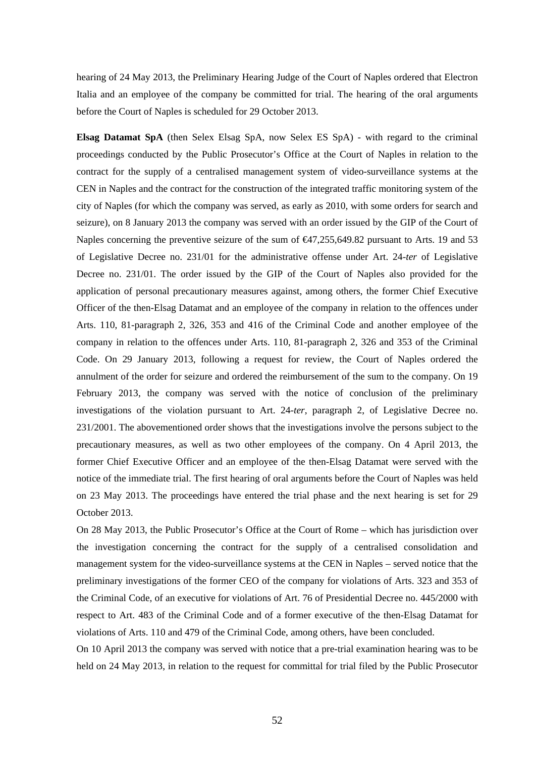hearing of 24 May 2013, the Preliminary Hearing Judge of the Court of Naples ordered that Electron Italia and an employee of the company be committed for trial. The hearing of the oral arguments before the Court of Naples is scheduled for 29 October 2013.

**Elsag Datamat SpA** (then Selex Elsag SpA, now Selex ES SpA) - with regard to the criminal proceedings conducted by the Public Prosecutor's Office at the Court of Naples in relation to the contract for the supply of a centralised management system of video-surveillance systems at the CEN in Naples and the contract for the construction of the integrated traffic monitoring system of the city of Naples (for which the company was served, as early as 2010, with some orders for search and seizure), on 8 January 2013 the company was served with an order issued by the GIP of the Court of Naples concerning the preventive seizure of the sum of €47,255,649.82 pursuant to Arts. 19 and 53 of Legislative Decree no. 231/01 for the administrative offense under Art. 24-*ter* of Legislative Decree no. 231/01. The order issued by the GIP of the Court of Naples also provided for the application of personal precautionary measures against, among others, the former Chief Executive Officer of the then-Elsag Datamat and an employee of the company in relation to the offences under Arts. 110, 81-paragraph 2, 326, 353 and 416 of the Criminal Code and another employee of the company in relation to the offences under Arts. 110, 81-paragraph 2, 326 and 353 of the Criminal Code. On 29 January 2013, following a request for review, the Court of Naples ordered the annulment of the order for seizure and ordered the reimbursement of the sum to the company. On 19 February 2013, the company was served with the notice of conclusion of the preliminary investigations of the violation pursuant to Art. 24-*ter*, paragraph 2, of Legislative Decree no. 231/2001. The abovementioned order shows that the investigations involve the persons subject to the precautionary measures, as well as two other employees of the company. On 4 April 2013, the former Chief Executive Officer and an employee of the then-Elsag Datamat were served with the notice of the immediate trial. The first hearing of oral arguments before the Court of Naples was held on 23 May 2013. The proceedings have entered the trial phase and the next hearing is set for 29 October 2013.

On 28 May 2013, the Public Prosecutor's Office at the Court of Rome – which has jurisdiction over the investigation concerning the contract for the supply of a centralised consolidation and management system for the video-surveillance systems at the CEN in Naples – served notice that the preliminary investigations of the former CEO of the company for violations of Arts. 323 and 353 of the Criminal Code, of an executive for violations of Art. 76 of Presidential Decree no. 445/2000 with respect to Art. 483 of the Criminal Code and of a former executive of the then-Elsag Datamat for violations of Arts. 110 and 479 of the Criminal Code, among others, have been concluded.

On 10 April 2013 the company was served with notice that a pre-trial examination hearing was to be held on 24 May 2013, in relation to the request for committal for trial filed by the Public Prosecutor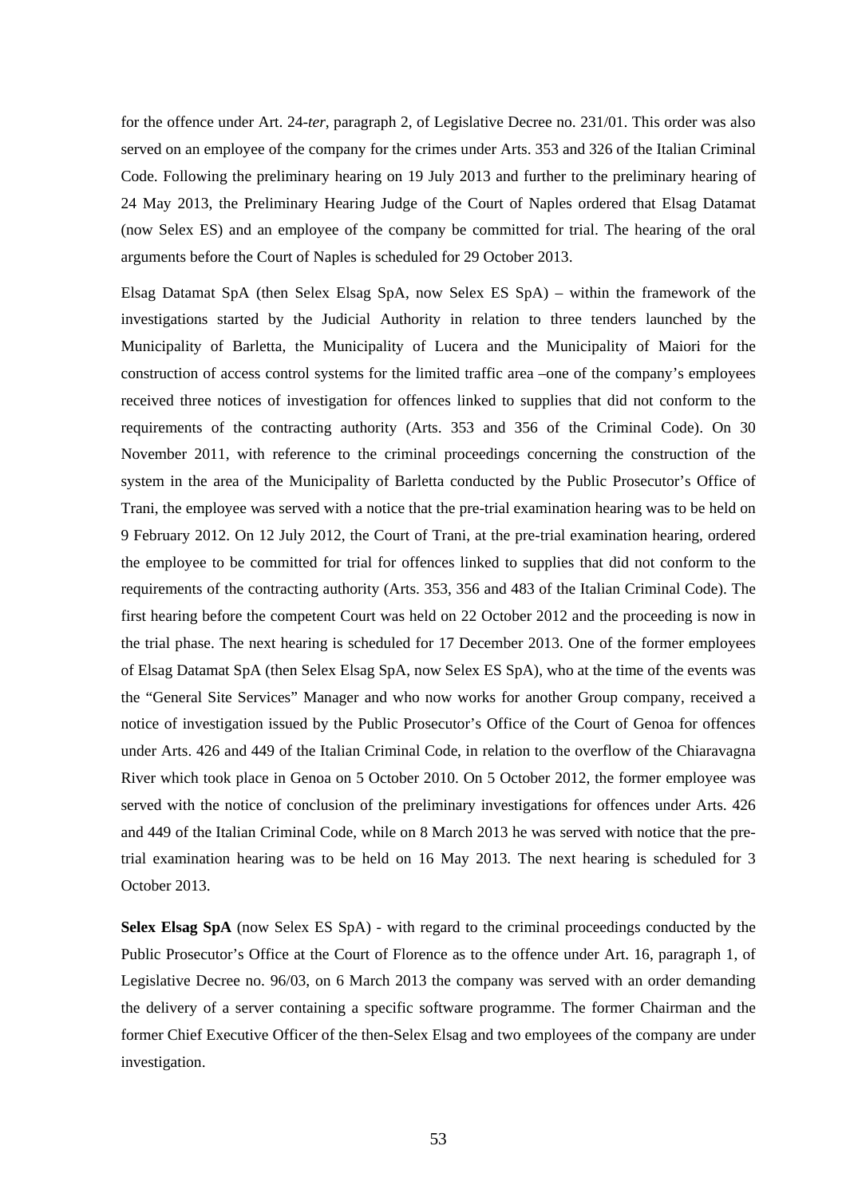for the offence under Art. 24-*ter*, paragraph 2, of Legislative Decree no. 231/01. This order was also served on an employee of the company for the crimes under Arts. 353 and 326 of the Italian Criminal Code. Following the preliminary hearing on 19 July 2013 and further to the preliminary hearing of 24 May 2013, the Preliminary Hearing Judge of the Court of Naples ordered that Elsag Datamat (now Selex ES) and an employee of the company be committed for trial. The hearing of the oral arguments before the Court of Naples is scheduled for 29 October 2013.

Elsag Datamat SpA (then Selex Elsag SpA, now Selex ES SpA) – within the framework of the investigations started by the Judicial Authority in relation to three tenders launched by the Municipality of Barletta, the Municipality of Lucera and the Municipality of Maiori for the construction of access control systems for the limited traffic area –one of the company's employees received three notices of investigation for offences linked to supplies that did not conform to the requirements of the contracting authority (Arts. 353 and 356 of the Criminal Code). On 30 November 2011, with reference to the criminal proceedings concerning the construction of the system in the area of the Municipality of Barletta conducted by the Public Prosecutor's Office of Trani, the employee was served with a notice that the pre-trial examination hearing was to be held on 9 February 2012. On 12 July 2012, the Court of Trani, at the pre-trial examination hearing, ordered the employee to be committed for trial for offences linked to supplies that did not conform to the requirements of the contracting authority (Arts. 353, 356 and 483 of the Italian Criminal Code). The first hearing before the competent Court was held on 22 October 2012 and the proceeding is now in the trial phase. The next hearing is scheduled for 17 December 2013. One of the former employees of Elsag Datamat SpA (then Selex Elsag SpA, now Selex ES SpA), who at the time of the events was the "General Site Services" Manager and who now works for another Group company, received a notice of investigation issued by the Public Prosecutor's Office of the Court of Genoa for offences under Arts. 426 and 449 of the Italian Criminal Code, in relation to the overflow of the Chiaravagna River which took place in Genoa on 5 October 2010. On 5 October 2012, the former employee was served with the notice of conclusion of the preliminary investigations for offences under Arts. 426 and 449 of the Italian Criminal Code, while on 8 March 2013 he was served with notice that the pre-trial examination hearing was to be held on 16 May 2013. The next hearing is scheduled for 3 October 2013.

**Selex Elsag SpA** (now Selex ES SpA) - with regard to the criminal proceedings conducted by the Public Prosecutor's Office at the Court of Florence as to the offence under Art. 16, paragraph 1, of Legislative Decree no. 96/03, on 6 March 2013 the company was served with an order demanding the delivery of a server containing a specific software programme. The former Chairman and the former Chief Executive Officer of the then-Selex Elsag and two employees of the company are under investigation.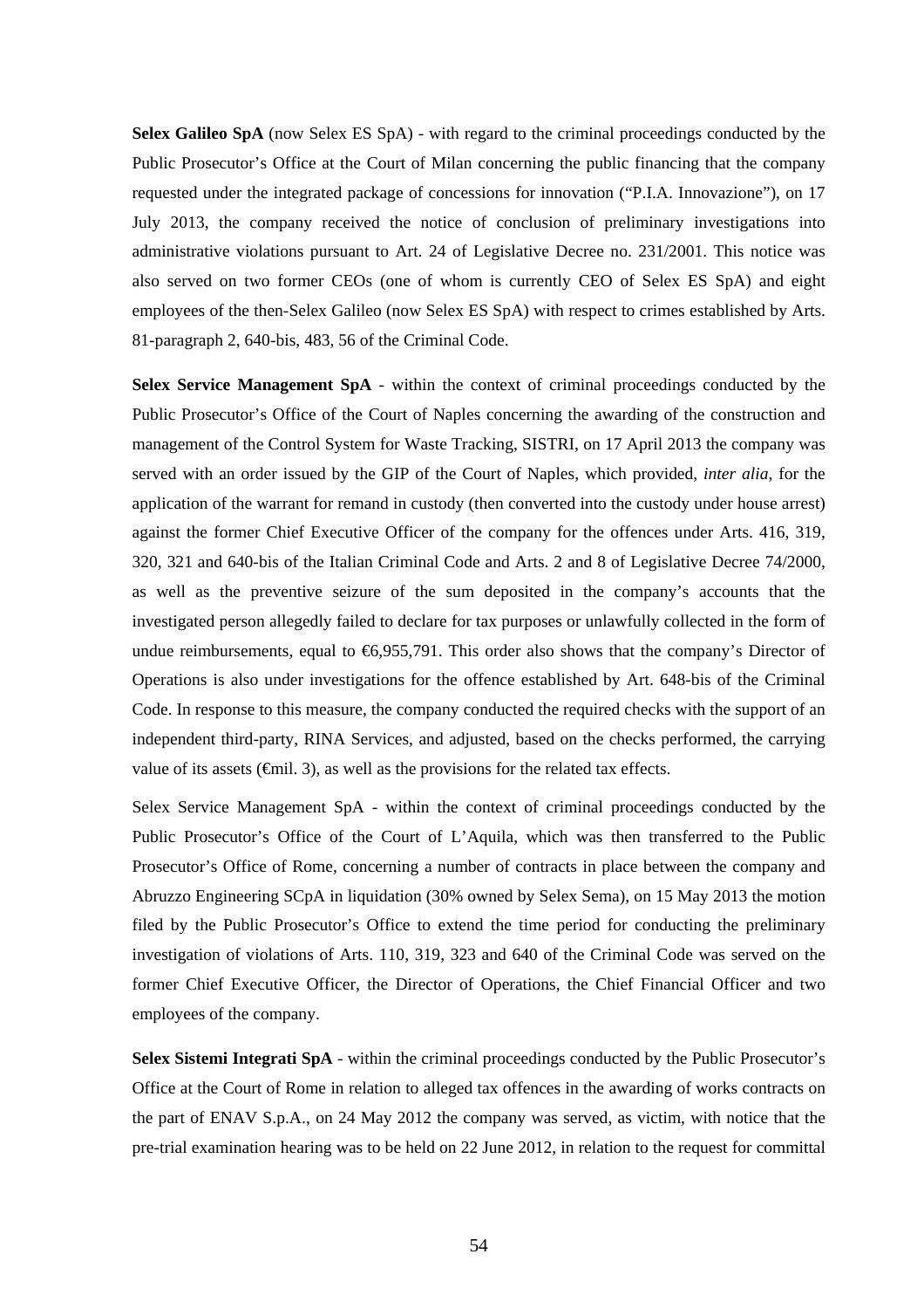**Selex Galileo SpA** (now Selex ES SpA) - with regard to the criminal proceedings conducted by the Public Prosecutor's Office at the Court of Milan concerning the public financing that the company requested under the integrated package of concessions for innovation ("P.I.A. Innovazione"), on 17 July 2013, the company received the notice of conclusion of preliminary investigations into administrative violations pursuant to Art. 24 of Legislative Decree no. 231/2001. This notice was also served on two former CEOs (one of whom is currently CEO of Selex ES SpA) and eight employees of the then-Selex Galileo (now Selex ES SpA) with respect to crimes established by Arts. 81-paragraph 2, 640-bis, 483, 56 of the Criminal Code.

**Selex Service Management SpA** - within the context of criminal proceedings conducted by the Public Prosecutor's Office of the Court of Naples concerning the awarding of the construction and management of the Control System for Waste Tracking, SISTRI, on 17 April 2013 the company was served with an order issued by the GIP of the Court of Naples, which provided, *inter alia*, for the application of the warrant for remand in custody (then converted into the custody under house arrest) against the former Chief Executive Officer of the company for the offences under Arts. 416, 319, 320, 321 and 640-bis of the Italian Criminal Code and Arts. 2 and 8 of Legislative Decree 74/2000, as well as the preventive seizure of the sum deposited in the company's accounts that the investigated person allegedly failed to declare for tax purposes or unlawfully collected in the form of undue reimbursements, equal to €6,955,791. This order also shows that the company's Director of Operations is also under investigations for the offence established by Art. 648-bis of the Criminal Code. In response to this measure, the company conducted the required checks with the support of an independent third-party, RINA Services, and adjusted, based on the checks performed, the carrying value of its assets (€mil. 3), as well as the provisions for the related tax effects.

Selex Service Management SpA - within the context of criminal proceedings conducted by the Public Prosecutor's Office of the Court of L'Aquila, which was then transferred to the Public Prosecutor's Office of Rome, concerning a number of contracts in place between the company and Abruzzo Engineering SCpA in liquidation (30% owned by Selex Sema), on 15 May 2013 the motion filed by the Public Prosecutor's Office to extend the time period for conducting the preliminary investigation of violations of Arts. 110, 319, 323 and 640 of the Criminal Code was served on the former Chief Executive Officer, the Director of Operations, the Chief Financial Officer and two employees of the company.

**Selex Sistemi Integrati SpA** - within the criminal proceedings conducted by the Public Prosecutor's Office at the Court of Rome in relation to alleged tax offences in the awarding of works contracts on the part of ENAV S.p.A., on 24 May 2012 the company was served, as victim, with notice that the pre-trial examination hearing was to be held on 22 June 2012, in relation to the request for committal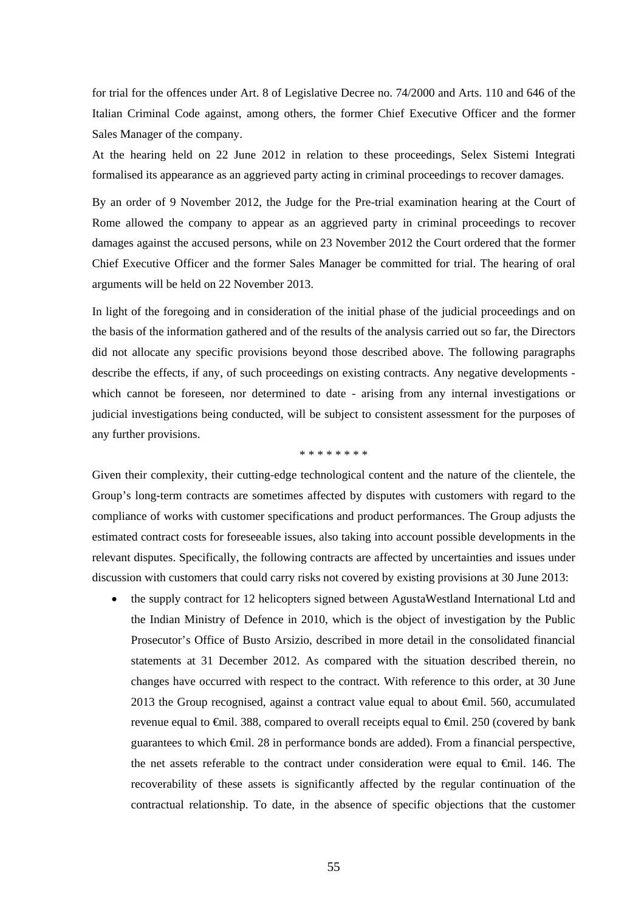for trial for the offences under Art. 8 of Legislative Decree no. 74/2000 and Arts. 110 and 646 of the Italian Criminal Code against, among others, the former Chief Executive Officer and the former Sales Manager of the company.

At the hearing held on 22 June 2012 in relation to these proceedings, Selex Sistemi Integrati formalised its appearance as an aggrieved party acting in criminal proceedings to recover damages.

By an order of 9 November 2012, the Judge for the Pre-trial examination hearing at the Court of Rome allowed the company to appear as an aggrieved party in criminal proceedings to recover damages against the accused persons, while on 23 November 2012 the Court ordered that the former Chief Executive Officer and the former Sales Manager be committed for trial. The hearing of oral arguments will be held on 22 November 2013.

In light of the foregoing and in consideration of the initial phase of the judicial proceedings and on the basis of the information gathered and of the results of the analysis carried out so far, the Directors did not allocate any specific provisions beyond those described above. The following paragraphs describe the effects, if any, of such proceedings on existing contracts. Any negative developments - which cannot be foreseen, nor determined to date - arising from any internal investigations or judicial investigations being conducted, will be subject to consistent assessment for the purposes of any further provisions.

\* \* \* \* \* \* \* \*

Given their complexity, their cutting-edge technological content and the nature of the clientele, the Group's long-term contracts are sometimes affected by disputes with customers with regard to the compliance of works with customer specifications and product performances. The Group adjusts the estimated contract costs for foreseeable issues, also taking into account possible developments in the relevant disputes. Specifically, the following contracts are affected by uncertainties and issues under discussion with customers that could carry risks not covered by existing provisions at 30 June 2013:

- the supply contract for 12 helicopters signed between AgustaWestland International Ltd and the Indian Ministry of Defence in 2010, which is the object of investigation by the Public Prosecutor's Office of Busto Arsizio, described in more detail in the consolidated financial statements at 31 December 2012. As compared with the situation described therein, no changes have occurred with respect to the contract. With reference to this order, at 30 June 2013 the Group recognised, against a contract value equal to about €mil. 560, accumulated revenue equal to €mil. 388, compared to overall receipts equal to €mil. 250 (covered by bank guarantees to which €mil. 28 in performance bonds are added). From a financial perspective, the net assets referable to the contract under consideration were equal to €mil. 146. The recoverability of these assets is significantly affected by the regular continuation of the contractual relationship. To date, in the absence of specific objections that the customer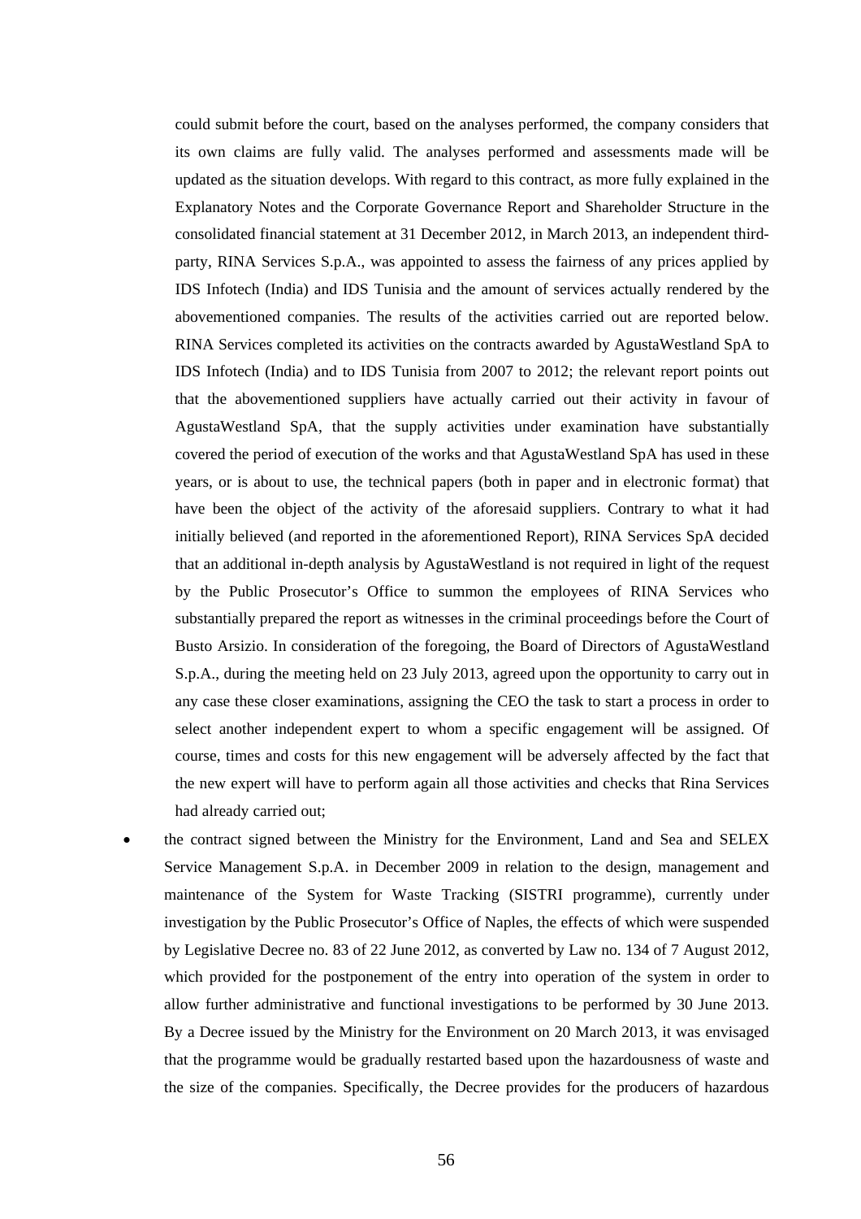could submit before the court, based on the analyses performed, the company considers that its own claims are fully valid. The analyses performed and assessments made will be updated as the situation develops. With regard to this contract, as more fully explained in the Explanatory Notes and the Corporate Governance Report and Shareholder Structure in the consolidated financial statement at 31 December 2012, in March 2013, an independent third-party, RINA Services S.p.A., was appointed to assess the fairness of any prices applied by IDS Infotech (India) and IDS Tunisia and the amount of services actually rendered by the abovementioned companies. The results of the activities carried out are reported below. RINA Services completed its activities on the contracts awarded by AgustaWestland SpA to IDS Infotech (India) and to IDS Tunisia from 2007 to 2012; the relevant report points out that the abovementioned suppliers have actually carried out their activity in favour of AgustaWestland SpA, that the supply activities under examination have substantially covered the period of execution of the works and that AgustaWestland SpA has used in these years, or is about to use, the technical papers (both in paper and in electronic format) that have been the object of the activity of the aforesaid suppliers. Contrary to what it had initially believed (and reported in the aforementioned Report), RINA Services SpA decided that an additional in-depth analysis by AgustaWestland is not required in light of the request by the Public Prosecutor's Office to summon the employees of RINA Services who substantially prepared the report as witnesses in the criminal proceedings before the Court of Busto Arsizio. In consideration of the foregoing, the Board of Directors of AgustaWestland S.p.A., during the meeting held on 23 July 2013, agreed upon the opportunity to carry out in any case these closer examinations, assigning the CEO the task to start a process in order to select another independent expert to whom a specific engagement will be assigned. Of course, times and costs for this new engagement will be adversely affected by the fact that the new expert will have to perform again all those activities and checks that Rina Services had already carried out;

- the contract signed between the Ministry for the Environment, Land and Sea and SELEX Service Management S.p.A. in December 2009 in relation to the design, management and maintenance of the System for Waste Tracking (SISTRI programme), currently under investigation by the Public Prosecutor's Office of Naples, the effects of which were suspended by Legislative Decree no. 83 of 22 June 2012, as converted by Law no. 134 of 7 August 2012, which provided for the postponement of the entry into operation of the system in order to allow further administrative and functional investigations to be performed by 30 June 2013. By a Decree issued by the Ministry for the Environment on 20 March 2013, it was envisaged that the programme would be gradually restarted based upon the hazardousness of waste and the size of the companies. Specifically, the Decree provides for the producers of hazardous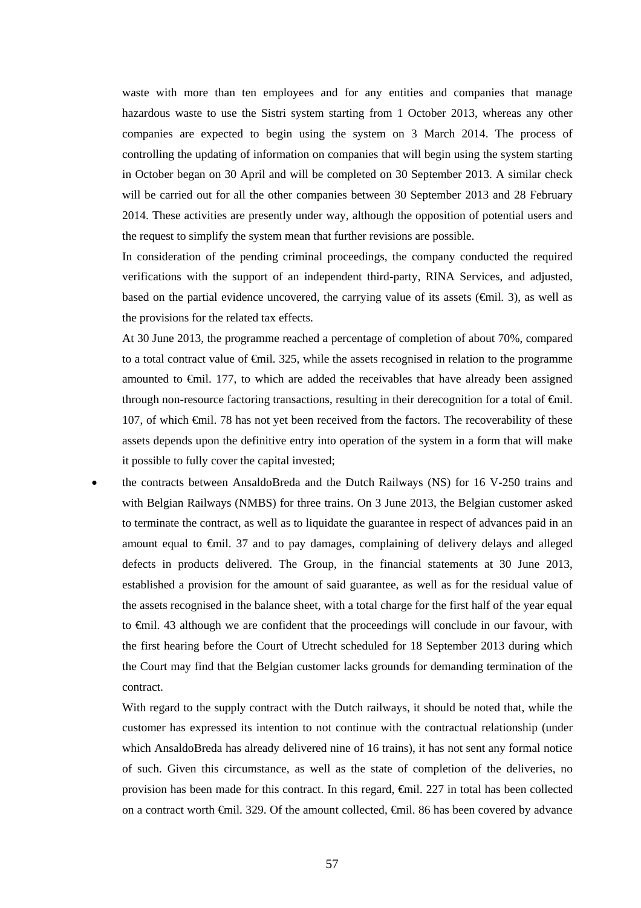waste with more than ten employees and for any entities and companies that manage hazardous waste to use the Sistri system starting from 1 October 2013, whereas any other companies are expected to begin using the system on 3 March 2014. The process of controlling the updating of information on companies that will begin using the system starting in October began on 30 April and will be completed on 30 September 2013. A similar check will be carried out for all the other companies between 30 September 2013 and 28 February 2014. These activities are presently under way, although the opposition of potential users and the request to simplify the system mean that further revisions are possible.

In consideration of the pending criminal proceedings, the company conducted the required verifications with the support of an independent third-party, RINA Services, and adjusted, based on the partial evidence uncovered, the carrying value of its assets (€mil. 3), as well as the provisions for the related tax effects.

At 30 June 2013, the programme reached a percentage of completion of about 70%, compared to a total contract value of €mil. 325, while the assets recognised in relation to the programme amounted to €mil. 177, to which are added the receivables that have already been assigned through non-resource factoring transactions, resulting in their derecognition for a total of €mil. 107, of which €mil. 78 has not yet been received from the factors. The recoverability of these assets depends upon the definitive entry into operation of the system in a form that will make it possible to fully cover the capital invested;

- the contracts between AnsaldoBreda and the Dutch Railways (NS) for 16 V-250 trains and with Belgian Railways (NMBS) for three trains. On 3 June 2013, the Belgian customer asked to terminate the contract, as well as to liquidate the guarantee in respect of advances paid in an amount equal to €mil. 37 and to pay damages, complaining of delivery delays and alleged defects in products delivered. The Group, in the financial statements at 30 June 2013, established a provision for the amount of said guarantee, as well as for the residual value of the assets recognised in the balance sheet, with a total charge for the first half of the year equal to €mil. 43 although we are confident that the proceedings will conclude in our favour, with the first hearing before the Court of Utrecht scheduled for 18 September 2013 during which the Court may find that the Belgian customer lacks grounds for demanding termination of the contract.

  With regard to the supply contract with the Dutch railways, it should be noted that, while the customer has expressed its intention to not continue with the contractual relationship (under which AnsaldoBreda has already delivered nine of 16 trains), it has not sent any formal notice of such. Given this circumstance, as well as the state of completion of the deliveries, no provision has been made for this contract. In this regard, €mil. 227 in total has been collected on a contract worth €mil. 329. Of the amount collected, €mil. 86 has been covered by advance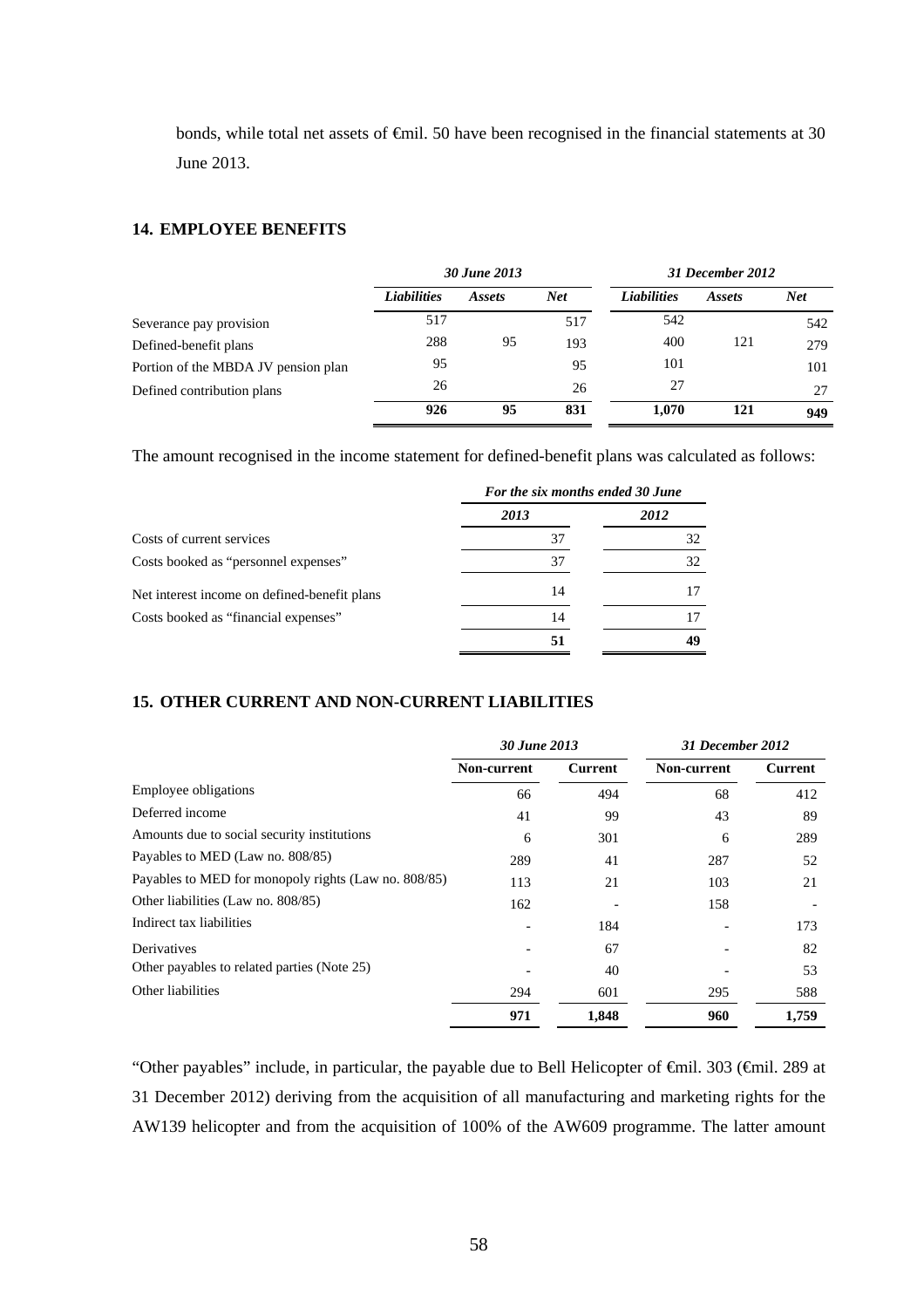bonds, while total net assets of €mil. 50 have been recognised in the financial statements at 30 June 2013.

## 14. EMPLOYEE BENEFITS

| | *30 June 2013* | | | *31 December 2012* | | |
|---|---|---|---|---|---|---|
| | *Liabilities* | *Assets* | *Net* | *Liabilities* | *Assets* | *Net* |
| Severance pay provision | 517 | | 517 | 542 | | 542 |
| Defined-benefit plans | 288 | 95 | 193 | 400 | 121 | 279 |
| Portion of the MBDA JV pension plan | 95 | | 95 | 101 | | 101 |
| Defined contribution plans | 26 | | 26 | 27 | | 27 |
| | **926** | **95** | **831** | **1,070** | **121** | **949** |

The amount recognised in the income statement for defined-benefit plans was calculated as follows:

| | *For the six months ended 30 June* | |
|---|---|---|
| | *2013* | *2012* |
| Costs of current services | 37 | 32 |
| Costs booked as "personnel expenses" | 37 | 32 |
| Net interest income on defined-benefit plans | 14 | 17 |
| Costs booked as "financial expenses" | 14 | 17 |
| | **51** | **49** |

## 15. OTHER CURRENT AND NON-CURRENT LIABILITIES

| | *30 June 2013* | | *31 December 2012* | |
|---|---|---|---|---|
| | **Non-current** | **Current** | **Non-current** | **Current** |
| Employee obligations | 66 | 494 | 68 | 412 |
| Deferred income | 41 | 99 | 43 | 89 |
| Amounts due to social security institutions | 6 | 301 | 6 | 289 |
| Payables to MED (Law no. 808/85) | 289 | 41 | 287 | 52 |
| Payables to MED for monopoly rights (Law no. 808/85) | 113 | 21 | 103 | 21 |
| Other liabilities (Law no. 808/85) | 162 | - | 158 | - |
| Indirect tax liabilities | - | 184 | - | 173 |
| Derivatives | - | 67 | - | 82 |
| Other payables to related parties (Note 25) | - | 40 | - | 53 |
| Other liabilities | 294 | 601 | 295 | 588 |
| | **971** | **1,848** | **960** | **1,759** |

"Other payables" include, in particular, the payable due to Bell Helicopter of €mil. 303 (€mil. 289 at 31 December 2012) deriving from the acquisition of all manufacturing and marketing rights for the AW139 helicopter and from the acquisition of 100% of the AW609 programme. The latter amount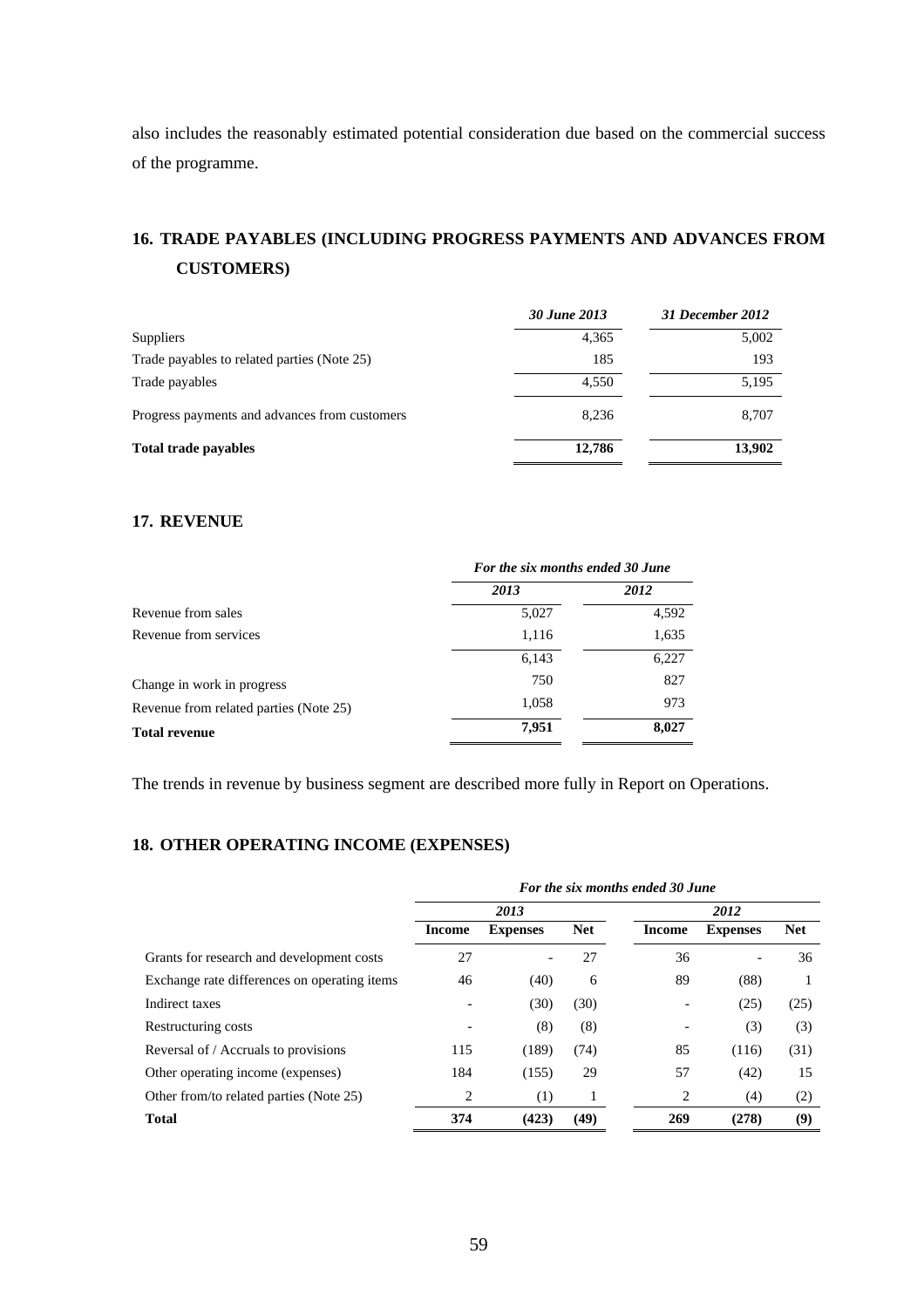also includes the reasonably estimated potential consideration due based on the commercial success of the programme.

## 16. TRADE PAYABLES (INCLUDING PROGRESS PAYMENTS AND ADVANCES FROM CUSTOMERS)

| | *30 June 2013* | *31 December 2012* |
|---|---|---|
| Suppliers | 4,365 | 5,002 |
| Trade payables to related parties (Note 25) | 185 | 193 |
| Trade payables | 4,550 | 5,195 |
| Progress payments and advances from customers | 8,236 | 8,707 |
| **Total trade payables** | **12,786** | **13,902** |

## 17. REVENUE

| | *For the six months ended 30 June* | |
|---|---|---|
| | *2013* | *2012* |
| Revenue from sales | 5,027 | 4,592 |
| Revenue from services | 1,116 | 1,635 |
| | 6,143 | 6,227 |
| Change in work in progress | 750 | 827 |
| Revenue from related parties (Note 25) | 1,058 | 973 |
| **Total revenue** | **7,951** | **8,027** |

The trends in revenue by business segment are described more fully in Report on Operations.

## 18. OTHER OPERATING INCOME (EXPENSES)

| | *For the six months ended 30 June* | | | | | |
|---|---|---|---|---|---|---|
| | *2013* | | | *2012* | | |
| | **Income** | **Expenses** | **Net** | **Income** | **Expenses** | **Net** |
| Grants for research and development costs | 27 | - | 27 | 36 | - | 36 |
| Exchange rate differences on operating items | 46 | (40) | 6 | 89 | (88) | 1 |
| Indirect taxes | - | (30) | (30) | - | (25) | (25) |
| Restructuring costs | - | (8) | (8) | - | (3) | (3) |
| Reversal of / Accruals to provisions | 115 | (189) | (74) | 85 | (116) | (31) |
| Other operating income (expenses) | 184 | (155) | 29 | 57 | (42) | 15 |
| Other from/to related parties (Note 25) | 2 | (1) | 1 | 2 | (4) | (2) |
| **Total** | **374** | **(423)** | **(49)** | **269** | **(278)** | **(9)** |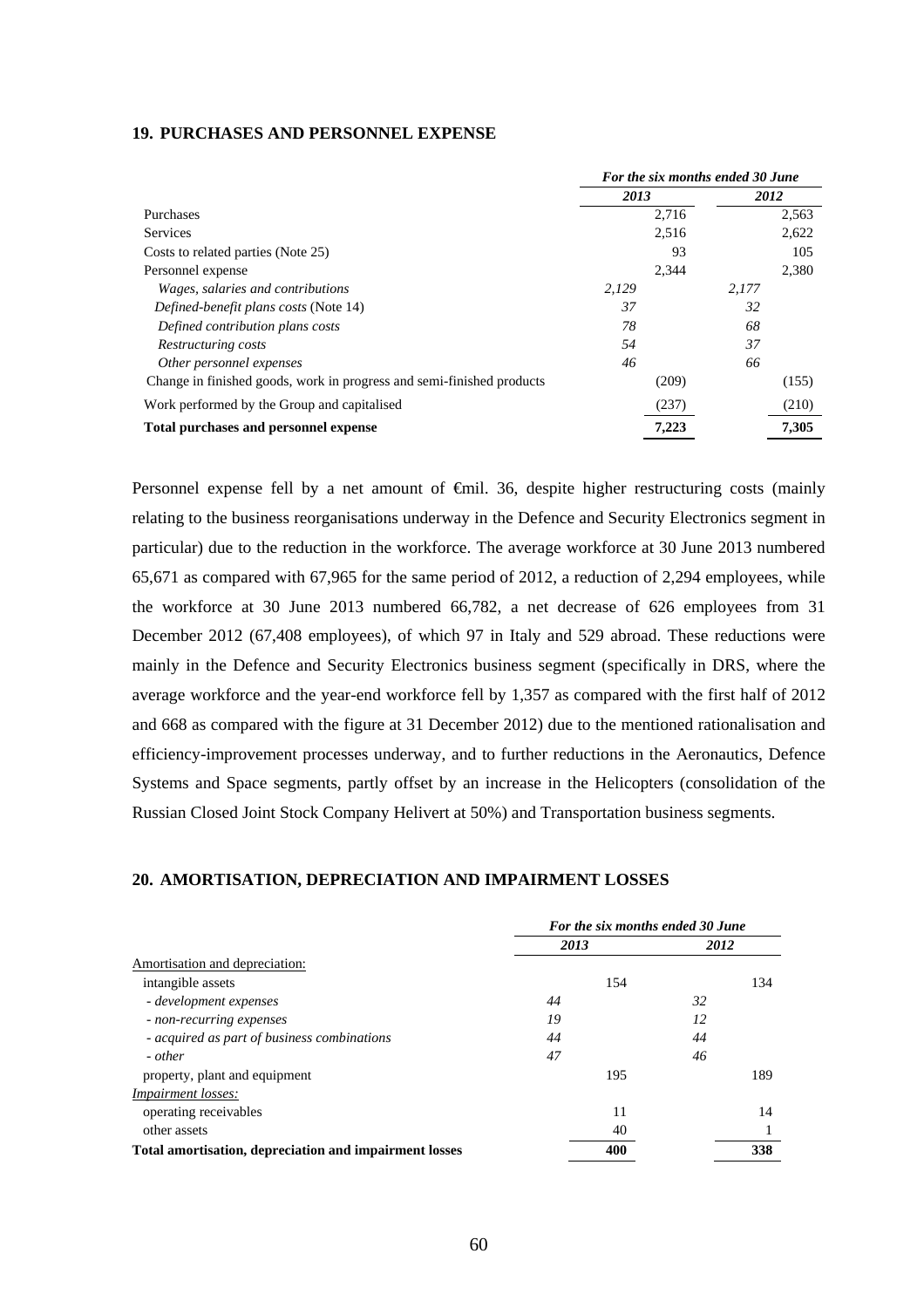## 19. PURCHASES AND PERSONNEL EXPENSE

| | For the six months ended 30 June | | | |
|---|---|---|---|---|
| | 2013 | | 2012 | |
| Purchases | | 2,716 | | 2,563 |
| Services | | 2,516 | | 2,622 |
| Costs to related parties (Note 25) | | 93 | | 105 |
| Personnel expense | | 2,344 | | 2,380 |
| *Wages, salaries and contributions* | *2,129* | | *2,177* | |
| *Defined-benefit plans costs* (Note 14) | *37* | | *32* | |
| *Defined contribution plans costs* | *78* | | *68* | |
| *Restructuring costs* | *54* | | *37* | |
| *Other personnel expenses* | *46* | | *66* | |
| Change in finished goods, work in progress and semi-finished products | | (209) | | (155) |
| Work performed by the Group and capitalised | | (237) | | (210) |
| **Total purchases and personnel expense** | | **7,223** | | **7,305** |

Personnel expense fell by a net amount of €mil. 36, despite higher restructuring costs (mainly relating to the business reorganisations underway in the Defence and Security Electronics segment in particular) due to the reduction in the workforce. The average workforce at 30 June 2013 numbered 65,671 as compared with 67,965 for the same period of 2012, a reduction of 2,294 employees, while the workforce at 30 June 2013 numbered 66,782, a net decrease of 626 employees from 31 December 2012 (67,408 employees), of which 97 in Italy and 529 abroad. These reductions were mainly in the Defence and Security Electronics business segment (specifically in DRS, where the average workforce and the year-end workforce fell by 1,357 as compared with the first half of 2012 and 668 as compared with the figure at 31 December 2012) due to the mentioned rationalisation and efficiency-improvement processes underway, and to further reductions in the Aeronautics, Defence Systems and Space segments, partly offset by an increase in the Helicopters (consolidation of the Russian Closed Joint Stock Company Helivert at 50%) and Transportation business segments.

## 20. AMORTISATION, DEPRECIATION AND IMPAIRMENT LOSSES

| | For the six months ended 30 June | | | |
|---|---|---|---|---|
| | 2013 | | 2012 | |
| Amortisation and depreciation: | | | | |
| intangible assets | | 154 | | 134 |
| *- development expenses* | *44* | | *32* | |
| *- non-recurring expenses* | *19* | | *12* | |
| *- acquired as part of business combinations* | *44* | | *44* | |
| *- other* | *47* | | *46* | |
| property, plant and equipment | | 195 | | 189 |
| *Impairment losses:* | | | | |
| operating receivables | | 11 | | 14 |
| other assets | | 40 | | 1 |
| **Total amortisation, depreciation and impairment losses** | | **400** | | **338** |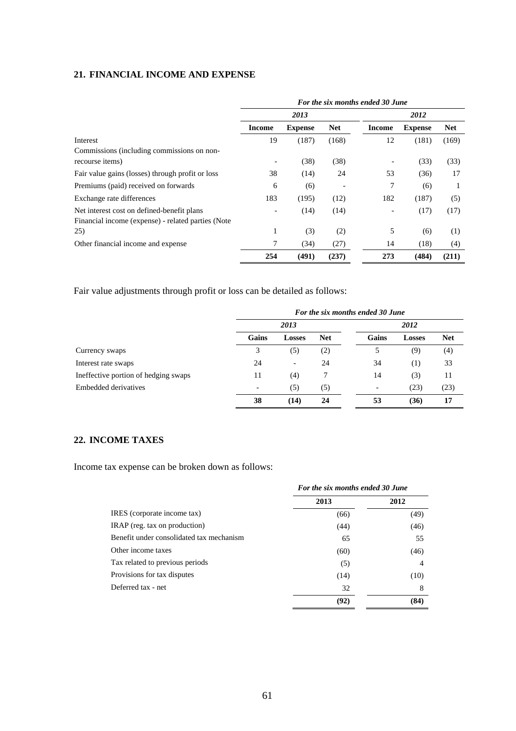## 21. FINANCIAL INCOME AND EXPENSE

| | *For the six months ended 30 June* | | | | | |
|---|---|---|---|---|---|---|
| | ***2013*** | | | ***2012*** | | |
| | **Income** | **Expense** | **Net** | **Income** | **Expense** | **Net** |
| Interest | 19 | (187) | (168) | 12 | (181) | (169) |
| Commissions (including commissions on non-recourse items) | - | (38) | (38) | - | (33) | (33) |
| Fair value gains (losses) through profit or loss | 38 | (14) | 24 | 53 | (36) | 17 |
| Premiums (paid) received on forwards | 6 | (6) | - | 7 | (6) | 1 |
| Exchange rate differences | 183 | (195) | (12) | 182 | (187) | (5) |
| Net interest cost on defined-benefit plans | - | (14) | (14) | - | (17) | (17) |
| Financial income (expense) - related parties (Note 25) | 1 | (3) | (2) | 5 | (6) | (1) |
| Other financial income and expense | 7 | (34) | (27) | 14 | (18) | (4) |
| | **254** | **(491)** | **(237)** | **273** | **(484)** | **(211)** |

Fair value adjustments through profit or loss can be detailed as follows:

| | *For the six months ended 30 June* | | | | | |
|---|---|---|---|---|---|---|
| | ***2013*** | | | ***2012*** | | |
| | **Gains** | **Losses** | **Net** | **Gains** | **Losses** | **Net** |
| Currency swaps | 3 | (5) | (2) | 5 | (9) | (4) |
| Interest rate swaps | 24 | - | 24 | 34 | (1) | 33 |
| Ineffective portion of hedging swaps | 11 | (4) | 7 | 14 | (3) | 11 |
| Embedded derivatives | - | (5) | (5) | - | (23) | (23) |
| | **38** | **(14)** | **24** | **53** | **(36)** | **17** |

## 22. INCOME TAXES

Income tax expense can be broken down as follows:

| | *For the six months ended 30 June* | |
|---|---|---|
| | **2013** | **2012** |
| IRES (corporate income tax) | (66) | (49) |
| IRAP (reg. tax on production) | (44) | (46) |
| Benefit under consolidated tax mechanism | 65 | 55 |
| Other income taxes | (60) | (46) |
| Tax related to previous periods | (5) | 4 |
| Provisions for tax disputes | (14) | (10) |
| Deferred tax - net | 32 | 8 |
| | **(92)** | **(84)** |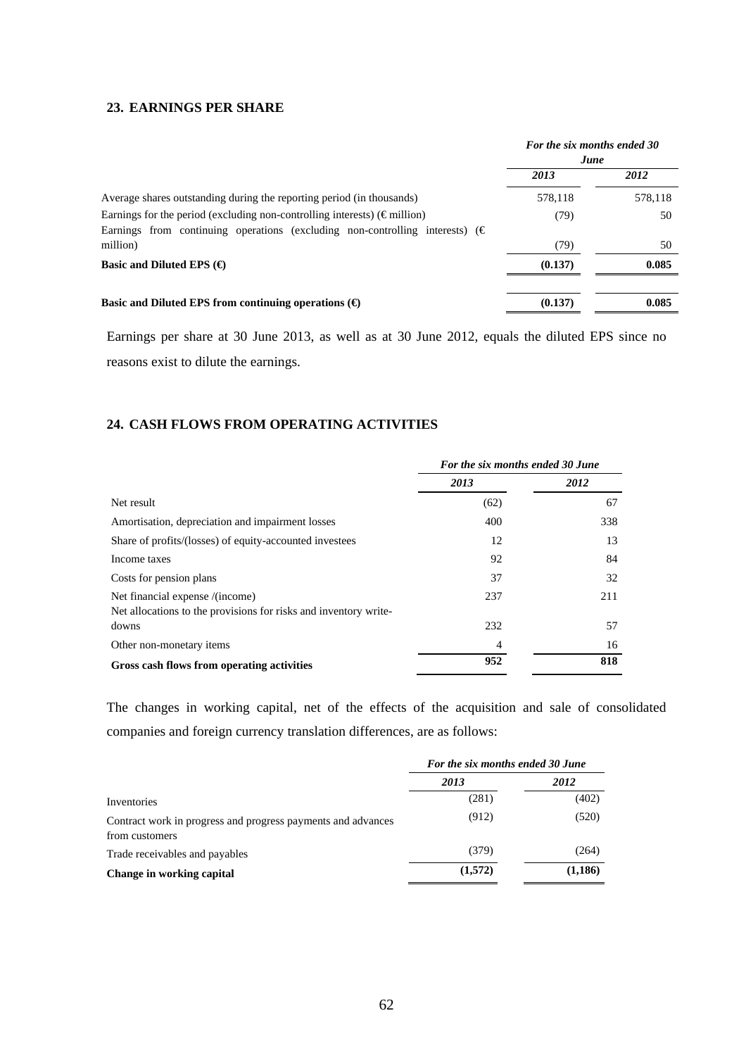## 23. EARNINGS PER SHARE

| | *For the six months ended 30 June* | |
|---|---|---|
| | ***2013*** | ***2012*** |
| Average shares outstanding during the reporting period (in thousands) | 578,118 | 578,118 |
| Earnings for the period (excluding non-controlling interests) (€ million) | (79) | 50 |
| Earnings from continuing operations (excluding non-controlling interests) (€ million) | (79) | 50 |
| **Basic and Diluted EPS (€)** | **(0.137)** | **0.085** |
| **Basic and Diluted EPS from continuing operations (€)** | **(0.137)** | **0.085** |

Earnings per share at 30 June 2013, as well as at 30 June 2012, equals the diluted EPS since no reasons exist to dilute the earnings.

## 24. CASH FLOWS FROM OPERATING ACTIVITIES

| | *For the six months ended 30 June* | |
|---|---|---|
| | ***2013*** | ***2012*** |
| Net result | (62) | 67 |
| Amortisation, depreciation and impairment losses | 400 | 338 |
| Share of profits/(losses) of equity-accounted investees | 12 | 13 |
| Income taxes | 92 | 84 |
| Costs for pension plans | 37 | 32 |
| Net financial expense /(income) | 237 | 211 |
| Net allocations to the provisions for risks and inventory write-downs | 232 | 57 |
| Other non-monetary items | 4 | 16 |
| **Gross cash flows from operating activities** | **952** | **818** |

The changes in working capital, net of the effects of the acquisition and sale of consolidated companies and foreign currency translation differences, are as follows:

| | *For the six months ended 30 June* | |
|---|---|---|
| | ***2013*** | ***2012*** |
| Inventories | (281) | (402) |
| Contract work in progress and progress payments and advances from customers | (912) | (520) |
| Trade receivables and payables | (379) | (264) |
| **Change in working capital** | **(1,572)** | **(1,186)** |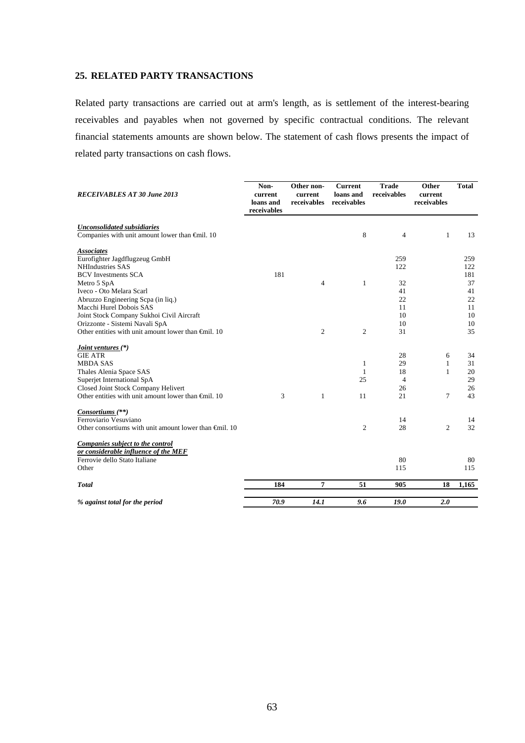## 25. RELATED PARTY TRANSACTIONS

Related party transactions are carried out at arm's length, as is settlement of the interest-bearing receivables and payables when not governed by specific contractual conditions. The relevant financial statements amounts are shown below. The statement of cash flows presents the impact of related party transactions on cash flows.

| *RECEIVABLES AT 30 June 2013* | Non-current loans and receivables | Other non-current receivables | Current loans and receivables | Trade receivables | Other current receivables | Total |
|---|---|---|---|---|---|---|
| ***Unconsolidated subsidiaries*** | | | | | | |
| Companies with unit amount lower than €mil. 10 | | | 8 | 4 | 1 | 13 |
| ***Associates*** | | | | | | |
| Eurofighter Jagdflugzeug GmbH | | | | 259 | | 259 |
| NHIndustries SAS | | | | 122 | | 122 |
| BCV Investments SCA | 181 | | | | | 181 |
| Metro 5 SpA | | 4 | 1 | 32 | | 37 |
| Iveco - Oto Melara Scarl | | | | 41 | | 41 |
| Abruzzo Engineering Scpa (in liq.) | | | | 22 | | 22 |
| Macchi Hurel Dobois SAS | | | | 11 | | 11 |
| Joint Stock Company Sukhoi Civil Aircraft | | | | 10 | | 10 |
| Orizzonte - Sistemi Navali SpA | | | | 10 | | 10 |
| Other entities with unit amount lower than €mil. 10 | | 2 | 2 | 31 | | 35 |
| ***Joint ventures (\*)*** | | | | | | |
| GIE ATR | | | | 28 | 6 | 34 |
| MBDA SAS | | | 1 | 29 | 1 | 31 |
| Thales Alenia Space SAS | | | 1 | 18 | 1 | 20 |
| Superjet International SpA | | | 25 | 4 | | 29 |
| Closed Joint Stock Company Helivert | | | | 26 | | 26 |
| Other entities with unit amount lower than €mil. 10 | 3 | 1 | 11 | 21 | 7 | 43 |
| ***Consortiums (\*\*)*** | | | | | | |
| Ferroviario Vesuviano | | | | 14 | | 14 |
| Other consortiums with unit amount lower than €mil. 10 | | | 2 | 28 | 2 | 32 |
| ***Companies subject to the control or considerable influence of the MEF*** | | | | | | |
| Ferrovie dello Stato Italiane | | | | 80 | | 80 |
| Other | | | | 115 | | 115 |
| ***Total*** | **184** | **7** | **51** | **905** | **18** | **1,165** |
| ***% against total for the period*** | ***70.9*** | ***14.1*** | ***9.6*** | ***19.0*** | ***2.0*** | |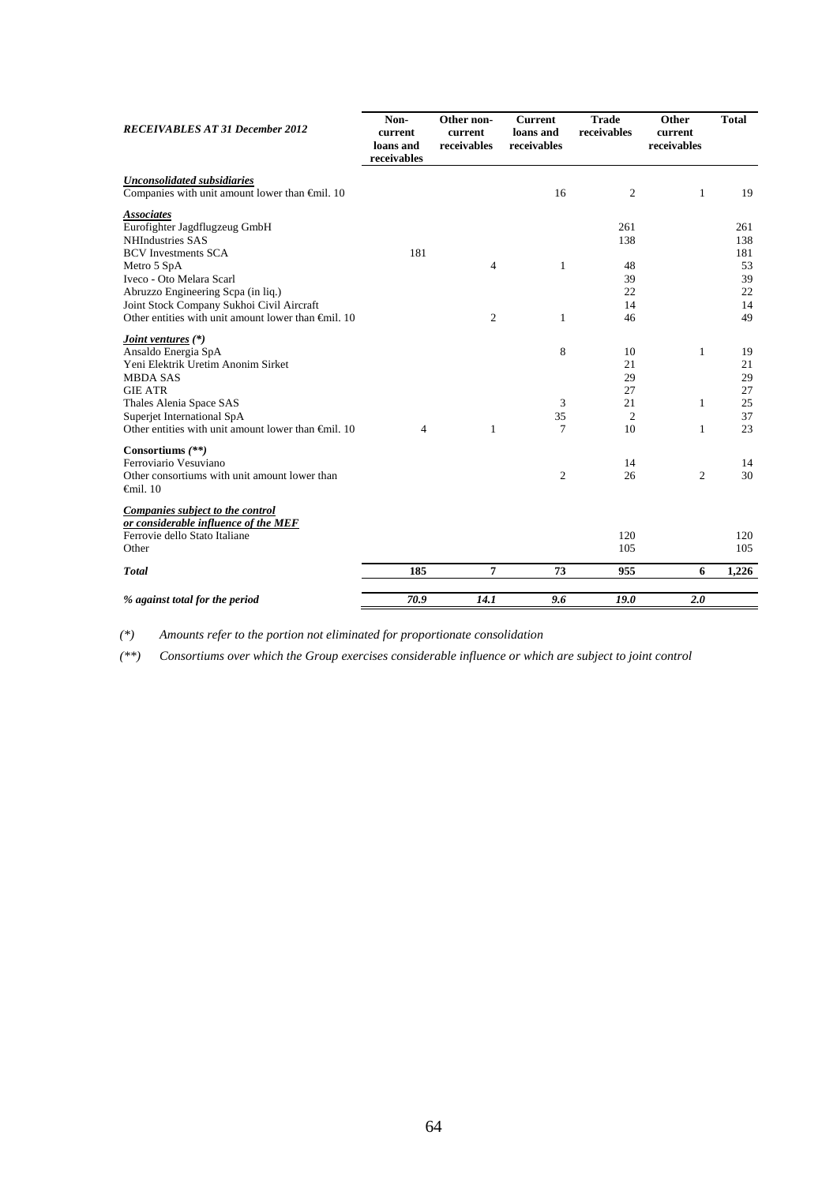| *RECEIVABLES AT 31 December 2012* | Non-current loans and receivables | Other non-current receivables | Current loans and receivables | Trade receivables | Other current receivables | Total |
|---|---|---|---|---|---|---|
| ***Unconsolidated subsidiaries*** | | | | | | |
| Companies with unit amount lower than €mil. 10 | | | 16 | 2 | 1 | 19 |
| ***Associates*** | | | | | | |
| Eurofighter Jagdflugzeug GmbH | | | | 261 | | 261 |
| NHIndustries SAS | | | | 138 | | 138 |
| BCV Investments SCA | 181 | | | | | 181 |
| Metro 5 SpA | | 4 | 1 | 48 | | 53 |
| Iveco - Oto Melara Scarl | | | | 39 | | 39 |
| Abruzzo Engineering Scpa (in liq.) | | | | 22 | | 22 |
| Joint Stock Company Sukhoi Civil Aircraft | | | | 14 | | 14 |
| Other entities with unit amount lower than €mil. 10 | | 2 | 1 | 46 | | 49 |
| ***Joint ventures (\*)*** | | | | | | |
| Ansaldo Energia SpA | | | 8 | 10 | 1 | 19 |
| Yeni Elektrik Uretim Anonim Sirket | | | | 21 | | 21 |
| MBDA SAS | | | | 29 | | 29 |
| GIE ATR | | | | 27 | | 27 |
| Thales Alenia Space SAS | | | 3 | 21 | 1 | 25 |
| Superjet International SpA | | | 35 | 2 | | 37 |
| Other entities with unit amount lower than €mil. 10 | 4 | 1 | 7 | 10 | 1 | 23 |
| **Consortiums *(\*\*)*** | | | | | | |
| Ferroviario Vesuviano | | | | 14 | | 14 |
| Other consortiums with unit amount lower than €mil. 10 | | | 2 | 26 | 2 | 30 |
| ***Companies subject to the control or considerable influence of the MEF*** | | | | | | |
| Ferrovie dello Stato Italiane | | | | 120 | | 120 |
| Other | | | | 105 | | 105 |
| ***Total*** | **185** | **7** | **73** | **955** | **6** | **1,226** |
| ***% against total for the period*** | ***70.9*** | ***14.1*** | ***9.6*** | ***19.0*** | ***2.0*** | |

*(\*) Amounts refer to the portion not eliminated for proportionate consolidation*

*(\*\*) Consortiums over which the Group exercises considerable influence or which are subject to joint control*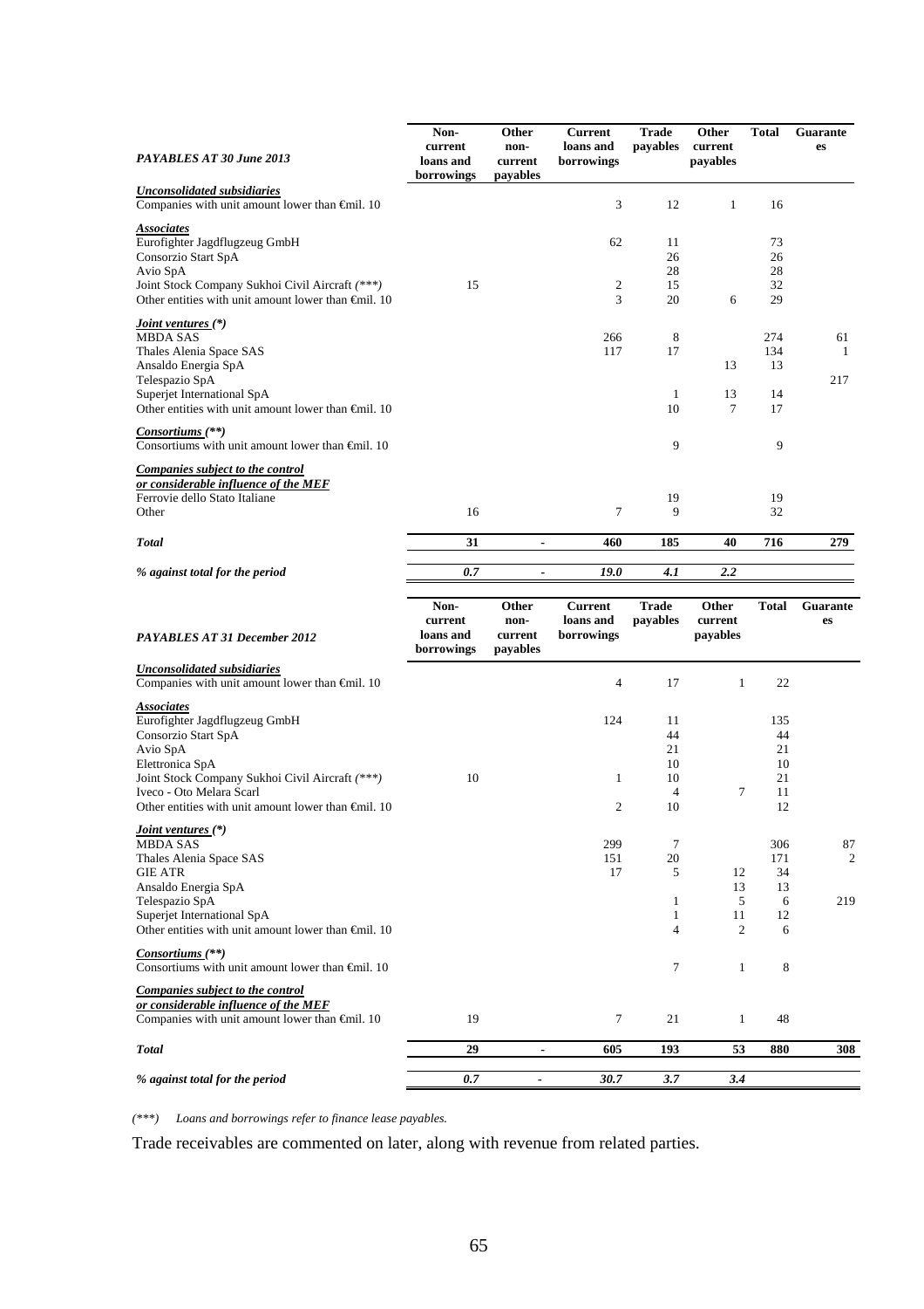| *PAYABLES AT 30 June 2013* | Non-current loans and borrowings | Other non-current payables | Current loans and borrowings | Trade payables | Other current payables | Total | Guarantees |
|---|---|---|---|---|---|---|---|
| ***Unconsolidated subsidiaries*** | | | | | | | |
| Companies with unit amount lower than €mil. 10 | | | 3 | 12 | 1 | 16 | |
| ***Associates*** | | | | | | | |
| Eurofighter Jagdflugzeug GmbH | | | 62 | 11 | | 73 | |
| Consorzio Start SpA | | | | 26 | | 26 | |
| Avio SpA | | | | 28 | | 28 | |
| Joint Stock Company Sukhoi Civil Aircraft *(\*\*\*)* | 15 | | 2 | 15 | | 32 | |
| Other entities with unit amount lower than €mil. 10 | | | 3 | 20 | 6 | 29 | |
| ***Joint ventures (\*)*** | | | | | | | |
| MBDA SAS | | | 266 | 8 | | 274 | 61 |
| Thales Alenia Space SAS | | | 117 | 17 | | 134 | 1 |
| Ansaldo Energia SpA | | | | | 13 | 13 | |
| Telespazio SpA | | | | | | | 217 |
| Superjet International SpA | | | | 1 | 13 | 14 | |
| Other entities with unit amount lower than €mil. 10 | | | | 10 | 7 | 17 | |
| ***Consortiums (\*\*)*** | | | | | | | |
| Consortiums with unit amount lower than €mil. 10 | | | | 9 | | 9 | |
| ***Companies subject to the control or considerable influence of the MEF*** | | | | | | | |
| Ferrovie dello Stato Italiane | | | | 19 | | 19 | |
| Other | 16 | | 7 | 9 | | 32 | |
| ***Total*** | **31** | **-** | **460** | **185** | **40** | **716** | **279** |
| ***% against total for the period*** | ***0.7*** | ***-*** | ***19.0*** | ***4.1*** | ***2.2*** | | |

| *PAYABLES AT 31 December 2012* | Non-current loans and borrowings | Other non-current payables | Current loans and borrowings | Trade payables | Other current payables | Total | Guarantees |
|---|---|---|---|---|---|---|---|
| ***Unconsolidated subsidiaries*** | | | | | | | |
| Companies with unit amount lower than €mil. 10 | | | 4 | 17 | 1 | 22 | |
| ***Associates*** | | | | | | | |
| Eurofighter Jagdflugzeug GmbH | | | 124 | 11 | | 135 | |
| Consorzio Start SpA | | | | 44 | | 44 | |
| Avio SpA | | | | 21 | | 21 | |
| Elettronica SpA | | | | 10 | | 10 | |
| Joint Stock Company Sukhoi Civil Aircraft *(\*\*\*)* | 10 | | 1 | 10 | | 21 | |
| Iveco - Oto Melara Scarl | | | | 4 | 7 | 11 | |
| Other entities with unit amount lower than €mil. 10 | | | 2 | 10 | | 12 | |
| ***Joint ventures (\*)*** | | | | | | | |
| MBDA SAS | | | 299 | 7 | | 306 | 87 |
| Thales Alenia Space SAS | | | 151 | 20 | | 171 | 2 |
| GIE ATR | | | 17 | 5 | 12 | 34 | |
| Ansaldo Energia SpA | | | | | 13 | 13 | |
| Telespazio SpA | | | | 1 | 5 | 6 | 219 |
| Superjet International SpA | | | | 1 | 11 | 12 | |
| Other entities with unit amount lower than €mil. 10 | | | | 4 | 2 | 6 | |
| ***Consortiums (\*\*)*** | | | | | | | |
| Consortiums with unit amount lower than €mil. 10 | | | | 7 | 1 | 8 | |
| ***Companies subject to the control or considerable influence of the MEF*** | | | | | | | |
| Companies with unit amount lower than €mil. 10 | 19 | | 7 | 21 | 1 | 48 | |
| ***Total*** | **29** | **-** | **605** | **193** | **53** | **880** | **308** |
| ***% against total for the period*** | ***0.7*** | ***-*** | ***30.7*** | ***3.7*** | ***3.4*** | | |

*(\*\*\*) Loans and borrowings refer to finance lease payables.*

Trade receivables are commented on later, along with revenue from related parties.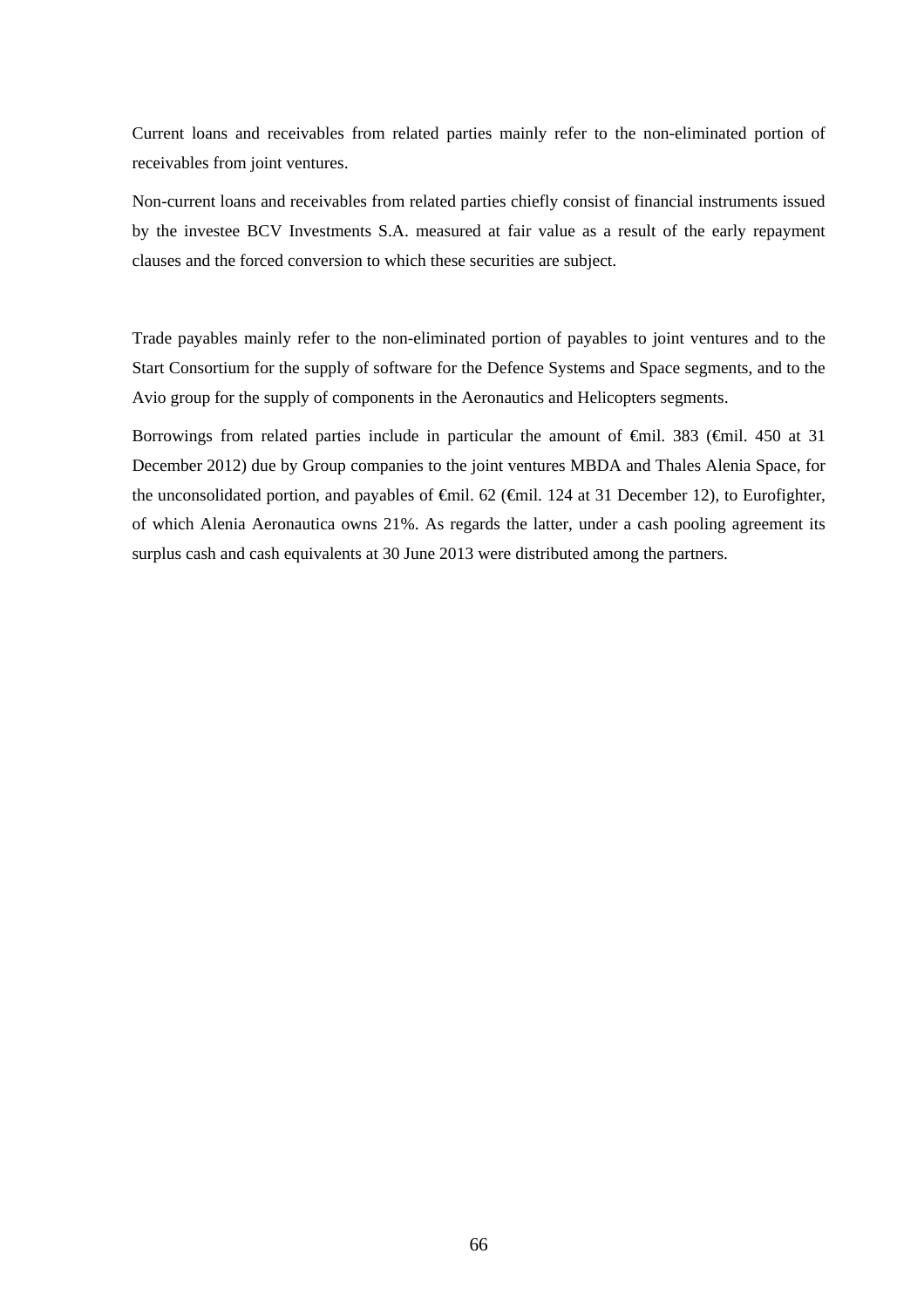Current loans and receivables from related parties mainly refer to the non-eliminated portion of receivables from joint ventures.

Non-current loans and receivables from related parties chiefly consist of financial instruments issued by the investee BCV Investments S.A. measured at fair value as a result of the early repayment clauses and the forced conversion to which these securities are subject.

Trade payables mainly refer to the non-eliminated portion of payables to joint ventures and to the Start Consortium for the supply of software for the Defence Systems and Space segments, and to the Avio group for the supply of components in the Aeronautics and Helicopters segments.

Borrowings from related parties include in particular the amount of €mil. 383 (€mil. 450 at 31 December 2012) due by Group companies to the joint ventures MBDA and Thales Alenia Space, for the unconsolidated portion, and payables of €mil. 62 (€mil. 124 at 31 December 12), to Eurofighter, of which Alenia Aeronautica owns 21%. As regards the latter, under a cash pooling agreement its surplus cash and cash equivalents at 30 June 2013 were distributed among the partners.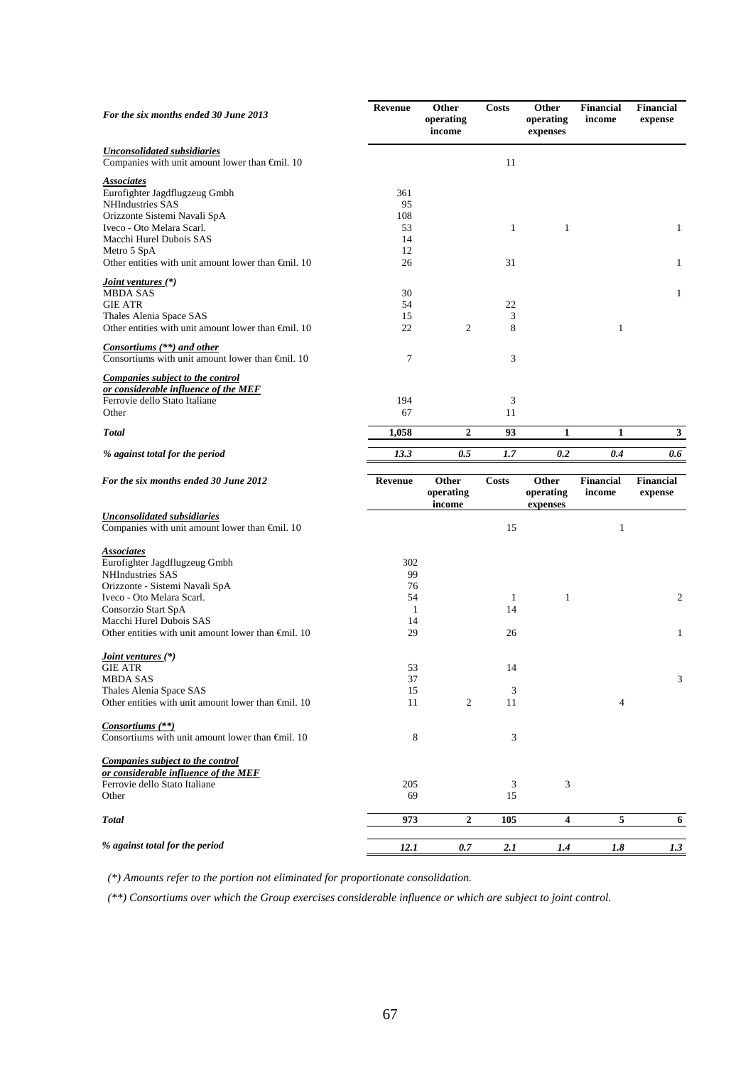| *For the six months ended 30 June 2013* | **Revenue** | **Other operating income** | **Costs** | **Other operating expenses** | **Financial income** | **Financial expense** |
|---|---|---|---|---|---|---|
| ***Unconsolidated subsidiaries*** | | | | | | |
| Companies with unit amount lower than €mil. 10 | | | 11 | | | |
| ***Associates*** | | | | | | |
| Eurofighter Jagdflugzeug Gmbh | 361 | | | | | |
| NHIndustries SAS | 95 | | | | | |
| Orizzonte Sistemi Navali SpA | 108 | | | | | |
| Iveco - Oto Melara Scarl. | 53 | | 1 | 1 | | 1 |
| Macchi Hurel Dubois SAS | 14 | | | | | |
| Metro 5 SpA | 12 | | | | | |
| Other entities with unit amount lower than €mil. 10 | 26 | | 31 | | | 1 |
| ***Joint ventures (\*)*** | | | | | | |
| MBDA SAS | 30 | | | | | 1 |
| GIE ATR | 54 | | 22 | | | |
| Thales Alenia Space SAS | 15 | | 3 | | | |
| Other entities with unit amount lower than €mil. 10 | 22 | 2 | 8 | | 1 | |
| ***Consortiums (\*\*) and other*** | | | | | | |
| Consortiums with unit amount lower than €mil. 10 | 7 | | 3 | | | |
| ***Companies subject to the control or considerable influence of the MEF*** | | | | | | |
| Ferrovie dello Stato Italiane | 194 | | 3 | | | |
| Other | 67 | | 11 | | | |
| ***Total*** | **1,058** | **2** | **93** | **1** | **1** | **3** |
| ***% against total for the period*** | ***13.3*** | ***0.5*** | ***1.7*** | ***0.2*** | ***0.4*** | ***0.6*** |

| *For the six months ended 30 June 2012* | **Revenue** | **Other operating income** | **Costs** | **Other operating expenses** | **Financial income** | **Financial expense** |
|---|---|---|---|---|---|---|
| ***Unconsolidated subsidiaries*** | | | | | | |
| Companies with unit amount lower than €mil. 10 | | | 15 | | 1 | |
| ***Associates*** | | | | | | |
| Eurofighter Jagdflugzeug Gmbh | 302 | | | | | |
| NHIndustries SAS | 99 | | | | | |
| Orizzonte - Sistemi Navali SpA | 76 | | | | | |
| Iveco - Oto Melara Scarl. | 54 | | 1 | 1 | | 2 |
| Consorzio Start SpA | 1 | | 14 | | | |
| Macchi Hurel Dubois SAS | 14 | | | | | |
| Other entities with unit amount lower than €mil. 10 | 29 | | 26 | | | 1 |
| ***Joint ventures (\*)*** | | | | | | |
| GIE ATR | 53 | | 14 | | | |
| MBDA SAS | 37 | | | | | 3 |
| Thales Alenia Space SAS | 15 | | 3 | | | |
| Other entities with unit amount lower than €mil. 10 | 11 | 2 | 11 | | 4 | |
| ***Consortiums (\*\*)*** | | | | | | |
| Consortiums with unit amount lower than €mil. 10 | 8 | | 3 | | | |
| ***Companies subject to the control or considerable influence of the MEF*** | | | | | | |
| Ferrovie dello Stato Italiane | 205 | | 3 | 3 | | |
| Other | 69 | | 15 | | | |
| ***Total*** | **973** | **2** | **105** | **4** | **5** | **6** |
| ***% against total for the period*** | ***12.1*** | ***0.7*** | ***2.1*** | ***1.4*** | ***1.8*** | ***1.3*** |

*(\*) Amounts refer to the portion not eliminated for proportionate consolidation.*

*(\*\*) Consortiums over which the Group exercises considerable influence or which are subject to joint control.*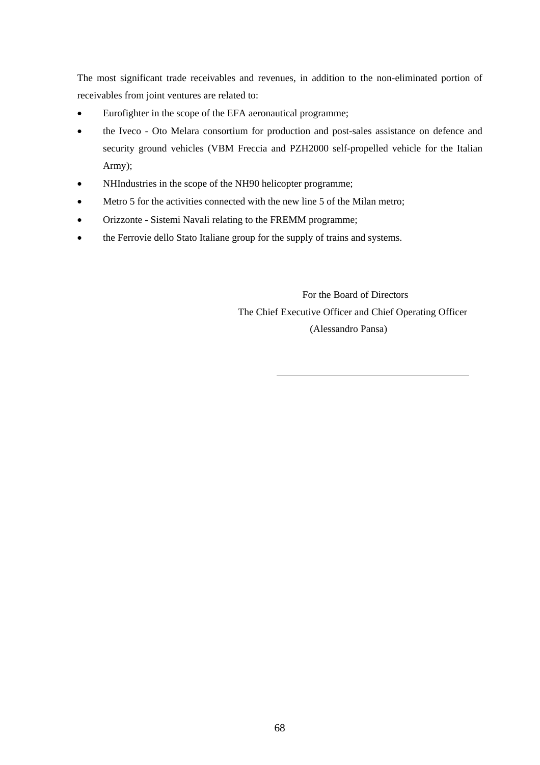The most significant trade receivables and revenues, in addition to the non-eliminated portion of receivables from joint ventures are related to:

- Eurofighter in the scope of the EFA aeronautical programme;
- the Iveco - Oto Melara consortium for production and post-sales assistance on defence and security ground vehicles (VBM Freccia and PZH2000 self-propelled vehicle for the Italian Army);
- NHIndustries in the scope of the NH90 helicopter programme;
- Metro 5 for the activities connected with the new line 5 of the Milan metro;
- Orizzonte - Sistemi Navali relating to the FREMM programme;
- the Ferrovie dello Stato Italiane group for the supply of trains and systems.

For the Board of Directors
The Chief Executive Officer and Chief Operating Officer
(Alessandro Pansa)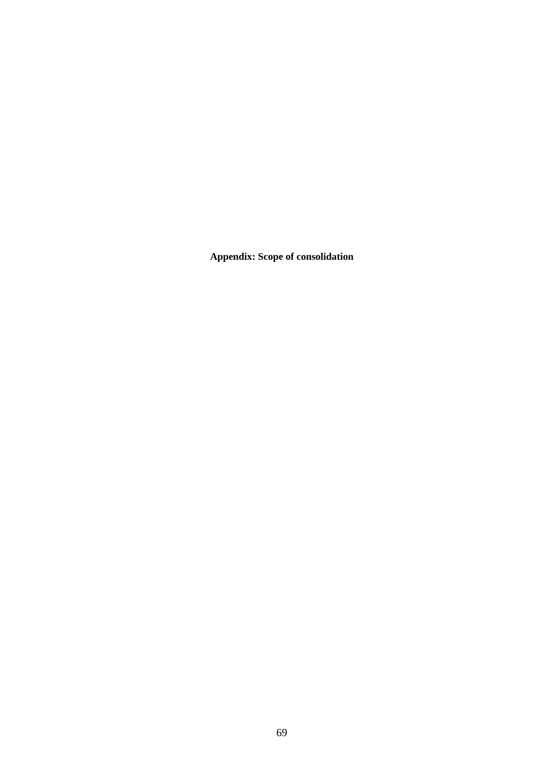**Appendix: Scope of consolidation**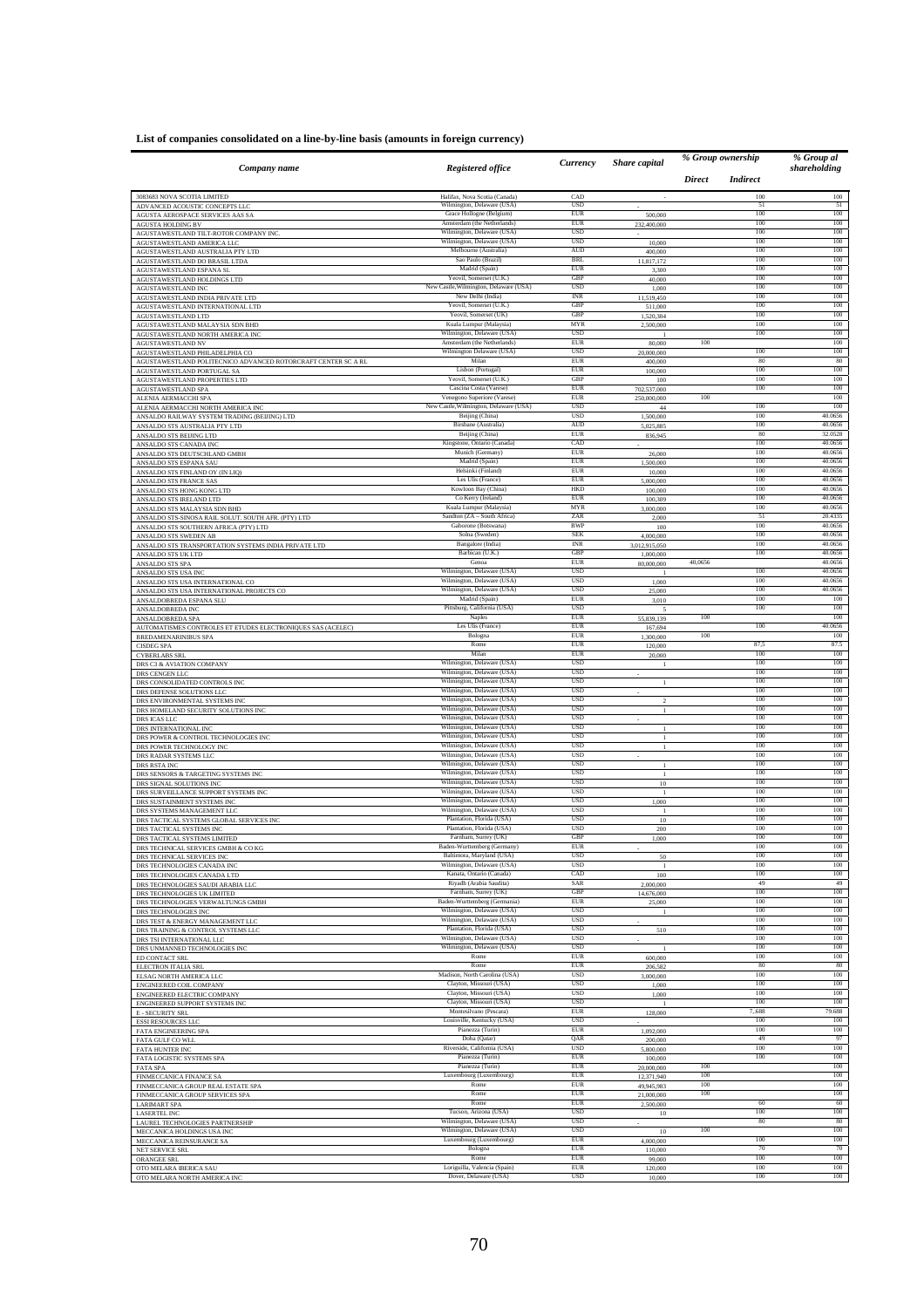**List of companies consolidated on a line-by-line basis (amounts in foreign currency)**

| *Company name* | *Registered office* | *Currency* | *Share capital* | *% Group ownership* | | *% Group al shareholding* |
|---|---|---|---|---|---|---|
| | | | | *Direct* | *Indirect* | |
| 3083683 NOVA SCOTIA LIMITED | Halifax, Nova Scotia (Canada) | CAD | - | | 100 | 100 |
| ADVANCED ACOUSTIC CONCEPTS LLC | Wilmington, Delaware (USA) | USD | - | | 51 | 51 |
| AGUSTA AEROSPACE SERVICES AAS SA | Grace Hollogne (Belgium) | EUR | 500,000 | | 100 | 100 |
| AGUSTA HOLDING BV | Amsterdam (the Netherlands) | EUR | 232,400,000 | | 100 | 100 |
| AGUSTAWESTLAND TILT-ROTOR COMPANY INC. | Wilmington, Delaware (USA) | USD | - | | 100 | 100 |
| AGUSTAWESTLAND AMERICA LLC | Wilmington, Delaware (USA) | USD | 10,000 | | 100 | 100 |
| AGUSTAWESTLAND AUSTRALIA PTY LTD | Melbourne (Australia) | AUD | 400,000 | | 100 | 100 |
| AGUSTAWESTLAND DO BRASIL LTDA | Sao Paulo (Brazil) | BRL | 11,817,172 | | 100 | 100 |
| AGUSTAWESTLAND ESPANA SL | Madrid (Spain) | EUR | 3,300 | | 100 | 100 |
| AGUSTAWESTLAND HOLDINGS LTD | Yeovil, Somerset (U.K.) | GBP | 40,000 | | 100 | 100 |
| AGUSTAWESTLAND INC | New Castle,Wilmington, Delaware (USA) | USD | 1,000 | | 100 | 100 |
| AGUSTAWESTLAND INDIA PRIVATE LTD | New Delhi (India) | INR | 11,519,450 | | 100 | 100 |
| AGUSTAWESTLAND INTERNATIONAL LTD | Yeovil, Somerset (U.K.) | GBP | 511,000 | | 100 | 100 |
| AGUSTAWESTLAND LTD | Yeovil, Somerset (UK) | GBP | 1,520,304 | | 100 | 100 |
| AGUSTAWESTLAND MALAYSIA SDN BHD | Kuala Lumpur (Malaysia) | MYR | 2,500,000 | | 100 | 100 |
| AGUSTAWESTLAND NORTH AMERICA INC | Wilmington, Delaware (USA) | USD | 1 | | 100 | 100 |
| AGUSTAWESTLAND NV | Amsterdam (the Netherlands) | EUR | 80,000 | 100 | | 100 |
| AGUSTAWESTLAND PHILADELPHIA CO | Wilmington Delaware (USA) | USD | 20,000,000 | | 100 | 100 |
| AGUSTAWESTLAND POLITECNICO ADVANCED ROTORCRAFT CENTER SC A RL | Milan | EUR | 400,000 | | 80 | 80 |
| AGUSTAWESTLAND PORTUGAL SA | Lisbon (Portugal) | EUR | 100,000 | | 100 | 100 |
| AGUSTAWESTLAND PROPERTIES LTD | Yeovil, Somerset (U.K.) | GBP | 100 | | 100 | 100 |
| AGUSTAWESTLAND SPA | Cascina Costa (Varese) | EUR | 702,537,000 | | 100 | 100 |
| ALENIA AERMACCHI SPA | Venegono Superiore (Varese) | EUR | 250,000,000 | 100 | | 100 |
| ALENIA AERMACCHI NORTH AMERICA INC | New Castle,Wilmington, Delaware (USA) | USD | 44 | | 100 | 100 |
| ANSALDO RAILWAY SYSTEM TRADING (BEIJING) LTD | Beijing (China) | USD | 1,500,000 | | 100 | 40.0656 |
| ANSALDO STS AUSTRALIA PTY LTD | Brisbane (Australia) | AUD | 5,025,885 | | 100 | 40.0656 |
| ANSALDO STS BEIJING LTD | Beijing (China) | EUR | 836,945 | | 80 | 32.0528 |
| ANSALDO STS CANADA INC | Kingstone, Ontario (Canada) | CAD | - | | 100 | 40.0656 |
| ANSALDO STS DEUTSCHLAND GMBH | Munich (Germany) | EUR | 26,000 | | 100 | 40.0656 |
| ANSALDO STS ESPANA SAU | Madrid (Spain) | EUR | 1,500,000 | | 100 | 40.0656 |
| ANSALDO STS FINLAND OY (IN LIQ) | Helsinki (Finland) | EUR | 10,000 | | 100 | 40.0656 |
| ANSALDO STS FRANCE SAS | Les Ulis (France) | EUR | 5,000,000 | | 100 | 40.0656 |
| ANSALDO STS HONG KONG LTD | Kowloon Bay (China) | HKD | 100,000 | | 100 | 40.0656 |
| ANSALDO STS IRELAND LTD | Co Kerry (Ireland) | EUR | 100,309 | | 100 | 40.0656 |
| ANSALDO STS MALAYSIA SDN BHD | Kuala Lumpur (Malaysia) | MYR | 3,000,000 | | 100 | 40.0656 |
| ANSALDO STS-SINOSA RAIL SOLUT. SOUTH AFR. (PTY) LTD | Sandton (ZA – South Africa) | ZAR | 2,000 | | 51 | 20.4335 |
| ANSALDO STS SOUTHERN AFRICA (PTY) LTD | Gaborone (Botswana) | BWP | 100 | | 100 | 40.0656 |
| ANSALDO STS SWEDEN AB | Solna (Sweden) | SEK | 4,000,000 | | 100 | 40.0656 |
| ANSALDO STS TRANSPORTATION SYSTEMS INDIA PRIVATE LTD | Bangalore (India) | INR | 3,012,915,050 | | 100 | 40.0656 |
| ANSALDO STS UK LTD | Barbican (U.K.) | GBP | 1,000,000 | | 100 | 40.0656 |
| ANSALDO STS SPA | Genoa | EUR | 80,000,000 | 40.0656 | | 40.0656 |
| ANSALDO STS USA INC | Wilmington, Delaware (USA) | USD | 1 | | 100 | 40.0656 |
| ANSALDO STS USA INTERNATIONAL CO | Wilmington, Delaware (USA) | USD | 1,000 | | 100 | 40.0656 |
| ANSALDO STS USA INTERNATIONAL PROJECTS CO | Wilmington, Delaware (USA) | USD | 25,000 | | 100 | 40.0656 |
| ANSALDOBREDA ESPANA SLU | Madrid (Spain) | EUR | 3,010 | | 100 | 100 |
| ANSALDOBREDA INC | Pittsburg, California (USA) | USD | 5 | | 100 | 100 |
| ANSALDOBREDA SPA | Naples | EUR | 55,839,139 | 100 | | 100 |
| AUTOMATISMES CONTROLES ET ETUDES ELECTRONIQUES SAS (ACELEC) | Les Ulis (France) | EUR | 167,694 | | 100 | 40.0656 |
| BREDAMENARINIBUS SPA | Bologna | EUR | 1,300,000 | 100 | | 100 |
| CISDEG SPA | Rome | EUR | 120,000 | | 87.5 | 87.5 |
| CYBERLABS SRL | Milan | EUR | 20,000 | | 100 | 100 |
| DRS C3 & AVIATION COMPANY | Wilmington, Delaware (USA) | USD | 1 | | 100 | 100 |
| DRS CENGEN LLC | Wilmington, Delaware (USA) | USD | - | | 100 | 100 |
| DRS CONSOLIDATED CONTROLS INC | Wilmington, Delaware (USA) | USD | 1 | | 100 | 100 |
| DRS DEFENSE SOLUTIONS LLC | Wilmington, Delaware (USA) | USD | - | | 100 | 100 |
| DRS ENVIRONMENTAL SYSTEMS INC | Wilmington, Delaware (USA) | USD | 2 | | 100 | 100 |
| DRS HOMELAND SECURITY SOLUTIONS INC | Wilmington, Delaware (USA) | USD | 1 | | 100 | 100 |
| DRS ICAS LLC | Wilmington, Delaware (USA) | USD | - | | 100 | 100 |
| DRS INTERNATIONAL INC | Wilmington, Delaware (USA) | USD | 1 | | 100 | 100 |
| DRS POWER & CONTROL TECHNOLOGIES INC | Wilmington, Delaware (USA) | USD | 1 | | 100 | 100 |
| DRS POWER TECHNOLOGY INC | Wilmington, Delaware (USA) | USD | 1 | | 100 | 100 |
| DRS RADAR SYSTEMS LLC | Wilmington, Delaware (USA) | USD | - | | 100 | 100 |
| DRS RSTA INC | Wilmington, Delaware (USA) | USD | 1 | | 100 | 100 |
| DRS SENSORS & TARGETING SYSTEMS INC | Wilmington, Delaware (USA) | USD | 1 | | 100 | 100 |
| DRS SIGNAL SOLUTIONS INC | Wilmington, Delaware (USA) | USD | 10 | | 100 | 100 |
| DRS SURVEILLANCE SUPPORT SYSTEMS INC | Wilmington, Delaware (USA) | USD | 1 | | 100 | 100 |
| DRS SUSTAINMENT SYSTEMS INC | Wilmington, Delaware (USA) | USD | 1,000 | | 100 | 100 |
| DRS SYSTEMS MANAGEMENT LLC | Wilmington, Delaware (USA) | USD | 1 | | 100 | 100 |
| DRS TACTICAL SYSTEMS GLOBAL SERVICES INC | Plantation, Florida (USA) | USD | 10 | | 100 | 100 |
| DRS TACTICAL SYSTEMS INC | Plantation, Florida (USA) | USD | 200 | | 100 | 100 |
| DRS TACTICAL SYSTEMS LIMITED | Farnham, Surrey (UK) | GBP | 1,000 | | 100 | 100 |
| DRS TECHNICAL SERVICES GMBH & CO KG | Baden-Wurttemberg (Germany) | EUR | - | | 100 | 100 |
| DRS TECHNICAL SERVICES INC | Baltimora, Maryland (USA) | USD | 50 | | 100 | 100 |
| DRS TECHNOLOGIES CANADA INC | Wilmington, Delaware (USA) | USD | 1 | | 100 | 100 |
| DRS TECHNOLOGIES CANADA LTD | Kanata, Ontario (Canada) | CAD | 100 | | 100 | 100 |
| DRS TECHNOLOGIES SAUDI ARABIA LLC | Riyadh (Arabia Saudita) | SAR | 2,000,000 | | 49 | 49 |
| DRS TECHNOLOGIES UK LIMITED | Farnham, Surrey (UK) | GBP | 14,676,000 | | 100 | 100 |
| DRS TECHNOLOGIES VERWALTUNGS GMBH | Baden-Wurttemberg (Germania) | EUR | 25,000 | | 100 | 100 |
| DRS TECHNOLOGIES INC | Wilmington, Delaware (USA) | USD | 1 | | 100 | 100 |
| DRS TEST & ENERGY MANAGEMENT LLC | Wilmington, Delaware (USA) | USD | - | | 100 | 100 |
| DRS TRAINING & CONTROL SYSTEMS LLC | Plantation, Florida (USA) | USD | 510 | | 100 | 100 |
| DRS TSI INTERNATIONAL LLC | Wilmington, Delaware (USA) | USD | - | | 100 | 100 |
| DRS UNMANNED TECHNOLOGIES INC | Wilmington, Delaware (USA) | USD | 1 | | 100 | 100 |
| ED CONTACT SRL | Rome | EUR | 600,000 | | 100 | 100 |
| ELECTRON ITALIA SRL | Rome | EUR | 206,582 | | 80 | 80 |
| ELSAG NORTH AMERICA LLC | Madison, North Carolina (USA) | USD | 3,000,000 | | 100 | 100 |
| ENGINEERED COIL COMPANY | Clayton, Missouri (USA) | USD | 1,000 | | 100 | 100 |
| ENGINEERED ELECTRIC COMPANY | Clayton, Missouri (USA) | USD | 1,000 | | 100 | 100 |
| ENGINEERED SUPPORT SYSTEMS INC | Clayton, Missouri (USA) | USD | 1 | | 100 | 100 |
| E - SECURITY SRL | Montesilvano (Pescara) | EUR | 128,000 | | 7,688 | 79.688 |
| ESSI RESOURCES LLC | Louisville, Kentucky (USA) | USD | - | | 100 | 100 |
| FATA ENGINEERING SPA | Pianezza (Turin) | EUR | 1,092,000 | | 100 | 100 |
| FATA GULF CO WLL | Doha (Qatar) | QAR | 200,000 | | 49 | 97 |
| FATA HUNTER INC | Riverside, California (USA) | USD | 5,800,000 | | 100 | 100 |
| FATA LOGISTIC SYSTEMS SPA | Pianezza (Turin) | EUR | 100,000 | | 100 | 100 |
| FATA SPA | Pianezza (Turin) | EUR | 20,000,000 | 100 | | 100 |
| FINMECCANICA FINANCE SA | Luxembourg (Luxembourg) | EUR | 12,371,940 | 100 | | 100 |
| FINMECCANICA GROUP REAL ESTATE SPA | Rome | EUR | 49,945,983 | 100 | | 100 |
| FINMECCANICA GROUP SERVICES SPA | Rome | EUR | 21,000,000 | 100 | | 100 |
| LARIMART SPA | Rome | EUR | 2,500,000 | | 60 | 60 |
| LASERTEL INC | Tucson, Arizona (USA) | USD | 10 | | 100 | 100 |
| LAUREL TECHNOLOGIES PARTNERSHIP | Wilmington, Delaware (USA) | USD | - | | 80 | 80 |
| MECCANICA HOLDINGS USA INC | Wilmington, Delaware (USA) | USD | 10 | 100 | | 100 |
| MECCANICA REINSURANCE SA | Luxembourg (Luxembourg) | EUR | 4,000,000 | | 100 | 100 |
| NET SERVICE SRL | Bologna | EUR | 110,000 | | 70 | 70 |
| ORANGEE SRL | Rome | EUR | 99,000 | | 100 | 100 |
| OTO MELARA IBERICA SAU | Loriguilla, Valencia (Spain) | EUR | 120,000 | | 100 | 100 |
| OTO MELARA NORTH AMERICA INC | Dover, Delaware (USA) | USD | 10,000 | | 100 | 100 |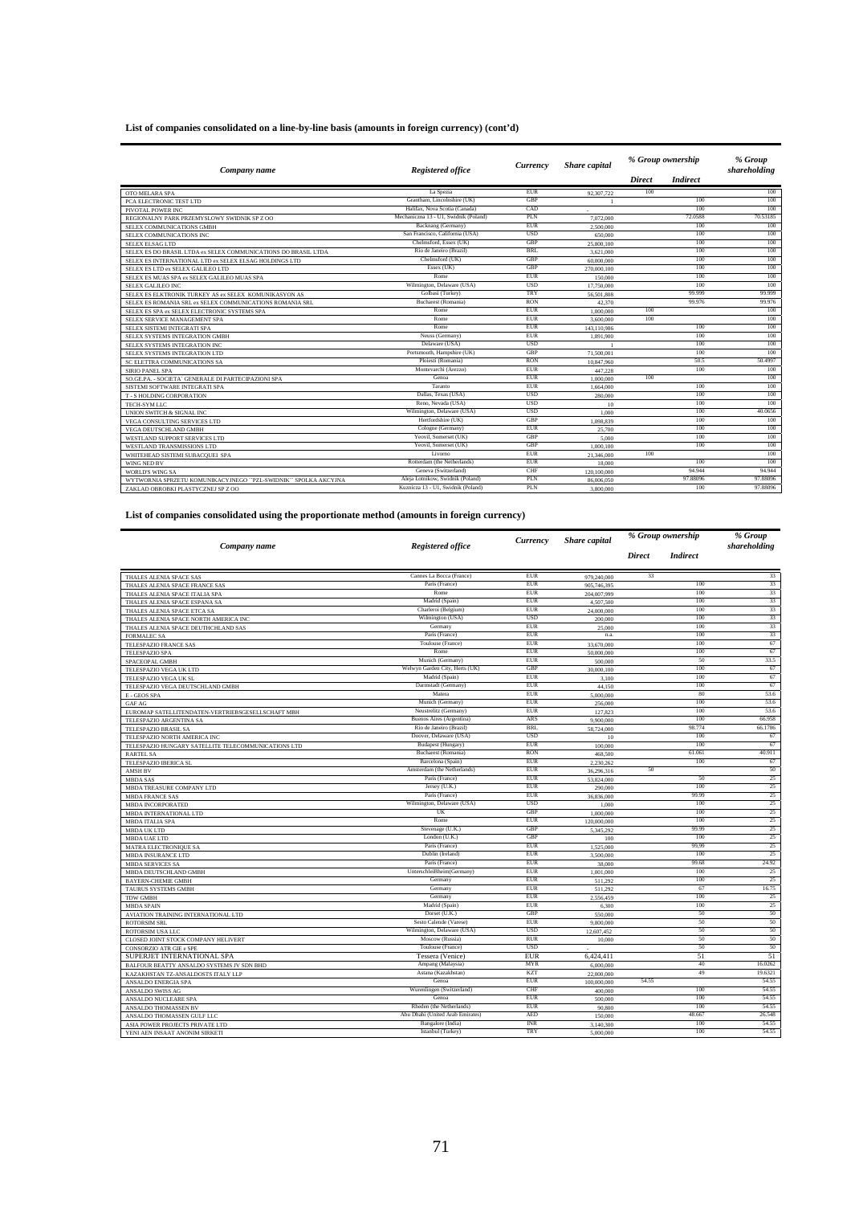**List of companies consolidated on a line-by-line basis (amounts in foreign currency) (cont'd)**

| Company name | Registered office | Currency | Share capital | % Group ownership | | % Group shareholding |
|---|---|---|---|---|---|---|
| | | | | Direct | Indirect | |
| OTO MELARA SPA | La Spezia | EUR | 92,307,722 | 100 | | 100 |
| PCA ELECTRONIC TEST LTD | Grantham, Lincolnshire (UK) | GBP | 1 | | 100 | 100 |
| PIVOTAL POWER INC | Halifax, Nova Scotia (Canada) | CAD | - | | 100 | 100 |
| REGIONALNY PARK PRZEMYSLOWY SWIDNIK SP Z OO | Mechaniczna 13 - U1, Swidnik (Poland) | PLN | 7,072,000 | | 72.0588 | 70.53185 |
| SELEX COMMUNICATIONS GMBH | Backnang (Germany) | EUR | 2,500,000 | | 100 | 100 |
| SELEX COMMUNICATIONS INC | San Francisco, California (USA) | USD | 650,000 | | 100 | 100 |
| SELEX ELSAG LTD | Chelmsford, Essex (UK) | GBP | 25,800,100 | | 100 | 100 |
| SELEX ES DO BRASIL LTDA ex SELEX COMMUNICATIONS DO BRASIL LTDA | Rio de Janeiro (Brazil) | BRL | 3,621,000 | | 100 | 100 |
| SELEX ES INTERNATIONAL LTD ex SELEX ELSAG HOLDINGS LTD | Chelmsford (UK) | GBP | 60,000,000 | | 100 | 100 |
| SELEX ES LTD ex SELEX GALILEO LTD | Essex (UK) | GBP | 270,000,100 | | 100 | 100 |
| SELEX ES MUAS SPA ex SELEX GALILEO MUAS SPA | Rome | EUR | 150,000 | | 100 | 100 |
| SELEX GALILEO INC | Wilmington, Delaware (USA) | USD | 17,750,000 | | 100 | 100 |
| SELEX ES ELKTRONIK TURKEY AS ex SELEX KOMUNIKASYON AS | Golbasi (Turkey) | TRY | 56,501,808 | | 99.999 | 99.999 |
| SELEX ES ROMANIA SRL ex SELEX COMMUNICATIONS ROMANIA SRL | Bucharest (Romania) | RON | 42,370 | | 99.976 | 99.976 |
| SELEX ES SPA ex SELEX ELECTRONIC SYSTEMS SPA | Rome | EUR | 1,000,000 | 100 | | 100 |
| SELEX SERVICE MANAGEMENT SPA | Rome | EUR | 3,600,000 | 100 | | 100 |
| SELEX SISTEMI INTEGRATI SPA | Rome | EUR | 143,110,986 | | 100 | 100 |
| SELEX SYSTEMS INTEGRATION GMBH | Neuss (Germany) | EUR | 1,891,900 | | 100 | 100 |
| SELEX SYSTEMS INTEGRATION INC | Delaware (USA) | USD | 1 | | 100 | 100 |
| SELEX SYSTEMS INTEGRATION LTD | Portsmouth, Hampshire (UK) | GBP | 71,500,001 | | 100 | 100 |
| SC ELETTRA COMMUNICATIONS SA | Ploiesti (Romania) | RON | 10,847,960 | | 50.5 | 50.4997 |
| SIRIO PANEL SPA | Montevarchi (Arezzo) | EUR | 447,228 | | 100 | 100 |
| SO.GE.PA. - SOCIETA' GENERALE DI PARTECIPAZIONI SPA | Genoa | EUR | 1,000,000 | 100 | | 100 |
| SISTEMI SOFTWARE INTEGRATI SPA | Taranto | EUR | 1,664,000 | | 100 | 100 |
| T - S HOLDING CORPORATION | Dallas, Texas (USA) | USD | 280,000 | | 100 | 100 |
| TECH-SYM LLC | Reno, Nevada (USA) | USD | 10 | | 100 | 100 |
| UNION SWITCH & SIGNAL INC | Wilmington, Delaware (USA) | USD | 1,000 | | 100 | 40.0656 |
| VEGA CONSULTING SERVICES LTD | Hertfordshire (UK) | GBP | 1,098,839 | | 100 | 100 |
| VEGA DEUTSCHLAND GMBH | Cologne (Germany) | EUR | 25,700 | | 100 | 100 |
| WESTLAND SUPPORT SERVICES LTD | Yeovil, Somerset (UK) | GBP | 5,000 | | 100 | 100 |
| WESTLAND TRANSMISSIONS LTD | Yeovil, Somerset (UK) | GBP | 1,000,100 | | 100 | 100 |
| WHITEHEAD SISTEMI SUBACQUEI SPA | Livorno | EUR | 21,346,000 | 100 | | 100 |
| WING NED BV | Rotterdam (the Netherlands) | EUR | 18,000 | | 100 | 100 |
| WORLD'S WING SA | Geneva (Switzerland) | CHF | 120,100,000 | | 94.944 | 94.944 |
| WYTWORNIA SPRZETU KOMUNIKACYJNEGO "PZL-SWIDNIK" SPOLKA AKCYJNA | Aleja Lotnikow, Swidnik (Poland) | PLN | 86,006,050 | | 97.88096 | 97.88096 |
| ZAKLAD OBROBKI PLASTYCZNEJ SP Z OO | Kuznicza 13 - U1, Swidnik (Poland) | PLN | 3,800,000 | | 100 | 97.88096 |

**List of companies consolidated using the proportionate method (amounts in foreign currency)**

| Company name | Registered office | Currency | Share capital | % Group ownership | | % Group shareholding |
|---|---|---|---|---|---|---|
| | | | | Direct | Indirect | |
| THALES ALENIA SPACE SAS | Cannes La Bocca (France) | EUR | 979,240,000 | 33 | | 33 |
| THALES ALENIA SPACE FRANCE SAS | Paris (France) | EUR | 905,746,395 | | 100 | 33 |
| THALES ALENIA SPACE ITALIA SPA | Rome | EUR | 204,007,999 | | 100 | 33 |
| THALES ALENIA SPACE ESPANA SA | Madrid (Spain) | EUR | 4,507,500 | | 100 | 33 |
| THALES ALENIA SPACE ETCA SA | Charleroi (Belgium) | EUR | 24,000,000 | | 100 | 33 |
| THALES ALENIA SPACE NORTH AMERICA INC | Wilmington (USA) | USD | 200,000 | | 100 | 33 |
| THALES ALENIA SPACE DEUTHCHLAND SAS | Germany | EUR | 25,000 | | 100 | 33 |
| FORMALEC SA | Paris (France) | EUR | n.a. | | 100 | 33 |
| TELESPAZIO FRANCE SAS | Toulouse (France) | EUR | 33,670,000 | | 100 | 67 |
| TELESPAZIO SPA | Rome | EUR | 50,000,000 | | 100 | 67 |
| SPACEOPAL GMBH | Munich (Germany) | EUR | 500,000 | | 50 | 33.5 |
| TELESPAZIO VEGA UK LTD | Welwyn Garden City, Herts (UK) | GBP | 30,000,100 | | 100 | 67 |
| TELESPAZIO VEGA UK SL | Madrid (Spain) | EUR | 3,100 | | 100 | 67 |
| TELESPAZIO VEGA DEUTSCHLAND GMBH | Darmstadt (Germany) | EUR | 44,150 | | 100 | 67 |
| E - GEOS SPA | Matera | EUR | 5,000,000 | | 80 | 53.6 |
| GAF AG | Munich (Germany) | EUR | 256,000 | | 100 | 53.6 |
| EUROMAP SATELLITENDATEN-VERTRIEBSGESELLSCHAFT MBH | Neustrelitz (Germany) | EUR | 127,823 | | 100 | 53.6 |
| TELESPAZIO ARGENTINA SA | Buenos Aires (Argentina) | ARS | 9,900,000 | | 100 | 66.958 |
| TELESPAZIO BRASIL SA | Rio de Janeiro (Brazil) | BRL | 58,724,000 | | 98.774 | 66.1786 |
| TELESPAZIO NORTH AMERICA INC | Doover, Delaware (USA) | USD | 10 | | 100 | 67 |
| TELESPAZIO HUNGARY SATELLITE TELECOMMUNICATIONS LTD | Budapest (Hungary) | EUR | 100,000 | | 100 | 67 |
| RARTEL SA | Bucharest (Romania) | RON | 468,500 | | 61.061 | 40.911 |
| TELESPAZIO IBERICA SL | Barcelona (Spain) | EUR | 2,230,262 | | 100 | 67 |
| AMSH BV | Amsterdam (the Netherlands) | EUR | 36,296,316 | 50 | | 50 |
| MBDA SAS | Paris (France) | EUR | 53,824,000 | | 50 | 25 |
| MBDA TREASURE COMPANY LTD | Jersey (U.K.) | EUR | 290,000 | | 100 | 25 |
| MBDA FRANCE SAS | Paris (France) | EUR | 36,836,000 | | 99.99 | 25 |
| MBDA INCORPORATED | Wilmington, Delaware (USA) | USD | 1,000 | | 100 | 25 |
| MBDA INTERNATIONAL LTD | UK | GBP | 1,000,000 | | 100 | 25 |
| MBDA ITALIA SPA | Rome | EUR | 120,000,000 | | 100 | 25 |
| MBDA UK LTD | Stevenage (U.K.) | GBP | 5,345,292 | | 99.99 | 25 |
| MBDA UAE LTD | London (U.K.) | GBP | 100 | | 100 | 25 |
| MATRA ELECTRONIQUE SA | Paris (France) | EUR | 1,525,000 | | 99.99 | 25 |
| MBDA INSURANCE LTD | Dublin (Ireland) | EUR | 3,500,000 | | 100 | 25 |
| MBDA SERVICES SA | Paris (France) | EUR | 38,000 | | 99.68 | 24.92 |
| MBDA DEUTSCHLAND GMBH | UnterschleiBheim(Germany) | EUR | 1,001,000 | | 100 | 25 |
| BAYERN-CHEMIE GMBH | Germany | EUR | 511,292 | | 100 | 25 |
| TAURUS SYSTEMS GMBH | Germany | EUR | 511,292 | | 67 | 16.75 |
| TDW GMBH | Germany | EUR | 2,556,459 | | 100 | 25 |
| MBDA SPAIN | Madrid (Spain) | EUR | 6,300 | | 100 | 25 |
| AVIATION TRAINING INTERNATIONAL LTD | Dorset (U.K.) | GBP | 550,000 | | 50 | 50 |
| ROTORSIM SRL | Sesto Calende (Varese) | EUR | 9,800,000 | | 50 | 50 |
| ROTORSIM USA LLC | Wilmington, Delaware (USA) | USD | 12,607,452 | | 50 | 50 |
| CLOSED JOINT STOCK COMPANY HELIVERT | Moscow (Russia) | RUR | 10,000 | | 50 | 50 |
| CONSORZIO ATR GIE e SPE | Toulouse (France) | USD | - | | 50 | 50 |
| SUPERJET INTERNATIONAL SPA | Tessera (Venice) | EUR | 6,424,411 | | 51 | 51 |
| BALFOUR BEATTY ANSALDO SYSTEMS JV SDN BHD | Ampang (Malaysia) | MYR | 6,000,000 | | 40 | 16.0262 |
| KAZAKHSTAN TZ-ANSALDOSTS ITALY LLP | Astana (Kazakhstan) | KZT | 22,000,000 | | 49 | 19.6321 |
| ANSALDO ENERGIA SPA | Genoa | EUR | 100,000,000 | 54.55 | | 54.55 |
| ANSALDO SWISS AG | Wurenlingen (Switzerland) | CHF | 400,000 | | 100 | 54.55 |
| ANSALDO NUCLEARE SPA | Genoa | EUR | 500,000 | | 100 | 54.55 |
| ANSALDO THOMASSEN BV | Rheden (the Netherlands) | EUR | 90,800 | | 100 | 54.55 |
| ANSALDO THOMASSEN GULF LLC | Abu Dhabi (United Arab Emirates) | AED | 150,000 | | 48.667 | 26.548 |
| ASIA POWER PROJECTS PRIVATE LTD | Bangalore (India) | INR | 3,140,300 | | 100 | 54.55 |
| YENI AEN INSAAT ANONIM SIRKETI | Istanbul (Turkey) | TRY | 5,000,000 | | 100 | 54.55 |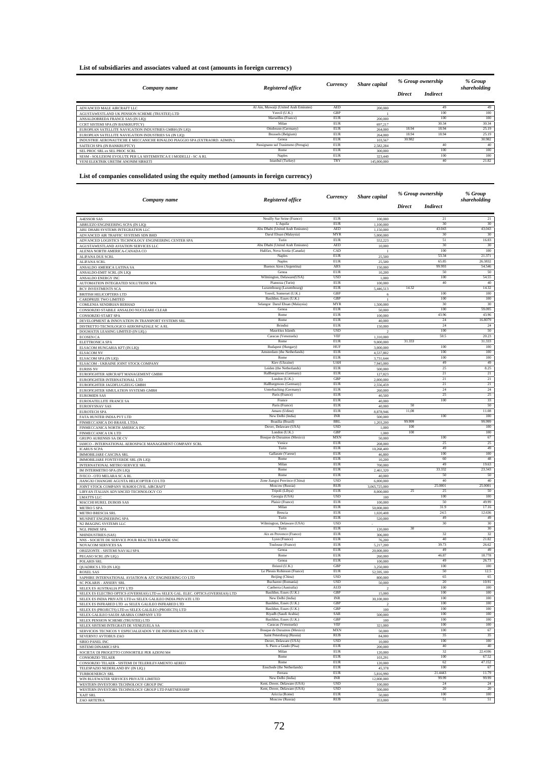**List of subsidiaries and associates valued at cost (amounts in foreign currency)**

| Company name | Registered office | Currency | Share capital | % Group ownership | | % Group shareholding |
|---|---|---|---|---|---|---|
| | | | | Direct | Indirect | |
| ADVANCED MALE AIRCRAFT LLC | Al Ain, Muwaiji (United Arab Emirates) | AED | 200,000 | | 49 | 49 |
| AGUSTAWESTLAND UK PENSION SCHEME (TRUSTEE) LTD | Yeovil (U.K.) | GBP | 1 | | 100 | 100 |
| ANSALDOBREDA FRANCE SAS (IN LIQ) | Marseilles (France) | EUR | 200,000 | | 100 | 100 |
| CCRT SISTEMI SPA (IN BANKRUPTCY) | Milan | EUR | 697,217 | | 30.34 | 30.34 |
| EUROPEAN SATELLITE NAVIGATION INDUSTRIES GMBH (IN LIQ) | Ottobrunn (Germany) | EUR | 264,000 | 18.94 | 18.94 | 25.19 |
| EUROPEAN SATELLITE NAVIGATION INDUSTRIES SA (IN LIQ) | Brussels (Belgium) | EUR | 264,000 | 18.94 | 18.94 | 25.19 |
| INDUSTRIE AERONAUTICHE E MECCANICHE RINALDO PIAGGIO SPA (EXTRAORD. ADMIN.) | Genoa | EUR | 103,567 | 30.982 | | 30.982 |
| SAITECH SPA (IN BANKRUPTCY) | Passignano sul Trasimeno (Perugia) | EUR | 2,582,284 | | 40 | 40 |
| SEL PROC SRL ex SEL PROC SCRL | Rome | EUR | 300,000 | | 100 | 100 |
| SESM - SOLUZIONI EVOLUTE PER LA SISTEMISTICA E I MODELLI - SC A RL | Naples | EUR | 323,440 | | 100 | 100 |
| YENI ELEKTRIK URETIM ANONIM SIRKETI | Istanbul (Turkey) | TRY | 145,000,000 | | 40 | 21.82 |

**List of companies consolidated using the equity method (amounts in foreign currency)**

| Company name | Registered office | Currency | Share capital | % Group ownership | | % Group shareholding |
|---|---|---|---|---|---|---|
| | | | | Direct | Indirect | |
| A4ESSOR SAS | Neuilly Sur Seine (France) | EUR | 100,000 | | 21 | 21 |
| ABRUZZO ENGINEERING SCPA (IN LIQ) | L'Aquila | EUR | 1,100,000 | | 30 | 30 |
| ABU DHABI SYSTEMS INTEGRATION LLC | Abu Dhabi (United Arab Emirates) | AED | 1,150,000 | | 43.043 | 43.043 |
| ADVANCED AIR TRAFFIC SYSTEMS SDN BHD | Darul Ehsan (Malaysia) | MYR | 5,000,000 | | 30 | 30 |
| ADVANCED LOGISTICS TECHNOLOGY ENGINEERING CENTER SPA | Turin | EUR | 552,223 | | 51 | 16.83 |
| AGUSTAWESTLAND AVIATION SERVICES LLC | Abu Dhabi (United Arab Emirates) | AED | 10,000 | | 30 | 30 |
| ALENIA NORTH AMERICA-CANADA CO | Halifax, Nova Scotia (Canada) | CAD | 1 | | 100 | 100 |
| ALIFANA DUE SCRL | Naples | EUR | 25,500 | | 53.34 | 21.371 |
| ALIFANA SCRL | Naples | EUR | 25,500 | | 65.85 | 26.3832 |
| ANSALDO AMERICA LATINA SA | Buenos Aires (Argentina) | ARS | 150,000 | | 99.993 | 54.546 |
| ANSALDO-EMIT SCRL (IN LIQ) | Genoa | EUR | 10,200 | | 50 | 50 |
| ANSALDO ENERGY INC | Wilmington, Delaware(USA) | USD | 1,000 | | 100 | 54.55 |
| AUTOMATION INTEGRATED SOLUTIONS SPA | Pianezza (Turin) | EUR | 100,000 | | 40 | 40 |
| BCV INVESTMENTS SCA | Luxembourg (Luxembourg) | EUR | 5,446,513 | 14.32 | | 14.32 |
| BRITISH HELICOPTERS LTD | Yeovil, Somerset (U.K.) | GBP | 6 | | 100 | 100 |
| CARDPRIZE TWO LIMITED | Basildon, Essex (U.K.) | GBP | 1 | | 100 | 100 |
| COMLENIA SENDIRIAN BERHAD | Selangor Darul Ehsan (Malaysia) | MYR | 1,500,000 | | 30 | 30 |
| CONSORZIO STABILE ANSALDO NUCLEARE CLEAR | Genoa | EUR | 50,000 | | 100 | 59.095 |
| CONSORZIO START SPA | Rome | EUR | 100,000 | | 43.96 | 43.96 |
| DEVELOPMENT & INNOVATION IN TRANSPORT SYSTEMS SRL | Rome | EUR | 40,000 | | 24 | 16.8079 |
| DISTRETTO TECNOLOGICO AEROSPAZIALE SC A RL | Brindisi | EUR | 150,000 | | 24 | 24 |
| DOGMATIX LEASING LIMITED (IN LIQ.) | Mauritius Islands | USD | 2 | | 100 | 50 |
| ECOSEN CA | Caracas (Venezuela) | VEF | 1,310,000 | | 50.5 | 20.23 |
| ELETTRONICA SPA | Rome | EUR | 9,000,000 | 31.333 | | 31.333 |
| ELSACOM HUNGARIA KFT (IN LIQ) | Budapest (Hungary) | HUF | 3,000,000 | | 100 | 100 |
| ELSACOM NV | Amsterdam (the Netherlands) | EUR | 4,537,802 | | 100 | 100 |
| ELSACOM SPA (IN LIQ) | Rome | EUR | 3,731,644 | | 100 | 100 |
| ELSACOM - UKRAINE JOINT STOCK COMPANY | Kiev (Ukraine) | UAH | 7,945,000 | | 49 | 49 |
| EURISS NV | Leiden (the Netherlands) | EUR | 500,000 | | 25 | 8.25 |
| EUROFIGHTER AIRCRAFT MANAGEMENT GMBH | Hallbergmoos (Germany) | EUR | 127,823 | | 21 | 21 |
| EUROFIGHTER INTERNATIONAL LTD | London (U.K.) | GBP | 2,000,000 | | 21 | 21 |
| EUROFIGHTER JAGDFLUGZEUG GMBH | Hallbergmoos (Germany) | EUR | 2,556,459 | | 21 | 21 |
| EUROFIGHTER SIMULATION SYSTEMS GMBH | Unterhaching (Germany) | EUR | 260,000 | | 24 | 24 |
| EUROMIDS SAS | Paris (France) | EUR | 40,500 | | 25 | 25 |
| EUROSATELLITE FRANCE SA | France | EUR | 40,000 | | 100 | 33 |
| EUROSYSNAV SAS | Paris (France) | EUR | 40,000 | 50 | | 50 |
| EUROTECH SPA | Amaro (Udine) | EUR | 8,878,946 | 11.08 | | 11.08 |
| FATA HUNTER INDIA PVT LTD | New Delhi (India) | INR | 500,000 | | 100 | 100 |
| FINMECCANICA DO BRASIL LTDA | Brasilia (Brazil) | BRL | 1,203,200 | 99.999 | | 99.999 |
| FINMECCANICA NORTH AMERICA INC | Dover, Delaware (USA) | USD | 1,000 | 100 | | 100 |
| FINMECCANICA UK LTD | London (U.K.) | GBP | 1,000 | 100 | | 100 |
| GRUPO AURENSIS SA DE CV | Bosque de Duraznos (Mexico) | MXN | 50,000 | | 100 | 67 |
| IAMCO - INTERNATIONAL AEROSPACE MANAGEMENT COMPANY SCRL | Venice | EUR | 208,000 | | 25 | 25 |
| ICARUS SCPA | Turin | EUR | 10,268,400 | | 49 | 49 |
| IMMOBILIARE CASCINA SRL | Gallarate (Varese) | EUR | 46,800 | | 100 | 100 |
| IMMOBILIARE FONTEVERDE SRL (IN LIQ) | Rome | EUR | 10,200 | | 60 | 48 |
| INTERNATIONAL METRO SERVICE SRL | Milan | EUR | 700,000 | | 49 | 19.63 |
| IM INTERMETRO SPA (IN LIQ) | Rome | EUR | 2,461,320 | | 33.332 | 23.343 |
| IVECO - OTO MELARA SC A RL | Rome | EUR | 40,000 | | 50 | 50 |
| JIANGXI CHANGHE AGUSTA HELICOPTER CO LTD | Zone Jiangxi Province (China) | USD | 6,000,000 | | 40 | 40 |
| JOINT STOCK COMPANY SUKHOI CIVIL AIRCRAFT | Moscow (Russia) | RUB | 3,065,725,000 | | 25.0001 | 25.0001 |
| LIBYAN ITALIAN ADVANCED TECHNOLOGY CO | Tripoli (Libya) | EUR | 8,000,000 | 25 | 25 | 50 |
| LMATTS LLC | Georgia (USA) | USD | 100 | | 100 | 100 |
| MACCHI HUREL DUBOIS SAS | Plaisir (France) | EUR | 100,000 | | 50 | 49.99 |
| METRO 5 SPA | Milan | EUR | 50,000,000 | | 31.9 | 17.16 |
| METRO BRESCIA SRL | Brescia | EUR | 1,020,408 | | 24.5 | 12.636 |
| MUSINET ENGINEERING SPA | Turin | EUR | 520,000 | | 49 | 49 |
| N2 IMAGING SYSTEMS LLC | Wilmington, Delaware (USA) | USD | - | | 30 | 30 |
| NGL PRIME SPA | Turin | EUR | 120,000 | 30 | | 30 |
| NHINDUSTRIES (SAS) | Aix en Provence (France) | EUR | 306,000 | | 32 | 32 |
| NNS - SOCIETE DE SERVICE POUR REACTEUR RAPIDE SNC | Lyon (France) | EUR | 76,200 | | 40 | 21.82 |
| NOVACOM SERVICES SA | Toulouse (France) | EUR | 5,217,200 | | 39.73 | 26.62 |
| ORIZZONTE - SISTEMI NAVALI SPA | Genoa | EUR | 20,000,000 | | 49 | 49 |
| PEGASO SCRL (IN LIQ.) | Rome | EUR | 260,000 | | 46.87 | 18.778 |
| POLARIS SRL | Genoa | EUR | 100,000 | | 49 | 26.73 |
| QUADRICS LTD (IN LIQ) | Bristol (U.K.) | GBP | 3,250,000 | | 100 | 100 |
| ROXEL SAS | Le Plessis Robinson (France) | EUR | 52,595,100 | | 50 | 12.5 |
| SAPHIRE INTERNATIONAL AVIATION & ATC ENGINEERING CO LTD | Beijing (China) | USD | 800,000 | | 65 | 65 |
| SC POLARIS - ANSERV SRL | Bucharest (Romania) | USD | 50,000 | | 20 | 10.91 |
| SELEX ES AUSTRALIA PTY LTD | Canberra (Australia) | AUD | 2 | | 100 | 100 |
| SELEX ES ELECTRO OPTICS (OVERSEAS) LTD ex SELEX GAL. ELEC. OPTICS (OVERSEAS) LTD | Basildon, Essex (U.K.) | GBP | 15,000 | | 100 | 100 |
| SELEX ES INDIA PRIVATE LTD ex SELEX GALILEO INDIA PRIVATE LTD | New Delhi (India) | INR | 30,100,000 | | 100 | 100 |
| SELEX ES INFRARED LTD ex SELEX GALILEO INFRARED LTD | Basildon, Essex (U.K.) | GBP | 2 | | 100 | 100 |
| SELEX ES (PROJECTS) LTD ex SELEX GALILEO (PROJECTS) LTD | Basildon, Essex (U.K.) | GBP | 100 | | 100 | 100 |
| SELEX GALILEO SAUDI ARABIA COMPANY LTD | Riyadh (Saudi Arabia) | SAR | 500,000 | | 100 | 100 |
| SELEX PENSION SCHEME (TRUSTEE) LTD | Basildon, Essex (U.K.) | GBP | 100 | | 100 | 100 |
| SELEX SISTEMI INTEGRATI DE VENEZUELA SA | Caracas (Venezuela) | VEF | 321,000 | | 100 | 100 |
| SERVICIOS TECNICOS Y ESPECIALIZADOS Y DE INFORMACION SA DE CV | Bosque de Duraznos (Mexico) | MXN | 50,000 | | 100 | 67 |
| SEVERNYJ AVTOBUS ZAO | Saint Petersburg (Russia) | RUB | 84,000 | | 35 | 35 |
| SIRIO PANEL INC | Dover, Delaware (USA) | USD | 10,000 | | 100 | 100 |
| SISTEMI DINAMICI SPA | S. Piero a Grado (Pisa) | EUR | 200,000 | | 40 | 40 |
| SOCIETA' DI PROGETTO CONSORTILE PER AZIONI M4 | Milan | EUR | 120,000 | | 32 | 22.4106 |
| CONSORZIO TELAER | Rome | EUR | 103,291 | | 100 | 67.52 |
| CONSORZIO TELAER - SISTEMI DI TELERILEVAMENTO AEREO | Rome | EUR | 120,000 | | 62 | 47.152 |
| TELESPAZIO NEDERLAND BV (IN LIQ.) | Enschede (the Netherlands) | EUR | 45,378 | | 100 | 67 |
| TURBOENERGY SRL | Ferrara | EUR | 5,816,990 | | 21.4443 | 11.79 |
| WIN BLUEWATER SERVICES PRIVATE LIMITED | New Delhi (India) | INR | 12,000,000 | | 99.99 | 99.99 |
| WESTERN INVESTORS TECHNOLOGY GROUP INC | Kent, Dover, Delaware (USA) | USD | 100,000 | | 24 | 24 |
| WESTERN INVESTORS TECHNOLOGY GROUP LTD PARTNERSHIP | Kent, Dover, Delaware (USA) | USD | 500,000 | | 20 | 20 |
| XAIT SRL | Ariccia (Rome) | EUR | 50,000 | | 100 | 100 |
| ZAO ARTETRA | Moscow (Russia) | RUB | 353,000 | | 51 | 51 |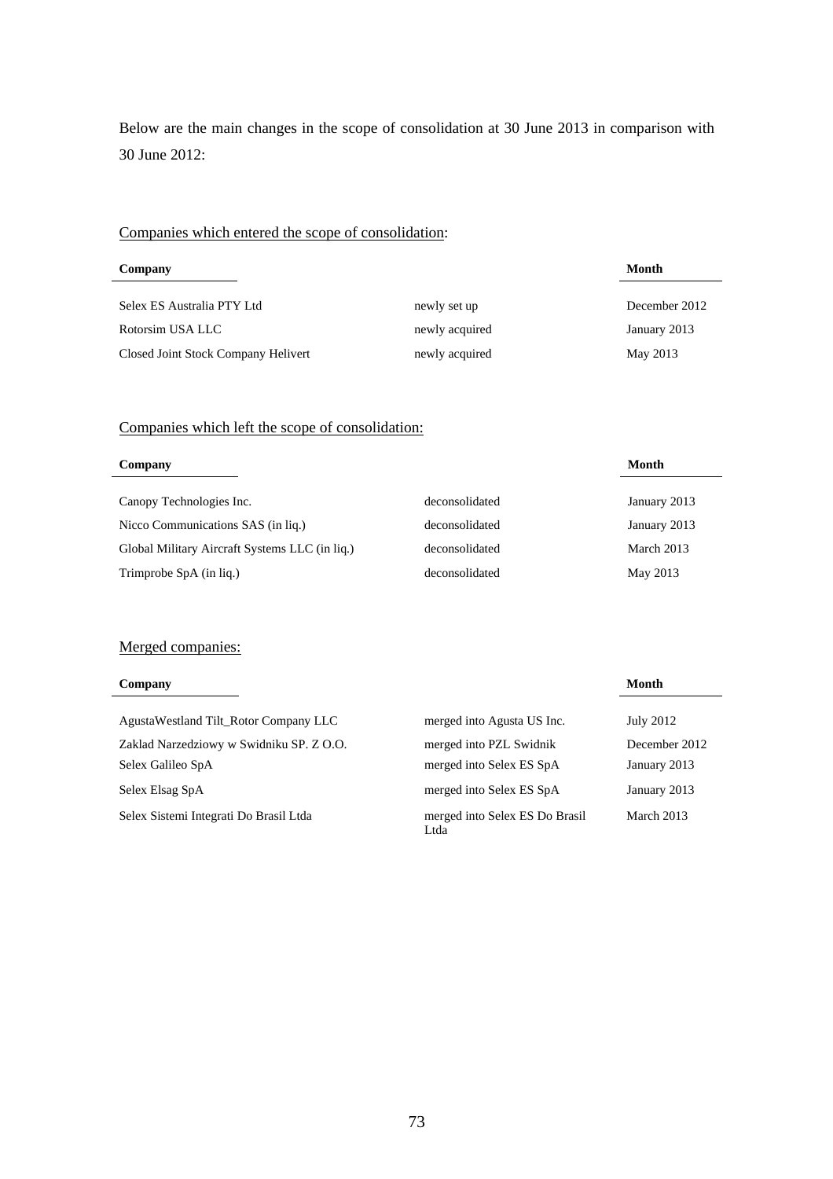Below are the main changes in the scope of consolidation at 30 June 2013 in comparison with 30 June 2012:

<u>Companies which entered the scope of consolidation</u>:

| Company | | Month |
|---|---|---|
| Selex ES Australia PTY Ltd | newly set up | December 2012 |
| Rotorsim USA LLC | newly acquired | January 2013 |
| Closed Joint Stock Company Helivert | newly acquired | May 2013 |

<u>Companies which left the scope of consolidation:</u>

| Company | | Month |
|---|---|---|
| Canopy Technologies Inc. | deconsolidated | January 2013 |
| Nicco Communications SAS (in liq.) | deconsolidated | January 2013 |
| Global Military Aircraft Systems LLC (in liq.) | deconsolidated | March 2013 |
| Trimprobe SpA (in liq.) | deconsolidated | May 2013 |

<u>Merged companies:</u>

| Company | | Month |
|---|---|---|
| AgustaWestland Tilt_Rotor Company LLC | merged into Agusta US Inc. | July 2012 |
| Zaklad Narzedziowy w Swidniku SP. Z O.O. | merged into PZL Swidnik | December 2012 |
| Selex Galileo SpA | merged into Selex ES SpA | January 2013 |
| Selex Elsag SpA | merged into Selex ES SpA | January 2013 |
| Selex Sistemi Integrati Do Brasil Ltda | merged into Selex ES Do Brasil Ltda | March 2013 |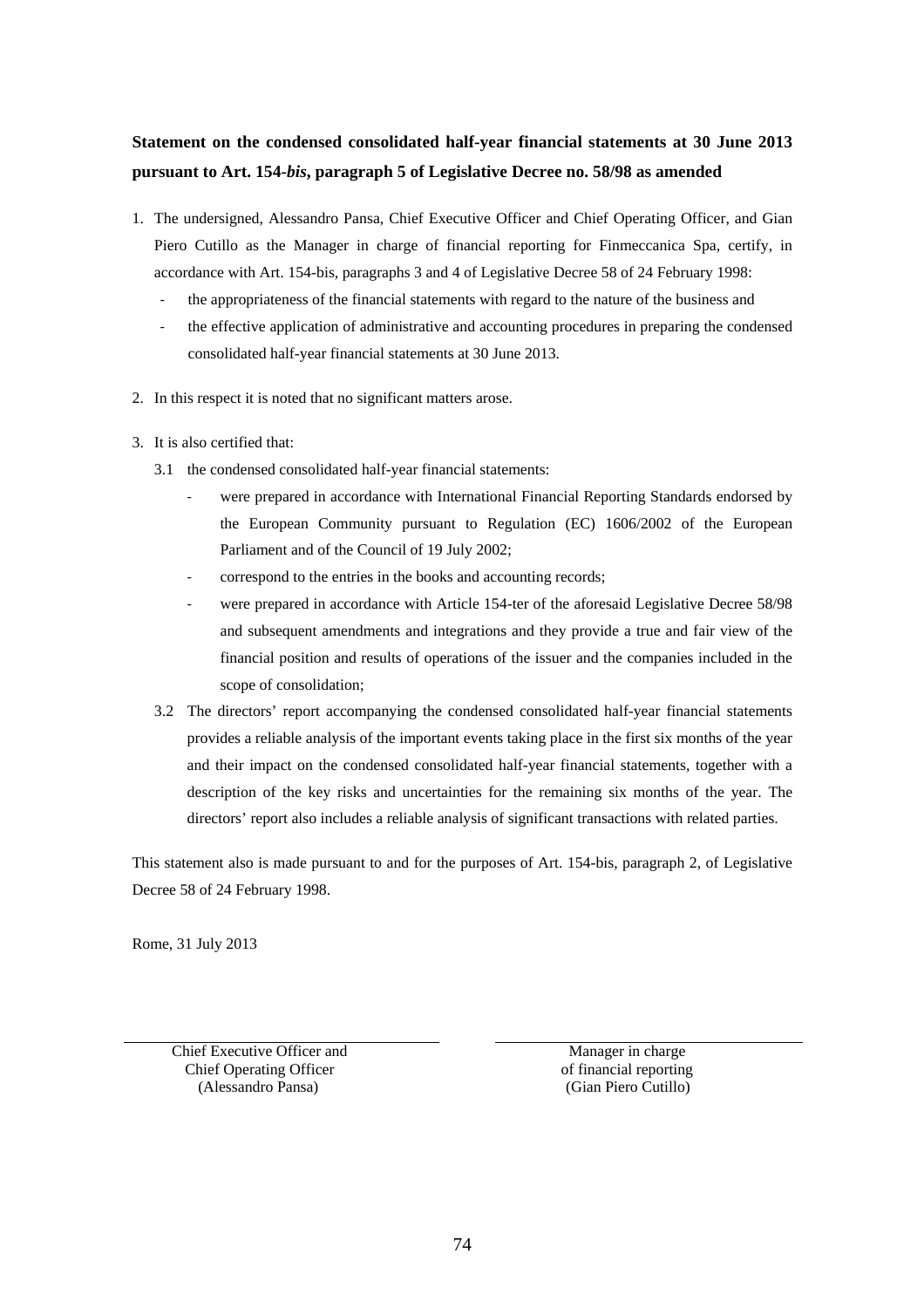**Statement on the condensed consolidated half-year financial statements at 30 June 2013 pursuant to Art. 154-*bis*, paragraph 5 of Legislative Decree no. 58/98 as amended**

1. The undersigned, Alessandro Pansa, Chief Executive Officer and Chief Operating Officer, and Gian Piero Cutillo as the Manager in charge of financial reporting for Finmeccanica Spa, certify, in accordance with Art. 154-bis, paragraphs 3 and 4 of Legislative Decree 58 of 24 February 1998:
   - the appropriateness of the financial statements with regard to the nature of the business and
   - the effective application of administrative and accounting procedures in preparing the condensed consolidated half-year financial statements at 30 June 2013.

2. In this respect it is noted that no significant matters arose.

3. It is also certified that:

   3.1 the condensed consolidated half-year financial statements:
   - were prepared in accordance with International Financial Reporting Standards endorsed by the European Community pursuant to Regulation (EC) 1606/2002 of the European Parliament and of the Council of 19 July 2002;
   - correspond to the entries in the books and accounting records;
   - were prepared in accordance with Article 154-ter of the aforesaid Legislative Decree 58/98 and subsequent amendments and integrations and they provide a true and fair view of the financial position and results of operations of the issuer and the companies included in the scope of consolidation;

   3.2 The directors' report accompanying the condensed consolidated half-year financial statements provides a reliable analysis of the important events taking place in the first six months of the year and their impact on the condensed consolidated half-year financial statements, together with a description of the key risks and uncertainties for the remaining six months of the year. The directors' report also includes a reliable analysis of significant transactions with related parties.

This statement also is made pursuant to and for the purposes of Art. 154-bis, paragraph 2, of Legislative Decree 58 of 24 February 1998.

Rome, 31 July 2013

| Chief Executive Officer and Chief Operating Officer (Alessandro Pansa) | Manager in charge of financial reporting (Gian Piero Cutillo) |
|---|---|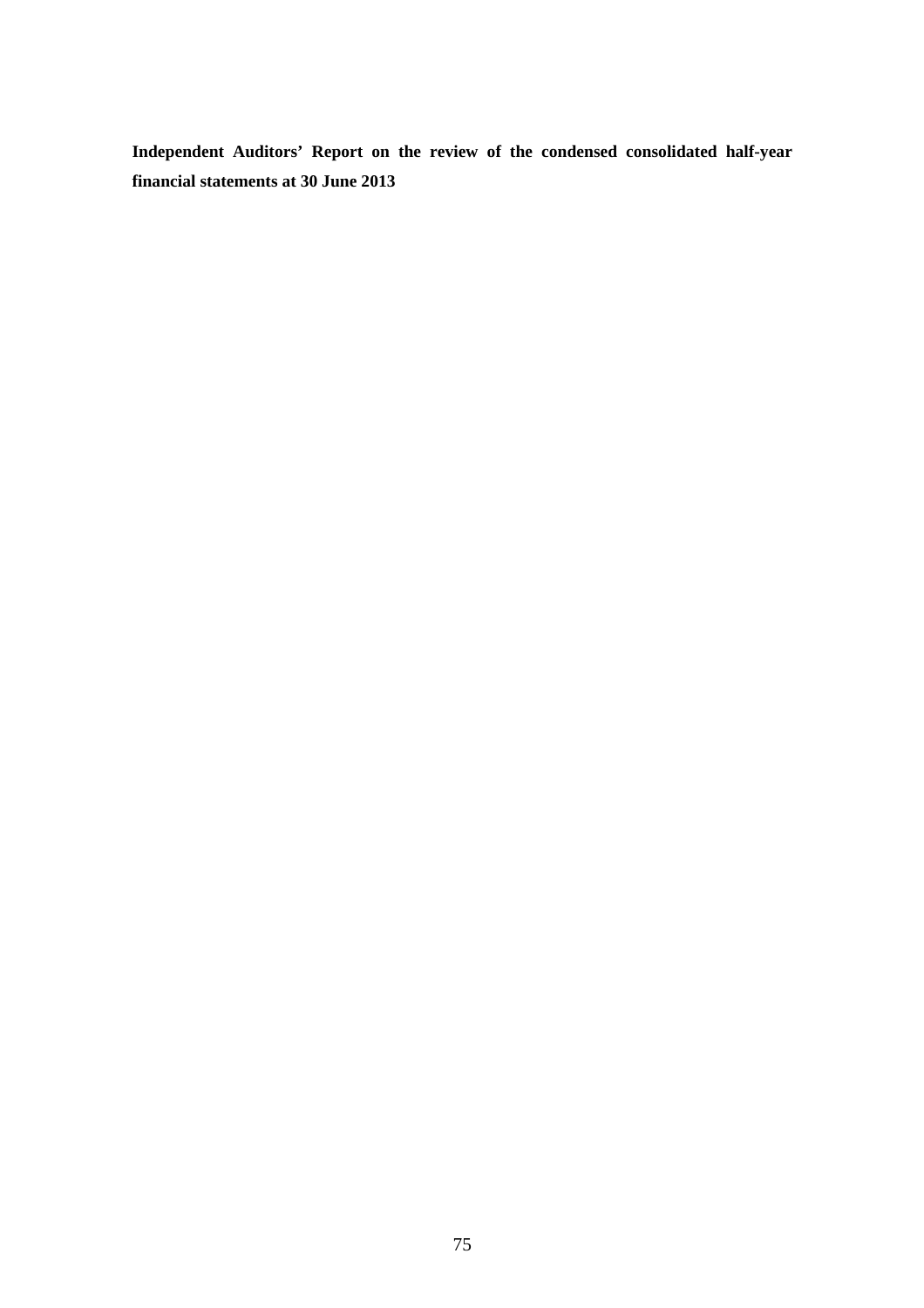**Independent Auditors' Report on the review of the condensed consolidated half-year financial statements at 30 June 2013**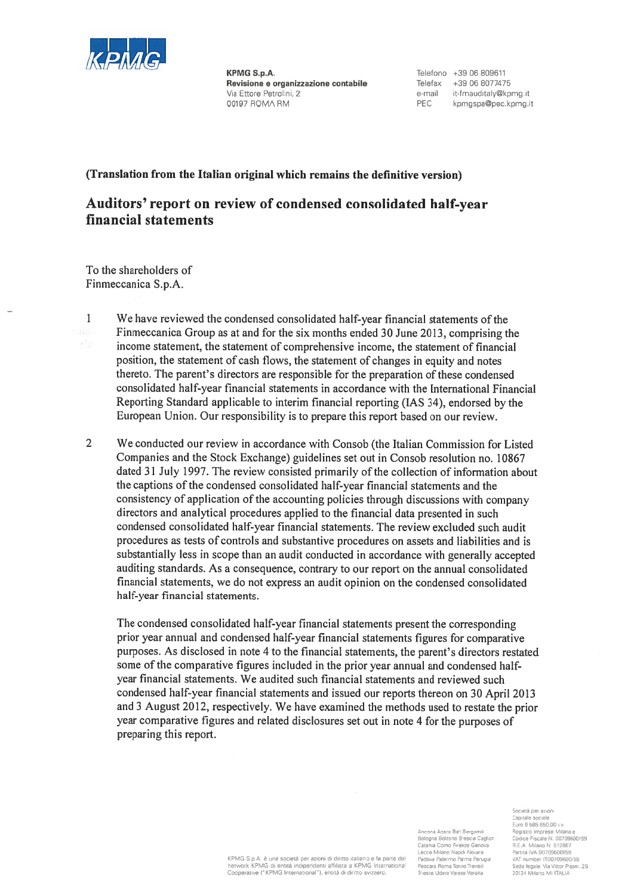**KPMG S.p.A.**
**Revisione e organizzazione contabile**
Via Ettore Petrolini, 2
00197 ROMA RM

Telefono +39 06 809611
Telefax +39 06 8077475
e-mail it-fmauditaly@kpmg.it
PEC kpmgspa@pec.kpmg.it

**(Translation from the Italian original which remains the definitive version)**

# Auditors' report on review of condensed consolidated half-year financial statements

To the shareholders of
Finmeccanica S.p.A.

1 We have reviewed the condensed consolidated half-year financial statements of the Finmeccanica Group as at and for the six months ended 30 June 2013, comprising the income statement, the statement of comprehensive income, the statement of financial position, the statement of cash flows, the statement of changes in equity and notes thereto. The parent's directors are responsible for the preparation of these condensed consolidated half-year financial statements in accordance with the International Financial Reporting Standard applicable to interim financial reporting (IAS 34), endorsed by the European Union. Our responsibility is to prepare this report based on our review.

2 We conducted our review in accordance with Consob (the Italian Commission for Listed Companies and the Stock Exchange) guidelines set out in Consob resolution no. 10867 dated 31 July 1997. The review consisted primarily of the collection of information about the captions of the condensed consolidated half-year financial statements and the consistency of application of the accounting policies through discussions with company directors and analytical procedures applied to the financial data presented in such condensed consolidated half-year financial statements. The review excluded such audit procedures as tests of controls and substantive procedures on assets and liabilities and is substantially less in scope than an audit conducted in accordance with generally accepted auditing standards. As a consequence, contrary to our report on the annual consolidated financial statements, we do not express an audit opinion on the condensed consolidated half-year financial statements.

The condensed consolidated half-year financial statements present the corresponding prior year annual and condensed half-year financial statements figures for comparative purposes. As disclosed in note 4 to the financial statements, the parent's directors restated some of the comparative figures included in the prior year annual and condensed half-year financial statements. We audited such financial statements and reviewed such condensed half-year financial statements and issued our reports thereon on 30 April 2013 and 3 August 2012, respectively. We have examined the methods used to restate the prior year comparative figures and related disclosures set out in note 4 for the purposes of preparing this report.

KPMG S.p.A. è una società per azioni di diritto italiano e fa parte del network KPMG di entità indipendenti affiliate a KPMG International Cooperative ("KPMG International"), entità di diritto svizzero.

Ancona Aosta Bari Bergamo Bologna Bolzano Brescia Cagliari Catania Como Firenze Genova Lecce Milano Napoli Novara Padova Palermo Parma Perugia Pescara Roma Torino Treviso Trieste Udine Varese Verona

Società per azioni
Capitale sociale
Euro 8.585.850,00 i.v.
Registro Imprese Milano e
Codice Fiscale N. 00709600159
R.E.A. Milano N. 512867
Partita IVA 00709600159
VAT number IT00709600159
Sede legale: Via Vittor Pisani, 25
20124 Milano MI ITALIA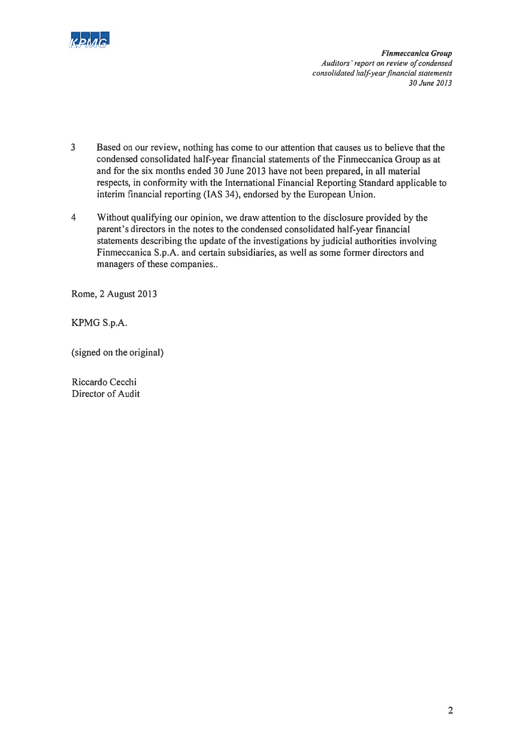3 Based on our review, nothing has come to our attention that causes us to believe that the condensed consolidated half-year financial statements of the Finmeccanica Group as at and for the six months ended 30 June 2013 have not been prepared, in all material respects, in conformity with the International Financial Reporting Standard applicable to interim financial reporting (IAS 34), endorsed by the European Union.

4 Without qualifying our opinion, we draw attention to the disclosure provided by the parent's directors in the notes to the condensed consolidated half-year financial statements describing the update of the investigations by judicial authorities involving Finmeccanica S.p.A. and certain subsidiaries, as well as some former directors and managers of these companies..

Rome, 2 August 2013

KPMG S.p.A.

(signed on the original)

Riccardo Cecchi
Director of Audit